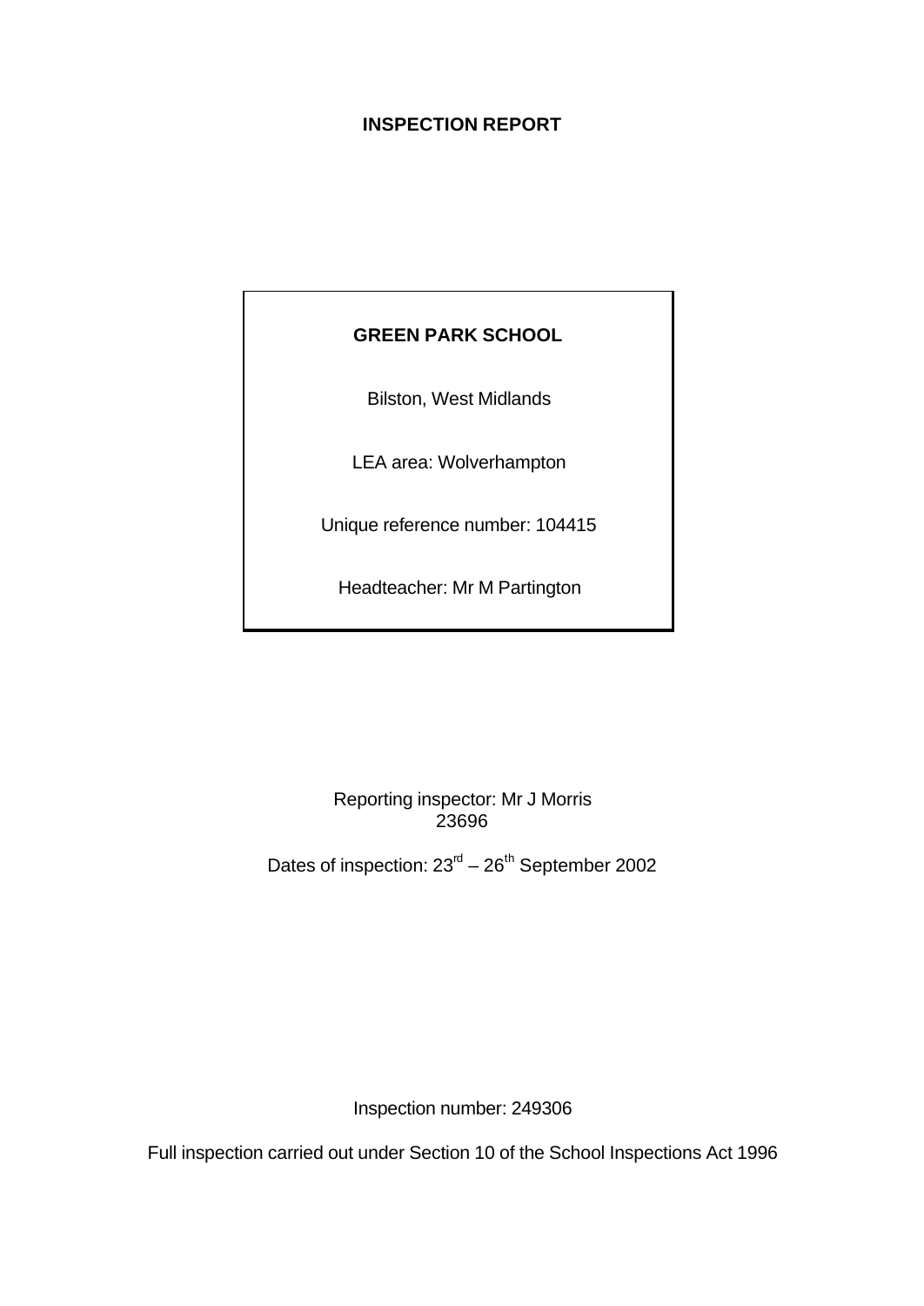# INSPECTION REPORT

**GREEN PARK SCHOOL**

Bilston, West Midlands

LEA area: Wolverhampton

Unique reference number: 104415

Headteacher: Mr M Partington

Reporting inspector: Mr J Morris
23696

Dates of inspection: 23rd – 26th September 2002

Inspection number: 249306

Full inspection carried out under Section 10 of the School Inspections Act 1996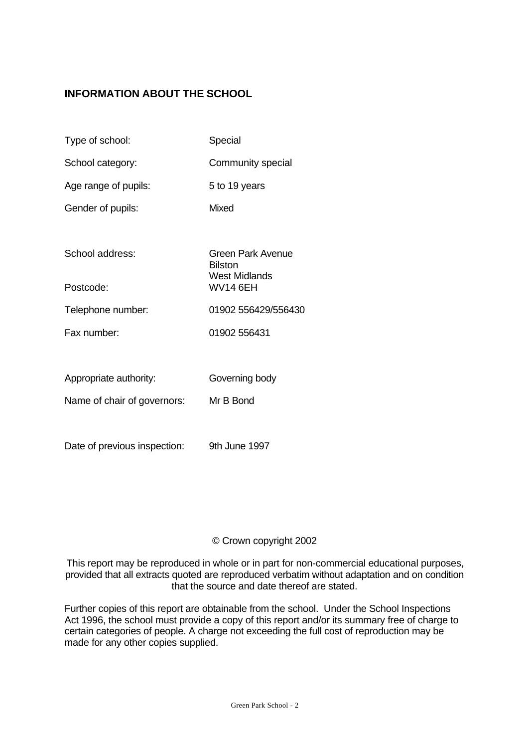## INFORMATION ABOUT THE SCHOOL

| | |
|---|---|
| Type of school: | Special |
| School category: | Community special |
| Age range of pupils: | 5 to 19 years |
| Gender of pupils: | Mixed |
| School address: | Green Park Avenue<br>Bilston<br>West Midlands |
| Postcode: | WV14 6EH |
| Telephone number: | 01902 556429/556430 |
| Fax number: | 01902 556431 |
| Appropriate authority: | Governing body |
| Name of chair of governors: | Mr B Bond |
| Date of previous inspection: | 9th June 1997 |

© Crown copyright 2002

This report may be reproduced in whole or in part for non-commercial educational purposes, provided that all extracts quoted are reproduced verbatim without adaptation and on condition that the source and date thereof are stated.

Further copies of this report are obtainable from the school. Under the School Inspections Act 1996, the school must provide a copy of this report and/or its summary free of charge to certain categories of people. A charge not exceeding the full cost of reproduction may be made for any other copies supplied.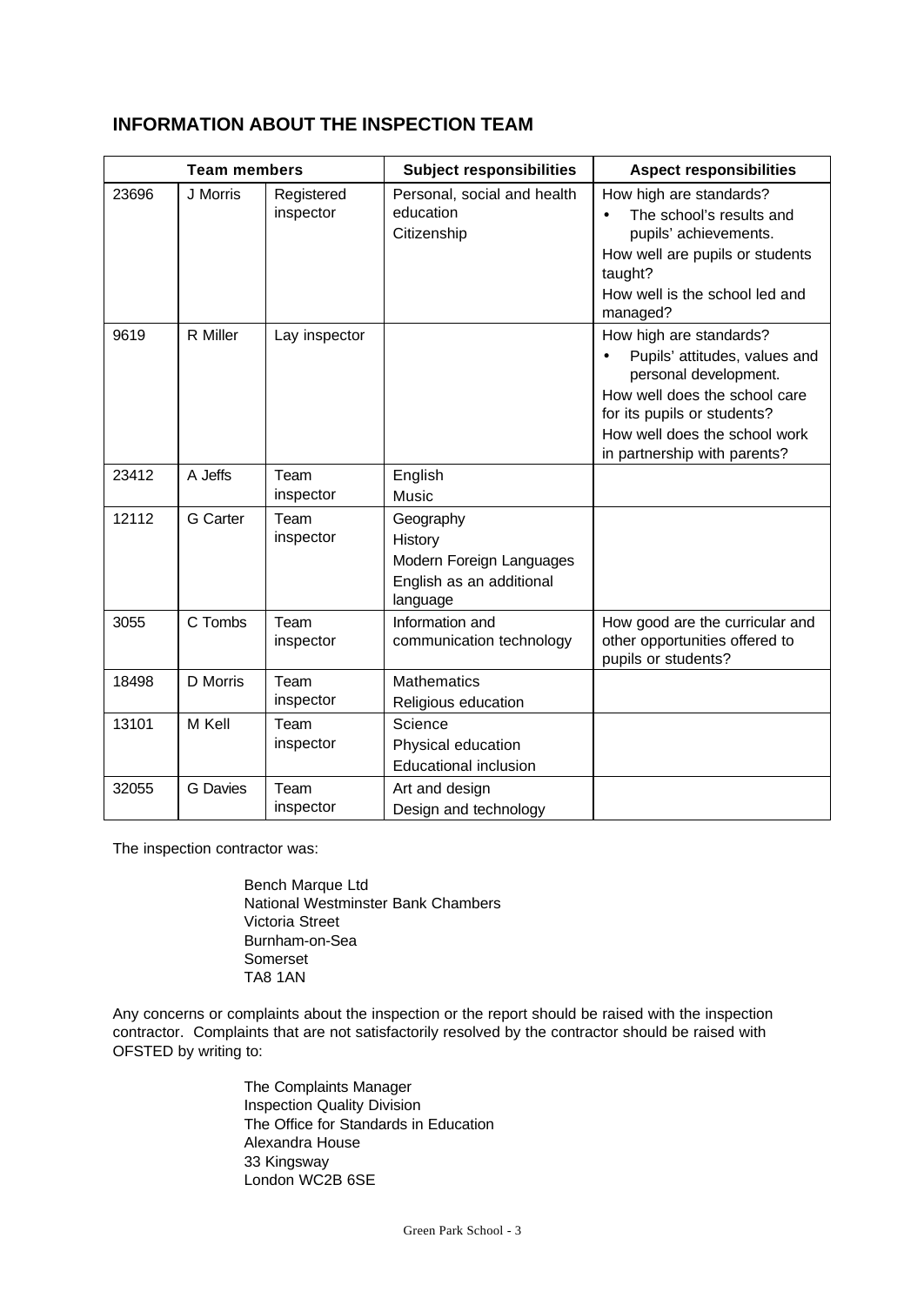## INFORMATION ABOUT THE INSPECTION TEAM

| Team members | | | Subject responsibilities | Aspect responsibilities |
|---|---|---|---|---|
| 23696 | J Morris | Registered inspector | Personal, social and health education<br>Citizenship | How high are standards?<br>• The school's results and pupils' achievements.<br>How well are pupils or students taught?<br>How well is the school led and managed? |
| 9619 | R Miller | Lay inspector | | How high are standards?<br>• Pupils' attitudes, values and personal development.<br>How well does the school care for its pupils or students?<br>How well does the school work in partnership with parents? |
| 23412 | A Jeffs | Team inspector | English<br>Music | |
| 12112 | G Carter | Team inspector | Geography<br>History<br>Modern Foreign Languages<br>English as an additional language | |
| 3055 | C Tombs | Team inspector | Information and communication technology | How good are the curricular and other opportunities offered to pupils or students? |
| 18498 | D Morris | Team inspector | Mathematics<br>Religious education | |
| 13101 | M Kell | Team inspector | Science<br>Physical education<br>Educational inclusion | |
| 32055 | G Davies | Team inspector | Art and design<br>Design and technology | |

The inspection contractor was:

Bench Marque Ltd
National Westminster Bank Chambers
Victoria Street
Burnham-on-Sea
Somerset
TA8 1AN

Any concerns or complaints about the inspection or the report should be raised with the inspection contractor. Complaints that are not satisfactorily resolved by the contractor should be raised with OFSTED by writing to:

The Complaints Manager
Inspection Quality Division
The Office for Standards in Education
Alexandra House
33 Kingsway
London WC2B 6SE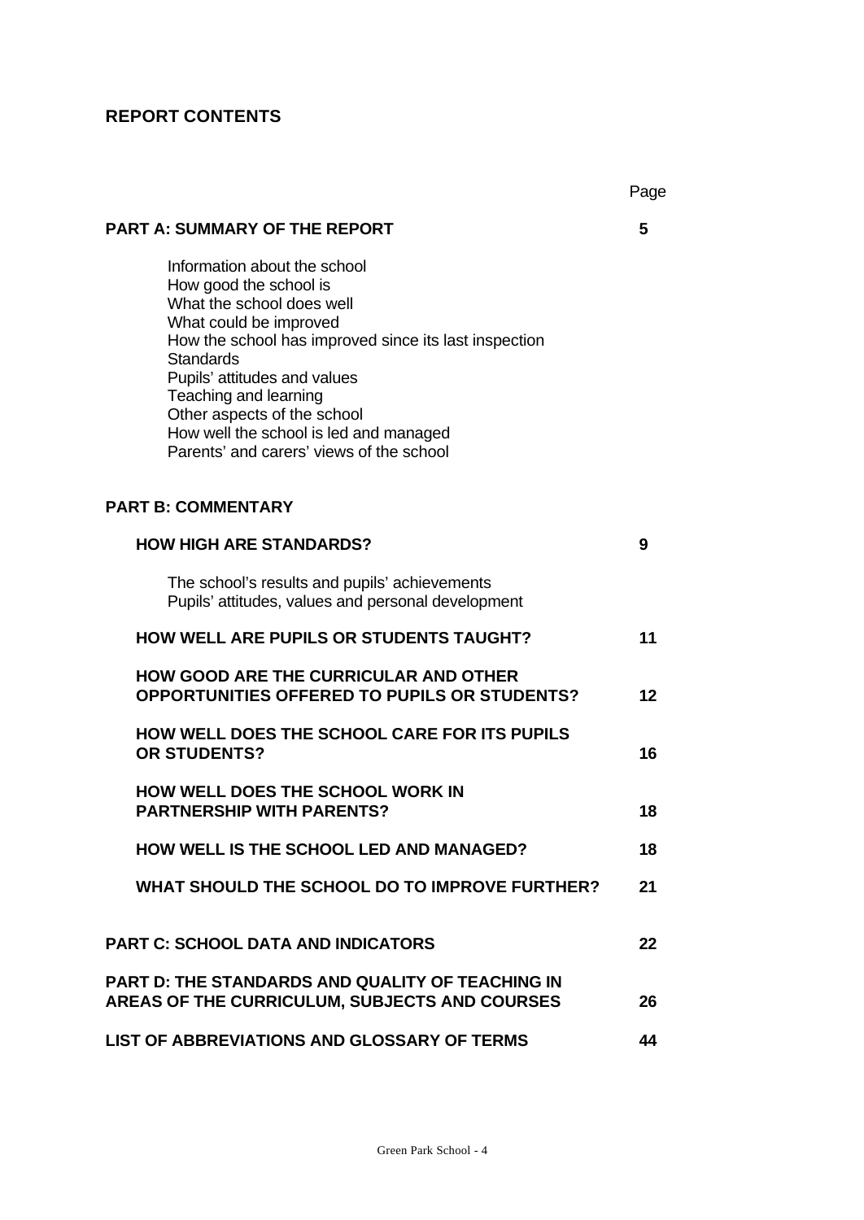## REPORT CONTENTS

| | Page |
|---|---|
| **PART A: SUMMARY OF THE REPORT** | **5** |
| Information about the school<br>How good the school is<br>What the school does well<br>What could be improved<br>How the school has improved since its last inspection<br>Standards<br>Pupils' attitudes and values<br>Teaching and learning<br>Other aspects of the school<br>How well the school is led and managed<br>Parents' and carers' views of the school | |
| **PART B: COMMENTARY** | |
| **HOW HIGH ARE STANDARDS?** | **9** |
| The school's results and pupils' achievements<br>Pupils' attitudes, values and personal development | |
| **HOW WELL ARE PUPILS OR STUDENTS TAUGHT?** | **11** |
| **HOW GOOD ARE THE CURRICULAR AND OTHER OPPORTUNITIES OFFERED TO PUPILS OR STUDENTS?** | **12** |
| **HOW WELL DOES THE SCHOOL CARE FOR ITS PUPILS OR STUDENTS?** | **16** |
| **HOW WELL DOES THE SCHOOL WORK IN PARTNERSHIP WITH PARENTS?** | **18** |
| **HOW WELL IS THE SCHOOL LED AND MANAGED?** | **18** |
| **WHAT SHOULD THE SCHOOL DO TO IMPROVE FURTHER?** | **21** |
| **PART C: SCHOOL DATA AND INDICATORS** | **22** |
| **PART D: THE STANDARDS AND QUALITY OF TEACHING IN AREAS OF THE CURRICULUM, SUBJECTS AND COURSES** | **26** |
| **LIST OF ABBREVIATIONS AND GLOSSARY OF TERMS** | **44** |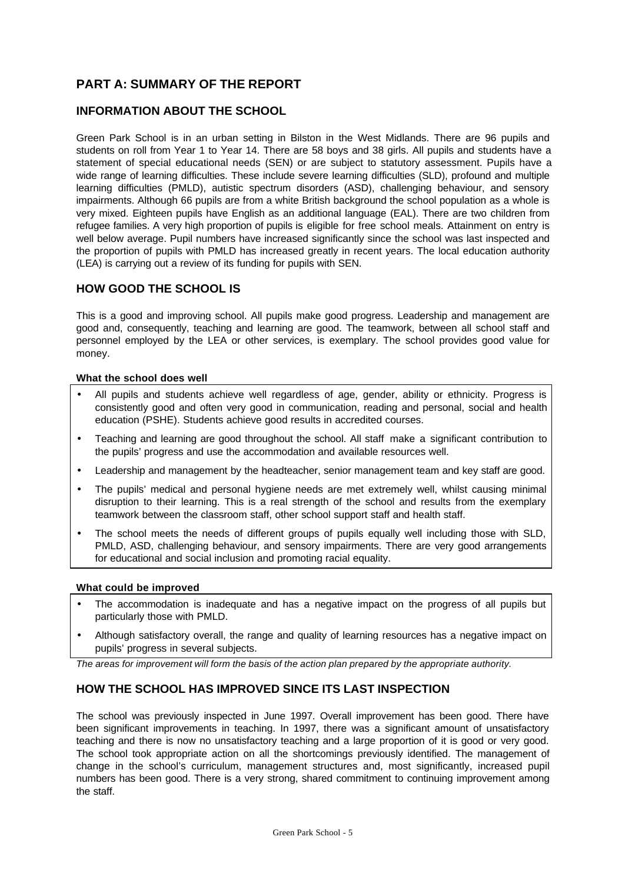# PART A: SUMMARY OF THE REPORT

## INFORMATION ABOUT THE SCHOOL

Green Park School is in an urban setting in Bilston in the West Midlands. There are 96 pupils and students on roll from Year 1 to Year 14. There are 58 boys and 38 girls. All pupils and students have a statement of special educational needs (SEN) or are subject to statutory assessment. Pupils have a wide range of learning difficulties. These include severe learning difficulties (SLD), profound and multiple learning difficulties (PMLD), autistic spectrum disorders (ASD), challenging behaviour, and sensory impairments. Although 66 pupils are from a white British background the school population as a whole is very mixed. Eighteen pupils have English as an additional language (EAL). There are two children from refugee families. A very high proportion of pupils is eligible for free school meals. Attainment on entry is well below average. Pupil numbers have increased significantly since the school was last inspected and the proportion of pupils with PMLD has increased greatly in recent years. The local education authority (LEA) is carrying out a review of its funding for pupils with SEN.

## HOW GOOD THE SCHOOL IS

This is a good and improving school. All pupils make good progress. Leadership and management are good and, consequently, teaching and learning are good. The teamwork, between all school staff and personnel employed by the LEA or other services, is exemplary. The school provides good value for money.

**What the school does well**

- All pupils and students achieve well regardless of age, gender, ability or ethnicity. Progress is consistently good and often very good in communication, reading and personal, social and health education (PSHE). Students achieve good results in accredited courses.
- Teaching and learning are good throughout the school. All staff make a significant contribution to the pupils' progress and use the accommodation and available resources well.
- Leadership and management by the headteacher, senior management team and key staff are good.
- The pupils' medical and personal hygiene needs are met extremely well, whilst causing minimal disruption to their learning. This is a real strength of the school and results from the exemplary teamwork between the classroom staff, other school support staff and health staff.
- The school meets the needs of different groups of pupils equally well including those with SLD, PMLD, ASD, challenging behaviour, and sensory impairments. There are very good arrangements for educational and social inclusion and promoting racial equality.

**What could be improved**

- The accommodation is inadequate and has a negative impact on the progress of all pupils but particularly those with PMLD.
- Although satisfactory overall, the range and quality of learning resources has a negative impact on pupils' progress in several subjects.

*The areas for improvement will form the basis of the action plan prepared by the appropriate authority.*

## HOW THE SCHOOL HAS IMPROVED SINCE ITS LAST INSPECTION

The school was previously inspected in June 1997. Overall improvement has been good. There have been significant improvements in teaching. In 1997, there was a significant amount of unsatisfactory teaching and there is now no unsatisfactory teaching and a large proportion of it is good or very good. The school took appropriate action on all the shortcomings previously identified. The management of change in the school's curriculum, management structures and, most significantly, increased pupil numbers has been good. There is a very strong, shared commitment to continuing improvement among the staff.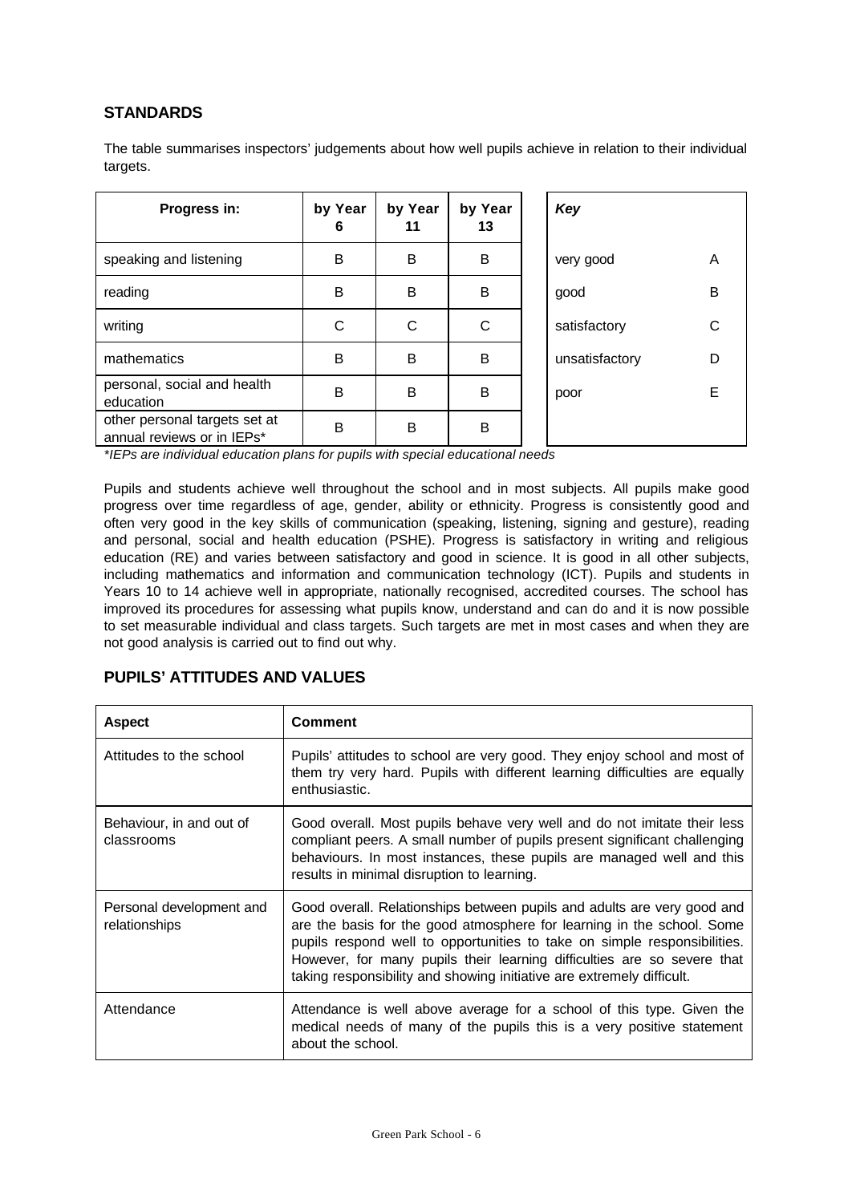## STANDARDS

The table summarises inspectors' judgements about how well pupils achieve in relation to their individual targets.

| Progress in: | by Year 6 | by Year 11 | by Year 13 |
|---|---|---|---|
| speaking and listening | B | B | B |
| reading | B | B | B |
| writing | C | C | C |
| mathematics | B | B | B |
| personal, social and health education | B | B | B |
| other personal targets set at annual reviews or in IEPs* | B | B | B |

| *Key* | |
|---|---|
| very good | A |
| good | B |
| satisfactory | C |
| unsatisfactory | D |
| poor | E |

*\*IEPs are individual education plans for pupils with special educational needs*

Pupils and students achieve well throughout the school and in most subjects. All pupils make good progress over time regardless of age, gender, ability or ethnicity. Progress is consistently good and often very good in the key skills of communication (speaking, listening, signing and gesture), reading and personal, social and health education (PSHE). Progress is satisfactory in writing and religious education (RE) and varies between satisfactory and good in science. It is good in all other subjects, including mathematics and information and communication technology (ICT). Pupils and students in Years 10 to 14 achieve well in appropriate, nationally recognised, accredited courses. The school has improved its procedures for assessing what pupils know, understand and can do and it is now possible to set measurable individual and class targets. Such targets are met in most cases and when they are not good analysis is carried out to find out why.

## PUPILS' ATTITUDES AND VALUES

| Aspect | Comment |
|---|---|
| Attitudes to the school | Pupils' attitudes to school are very good. They enjoy school and most of them try very hard. Pupils with different learning difficulties are equally enthusiastic. |
| Behaviour, in and out of classrooms | Good overall. Most pupils behave very well and do not imitate their less compliant peers. A small number of pupils present significant challenging behaviours. In most instances, these pupils are managed well and this results in minimal disruption to learning. |
| Personal development and relationships | Good overall. Relationships between pupils and adults are very good and are the basis for the good atmosphere for learning in the school. Some pupils respond well to opportunities to take on simple responsibilities. However, for many pupils their learning difficulties are so severe that taking responsibility and showing initiative are extremely difficult. |
| Attendance | Attendance is well above average for a school of this type. Given the medical needs of many of the pupils this is a very positive statement about the school. |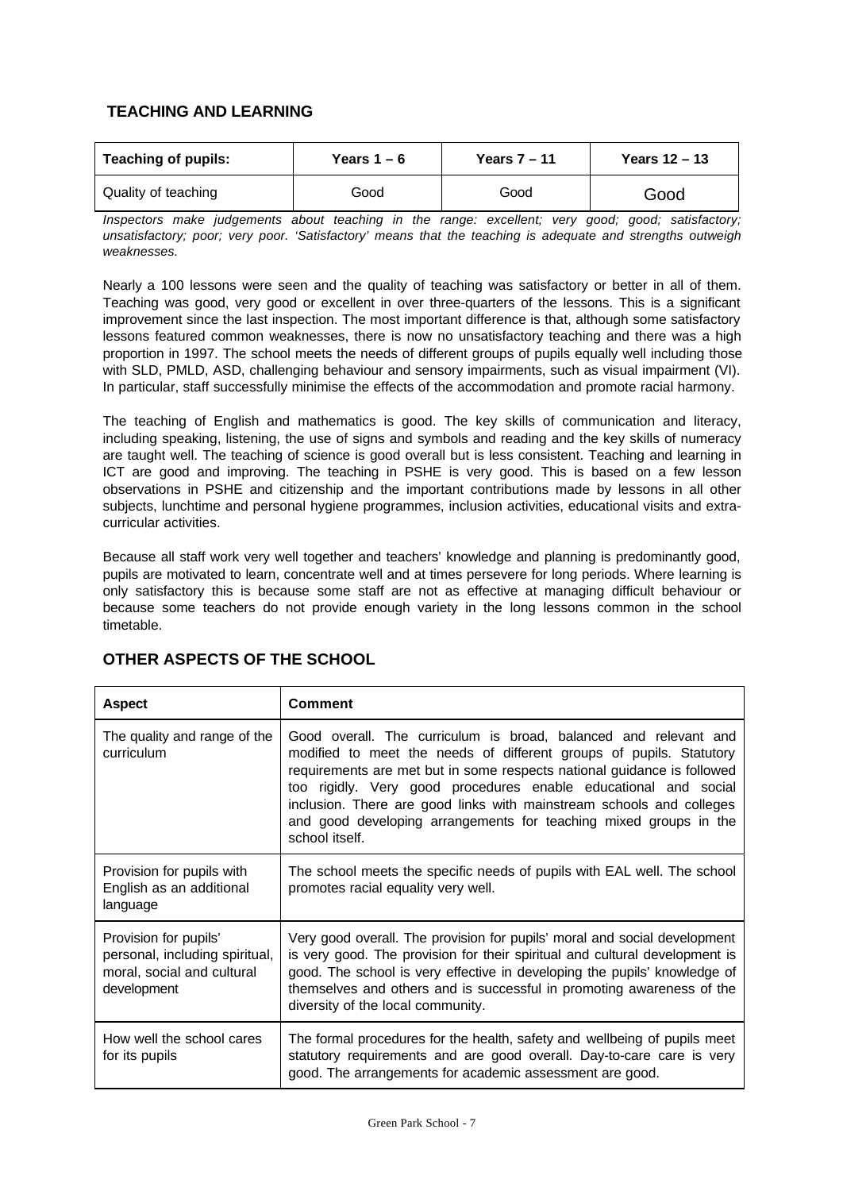## TEACHING AND LEARNING

| Teaching of pupils: | Years 1 – 6 | Years 7 – 11 | Years 12 – 13 |
|---|---|---|---|
| Quality of teaching | Good | Good | Good |

*Inspectors make judgements about teaching in the range: excellent; very good; good; satisfactory; unsatisfactory; poor; very poor. 'Satisfactory' means that the teaching is adequate and strengths outweigh weaknesses.*

Nearly a 100 lessons were seen and the quality of teaching was satisfactory or better in all of them. Teaching was good, very good or excellent in over three-quarters of the lessons. This is a significant improvement since the last inspection. The most important difference is that, although some satisfactory lessons featured common weaknesses, there is now no unsatisfactory teaching and there was a high proportion in 1997. The school meets the needs of different groups of pupils equally well including those with SLD, PMLD, ASD, challenging behaviour and sensory impairments, such as visual impairment (VI). In particular, staff successfully minimise the effects of the accommodation and promote racial harmony.

The teaching of English and mathematics is good. The key skills of communication and literacy, including speaking, listening, the use of signs and symbols and reading and the key skills of numeracy are taught well. The teaching of science is good overall but is less consistent. Teaching and learning in ICT are good and improving. The teaching in PSHE is very good. This is based on a few lesson observations in PSHE and citizenship and the important contributions made by lessons in all other subjects, lunchtime and personal hygiene programmes, inclusion activities, educational visits and extra-curricular activities.

Because all staff work very well together and teachers' knowledge and planning is predominantly good, pupils are motivated to learn, concentrate well and at times persevere for long periods. Where learning is only satisfactory this is because some staff are not as effective at managing difficult behaviour or because some teachers do not provide enough variety in the long lessons common in the school timetable.

## OTHER ASPECTS OF THE SCHOOL

| Aspect | Comment |
|---|---|
| The quality and range of the curriculum | Good overall. The curriculum is broad, balanced and relevant and modified to meet the needs of different groups of pupils. Statutory requirements are met but in some respects national guidance is followed too rigidly. Very good procedures enable educational and social inclusion. There are good links with mainstream schools and colleges and good developing arrangements for teaching mixed groups in the school itself. |
| Provision for pupils with English as an additional language | The school meets the specific needs of pupils with EAL well. The school promotes racial equality very well. |
| Provision for pupils' personal, including spiritual, moral, social and cultural development | Very good overall. The provision for pupils' moral and social development is very good. The provision for their spiritual and cultural development is good. The school is very effective in developing the pupils' knowledge of themselves and others and is successful in promoting awareness of the diversity of the local community. |
| How well the school cares for its pupils | The formal procedures for the health, safety and wellbeing of pupils meet statutory requirements and are good overall. Day-to-care care is very good. The arrangements for academic assessment are good. |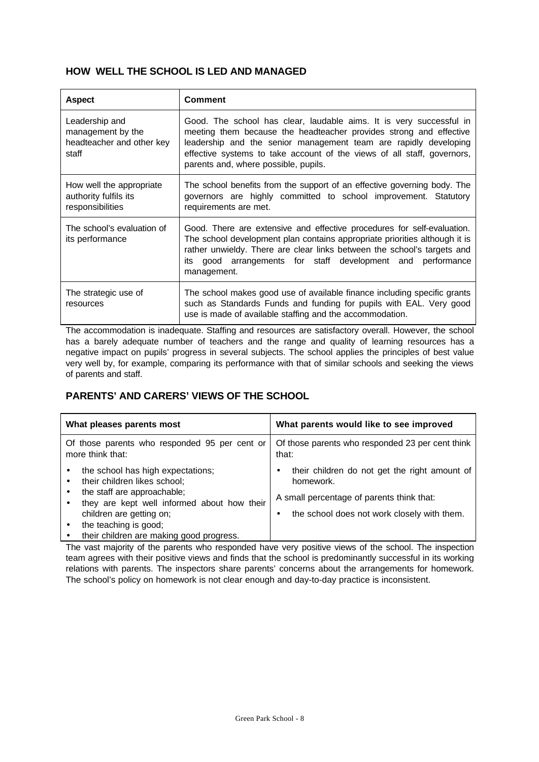## HOW WELL THE SCHOOL IS LED AND MANAGED

| Aspect | Comment |
| --- | --- |
| Leadership and management by the headteacher and other key staff | Good. The school has clear, laudable aims. It is very successful in meeting them because the headteacher provides strong and effective leadership and the senior management team are rapidly developing effective systems to take account of the views of all staff, governors, parents and, where possible, pupils. |
| How well the appropriate authority fulfils its responsibilities | The school benefits from the support of an effective governing body. The governors are highly committed to school improvement. Statutory requirements are met. |
| The school's evaluation of its performance | Good. There are extensive and effective procedures for self-evaluation. The school development plan contains appropriate priorities although it is rather unwieldy. There are clear links between the school's targets and its good arrangements for staff development and performance management. |
| The strategic use of resources | The school makes good use of available finance including specific grants such as Standards Funds and funding for pupils with EAL. Very good use is made of available staffing and the accommodation. |

The accommodation is inadequate. Staffing and resources are satisfactory overall. However, the school has a barely adequate number of teachers and the range and quality of learning resources has a negative impact on pupils' progress in several subjects. The school applies the principles of best value very well by, for example, comparing its performance with that of similar schools and seeking the views of parents and staff.

## PARENTS' AND CARERS' VIEWS OF THE SCHOOL

| What pleases parents most | What parents would like to see improved |
| --- | --- |
| Of those parents who responded 95 per cent or more think that:<br>• the school has high expectations;<br>• their children likes school;<br>• the staff are approachable;<br>• they are kept well informed about how their children are getting on;<br>• the teaching is good;<br>• their children are making good progress. | Of those parents who responded 23 per cent think that:<br>• their children do not get the right amount of homework.<br>A small percentage of parents think that:<br>• the school does not work closely with them. |

The vast majority of the parents who responded have very positive views of the school. The inspection team agrees with their positive views and finds that the school is predominantly successful in its working relations with parents. The inspectors share parents' concerns about the arrangements for homework. The school's policy on homework is not clear enough and day-to-day practice is inconsistent.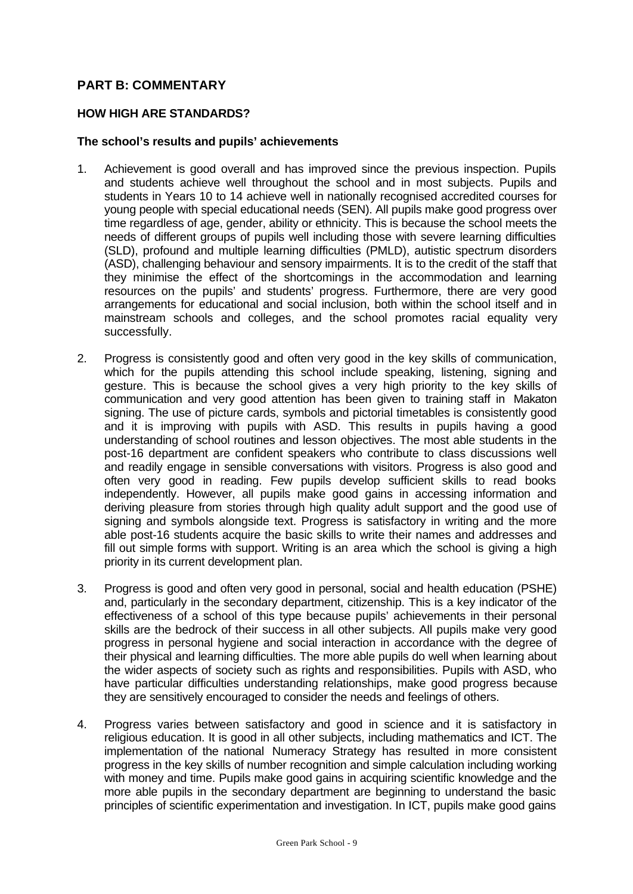## PART B: COMMENTARY

### HOW HIGH ARE STANDARDS?

#### The school's results and pupils' achievements

1. Achievement is good overall and has improved since the previous inspection. Pupils and students achieve well throughout the school and in most subjects. Pupils and students in Years 10 to 14 achieve well in nationally recognised accredited courses for young people with special educational needs (SEN). All pupils make good progress over time regardless of age, gender, ability or ethnicity. This is because the school meets the needs of different groups of pupils well including those with severe learning difficulties (SLD), profound and multiple learning difficulties (PMLD), autistic spectrum disorders (ASD), challenging behaviour and sensory impairments. It is to the credit of the staff that they minimise the effect of the shortcomings in the accommodation and learning resources on the pupils' and students' progress. Furthermore, there are very good arrangements for educational and social inclusion, both within the school itself and in mainstream schools and colleges, and the school promotes racial equality very successfully.

2. Progress is consistently good and often very good in the key skills of communication, which for the pupils attending this school include speaking, listening, signing and gesture. This is because the school gives a very high priority to the key skills of communication and very good attention has been given to training staff in Makaton signing. The use of picture cards, symbols and pictorial timetables is consistently good and it is improving with pupils with ASD. This results in pupils having a good understanding of school routines and lesson objectives. The most able students in the post-16 department are confident speakers who contribute to class discussions well and readily engage in sensible conversations with visitors. Progress is also good and often very good in reading. Few pupils develop sufficient skills to read books independently. However, all pupils make good gains in accessing information and deriving pleasure from stories through high quality adult support and the good use of signing and symbols alongside text. Progress is satisfactory in writing and the more able post-16 students acquire the basic skills to write their names and addresses and fill out simple forms with support. Writing is an area which the school is giving a high priority in its current development plan.

3. Progress is good and often very good in personal, social and health education (PSHE) and, particularly in the secondary department, citizenship. This is a key indicator of the effectiveness of a school of this type because pupils' achievements in their personal skills are the bedrock of their success in all other subjects. All pupils make very good progress in personal hygiene and social interaction in accordance with the degree of their physical and learning difficulties. The more able pupils do well when learning about the wider aspects of society such as rights and responsibilities. Pupils with ASD, who have particular difficulties understanding relationships, make good progress because they are sensitively encouraged to consider the needs and feelings of others.

4. Progress varies between satisfactory and good in science and it is satisfactory in religious education. It is good in all other subjects, including mathematics and ICT. The implementation of the national Numeracy Strategy has resulted in more consistent progress in the key skills of number recognition and simple calculation including working with money and time. Pupils make good gains in acquiring scientific knowledge and the more able pupils in the secondary department are beginning to understand the basic principles of scientific experimentation and investigation. In ICT, pupils make good gains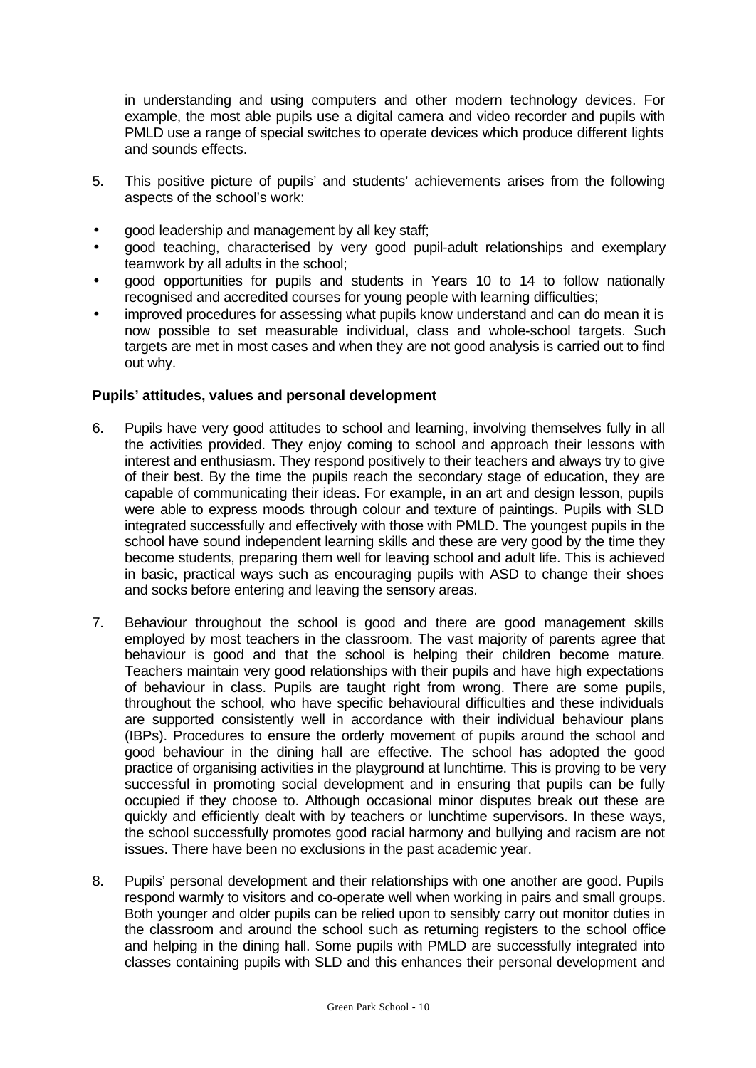in understanding and using computers and other modern technology devices. For example, the most able pupils use a digital camera and video recorder and pupils with PMLD use a range of special switches to operate devices which produce different lights and sounds effects.

5. This positive picture of pupils' and students' achievements arises from the following aspects of the school's work:

- good leadership and management by all key staff;
- good teaching, characterised by very good pupil-adult relationships and exemplary teamwork by all adults in the school;
- good opportunities for pupils and students in Years 10 to 14 to follow nationally recognised and accredited courses for young people with learning difficulties;
- improved procedures for assessing what pupils know understand and can do mean it is now possible to set measurable individual, class and whole-school targets. Such targets are met in most cases and when they are not good analysis is carried out to find out why.

**Pupils' attitudes, values and personal development**

6. Pupils have very good attitudes to school and learning, involving themselves fully in all the activities provided. They enjoy coming to school and approach their lessons with interest and enthusiasm. They respond positively to their teachers and always try to give of their best. By the time the pupils reach the secondary stage of education, they are capable of communicating their ideas. For example, in an art and design lesson, pupils were able to express moods through colour and texture of paintings. Pupils with SLD integrated successfully and effectively with those with PMLD. The youngest pupils in the school have sound independent learning skills and these are very good by the time they become students, preparing them well for leaving school and adult life. This is achieved in basic, practical ways such as encouraging pupils with ASD to change their shoes and socks before entering and leaving the sensory areas.

7. Behaviour throughout the school is good and there are good management skills employed by most teachers in the classroom. The vast majority of parents agree that behaviour is good and that the school is helping their children become mature. Teachers maintain very good relationships with their pupils and have high expectations of behaviour in class. Pupils are taught right from wrong. There are some pupils, throughout the school, who have specific behavioural difficulties and these individuals are supported consistently well in accordance with their individual behaviour plans (IBPs). Procedures to ensure the orderly movement of pupils around the school and good behaviour in the dining hall are effective. The school has adopted the good practice of organising activities in the playground at lunchtime. This is proving to be very successful in promoting social development and in ensuring that pupils can be fully occupied if they choose to. Although occasional minor disputes break out these are quickly and efficiently dealt with by teachers or lunchtime supervisors. In these ways, the school successfully promotes good racial harmony and bullying and racism are not issues. There have been no exclusions in the past academic year.

8. Pupils' personal development and their relationships with one another are good. Pupils respond warmly to visitors and co-operate well when working in pairs and small groups. Both younger and older pupils can be relied upon to sensibly carry out monitor duties in the classroom and around the school such as returning registers to the school office and helping in the dining hall. Some pupils with PMLD are successfully integrated into classes containing pupils with SLD and this enhances their personal development and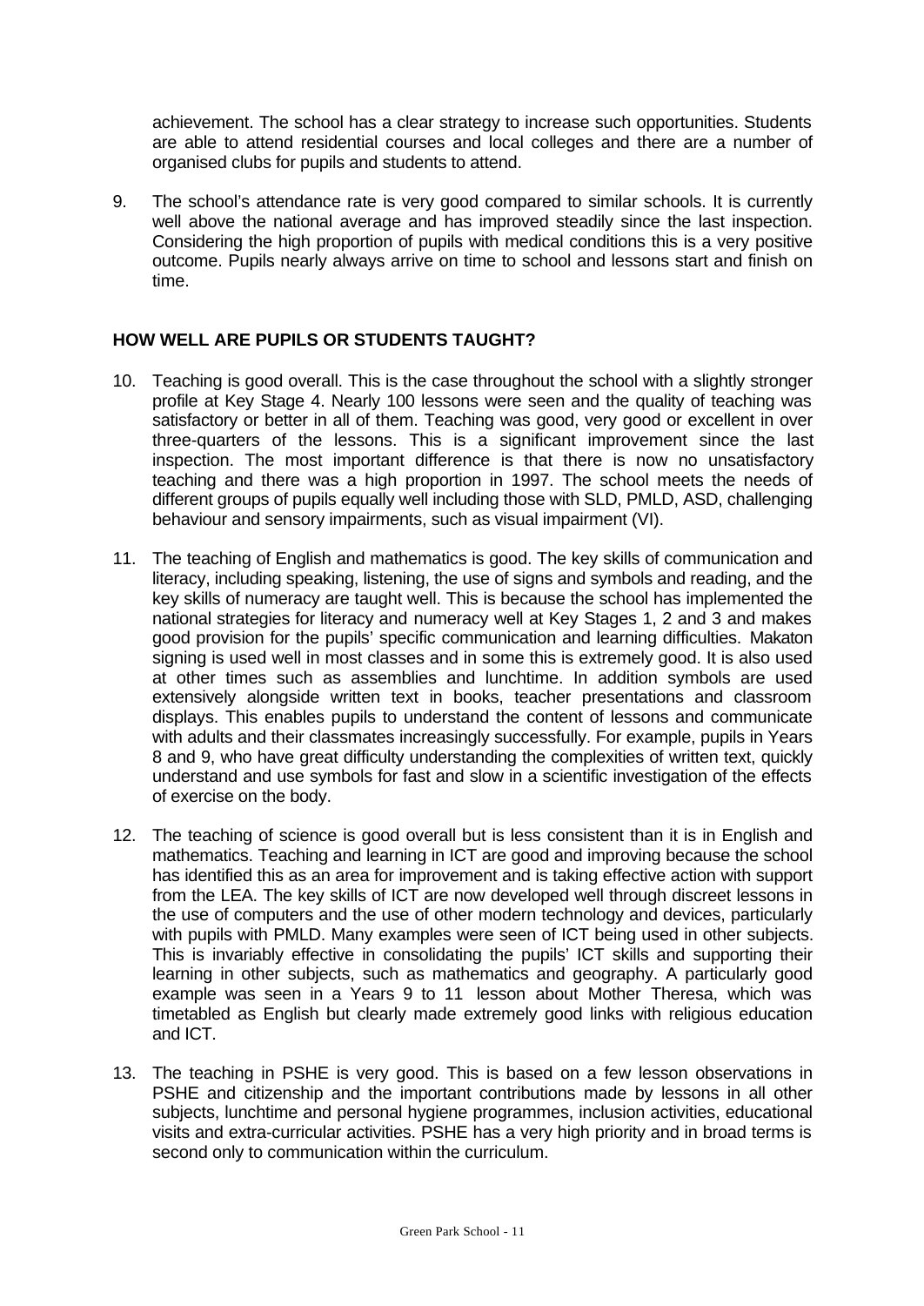achievement. The school has a clear strategy to increase such opportunities. Students are able to attend residential courses and local colleges and there are a number of organised clubs for pupils and students to attend.

9. The school's attendance rate is very good compared to similar schools. It is currently well above the national average and has improved steadily since the last inspection. Considering the high proportion of pupils with medical conditions this is a very positive outcome. Pupils nearly always arrive on time to school and lessons start and finish on time.

## HOW WELL ARE PUPILS OR STUDENTS TAUGHT?

10. Teaching is good overall. This is the case throughout the school with a slightly stronger profile at Key Stage 4. Nearly 100 lessons were seen and the quality of teaching was satisfactory or better in all of them. Teaching was good, very good or excellent in over three-quarters of the lessons. This is a significant improvement since the last inspection. The most important difference is that there is now no unsatisfactory teaching and there was a high proportion in 1997. The school meets the needs of different groups of pupils equally well including those with SLD, PMLD, ASD, challenging behaviour and sensory impairments, such as visual impairment (VI).

11. The teaching of English and mathematics is good. The key skills of communication and literacy, including speaking, listening, the use of signs and symbols and reading, and the key skills of numeracy are taught well. This is because the school has implemented the national strategies for literacy and numeracy well at Key Stages 1, 2 and 3 and makes good provision for the pupils' specific communication and learning difficulties. Makaton signing is used well in most classes and in some this is extremely good. It is also used at other times such as assemblies and lunchtime. In addition symbols are used extensively alongside written text in books, teacher presentations and classroom displays. This enables pupils to understand the content of lessons and communicate with adults and their classmates increasingly successfully. For example, pupils in Years 8 and 9, who have great difficulty understanding the complexities of written text, quickly understand and use symbols for fast and slow in a scientific investigation of the effects of exercise on the body.

12. The teaching of science is good overall but is less consistent than it is in English and mathematics. Teaching and learning in ICT are good and improving because the school has identified this as an area for improvement and is taking effective action with support from the LEA. The key skills of ICT are now developed well through discreet lessons in the use of computers and the use of other modern technology and devices, particularly with pupils with PMLD. Many examples were seen of ICT being used in other subjects. This is invariably effective in consolidating the pupils' ICT skills and supporting their learning in other subjects, such as mathematics and geography. A particularly good example was seen in a Years 9 to 11 lesson about Mother Theresa, which was timetabled as English but clearly made extremely good links with religious education and ICT.

13. The teaching in PSHE is very good. This is based on a few lesson observations in PSHE and citizenship and the important contributions made by lessons in all other subjects, lunchtime and personal hygiene programmes, inclusion activities, educational visits and extra-curricular activities. PSHE has a very high priority and in broad terms is second only to communication within the curriculum.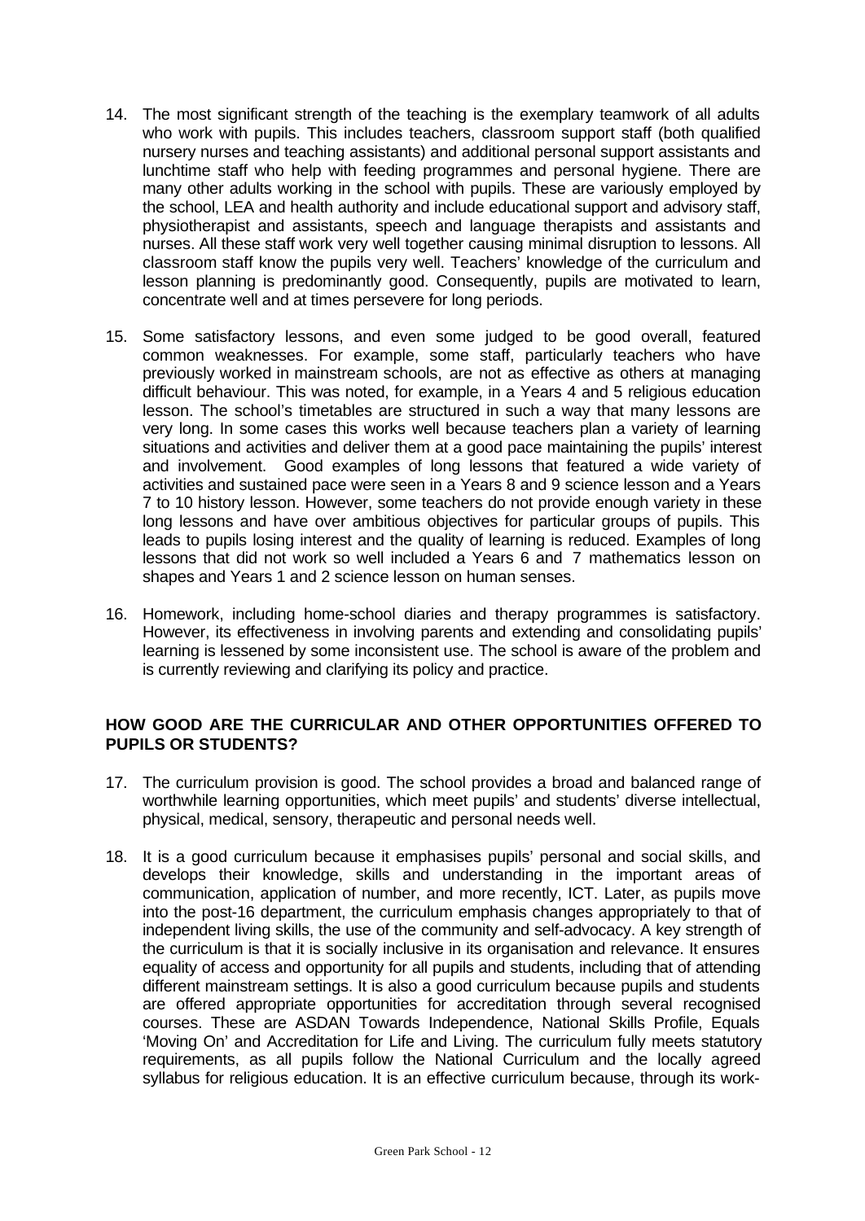14. The most significant strength of the teaching is the exemplary teamwork of all adults who work with pupils. This includes teachers, classroom support staff (both qualified nursery nurses and teaching assistants) and additional personal support assistants and lunchtime staff who help with feeding programmes and personal hygiene. There are many other adults working in the school with pupils. These are variously employed by the school, LEA and health authority and include educational support and advisory staff, physiotherapist and assistants, speech and language therapists and assistants and nurses. All these staff work very well together causing minimal disruption to lessons. All classroom staff know the pupils very well. Teachers' knowledge of the curriculum and lesson planning is predominantly good. Consequently, pupils are motivated to learn, concentrate well and at times persevere for long periods.

15. Some satisfactory lessons, and even some judged to be good overall, featured common weaknesses. For example, some staff, particularly teachers who have previously worked in mainstream schools, are not as effective as others at managing difficult behaviour. This was noted, for example, in a Years 4 and 5 religious education lesson. The school's timetables are structured in such a way that many lessons are very long. In some cases this works well because teachers plan a variety of learning situations and activities and deliver them at a good pace maintaining the pupils' interest and involvement. Good examples of long lessons that featured a wide variety of activities and sustained pace were seen in a Years 8 and 9 science lesson and a Years 7 to 10 history lesson. However, some teachers do not provide enough variety in these long lessons and have over ambitious objectives for particular groups of pupils. This leads to pupils losing interest and the quality of learning is reduced. Examples of long lessons that did not work so well included a Years 6 and 7 mathematics lesson on shapes and Years 1 and 2 science lesson on human senses.

16. Homework, including home-school diaries and therapy programmes is satisfactory. However, its effectiveness in involving parents and extending and consolidating pupils' learning is lessened by some inconsistent use. The school is aware of the problem and is currently reviewing and clarifying its policy and practice.

## HOW GOOD ARE THE CURRICULAR AND OTHER OPPORTUNITIES OFFERED TO PUPILS OR STUDENTS?

17. The curriculum provision is good. The school provides a broad and balanced range of worthwhile learning opportunities, which meet pupils' and students' diverse intellectual, physical, medical, sensory, therapeutic and personal needs well.

18. It is a good curriculum because it emphasises pupils' personal and social skills, and develops their knowledge, skills and understanding in the important areas of communication, application of number, and more recently, ICT. Later, as pupils move into the post-16 department, the curriculum emphasis changes appropriately to that of independent living skills, the use of the community and self-advocacy. A key strength of the curriculum is that it is socially inclusive in its organisation and relevance. It ensures equality of access and opportunity for all pupils and students, including that of attending different mainstream settings. It is also a good curriculum because pupils and students are offered appropriate opportunities for accreditation through several recognised courses. These are ASDAN Towards Independence, National Skills Profile, Equals 'Moving On' and Accreditation for Life and Living. The curriculum fully meets statutory requirements, as all pupils follow the National Curriculum and the locally agreed syllabus for religious education. It is an effective curriculum because, through its work-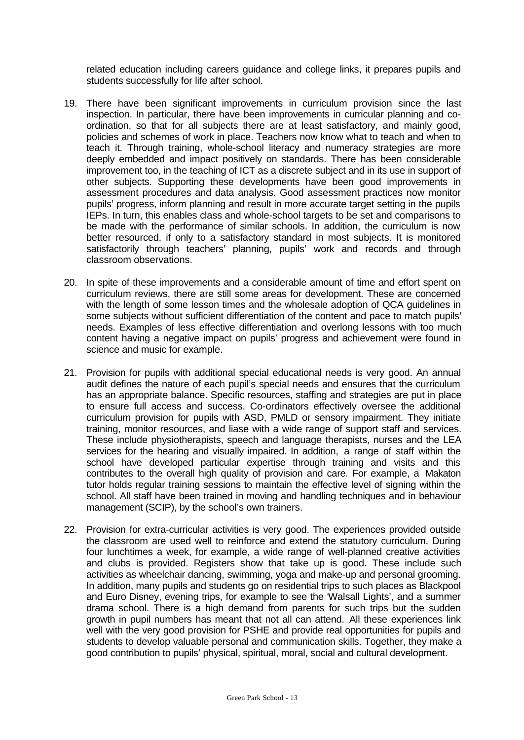related education including careers guidance and college links, it prepares pupils and students successfully for life after school.

19. There have been significant improvements in curriculum provision since the last inspection. In particular, there have been improvements in curricular planning and co-ordination, so that for all subjects there are at least satisfactory, and mainly good, policies and schemes of work in place. Teachers now know what to teach and when to teach it. Through training, whole-school literacy and numeracy strategies are more deeply embedded and impact positively on standards. There has been considerable improvement too, in the teaching of ICT as a discrete subject and in its use in support of other subjects. Supporting these developments have been good improvements in assessment procedures and data analysis. Good assessment practices now monitor pupils' progress, inform planning and result in more accurate target setting in the pupils IEPs. In turn, this enables class and whole-school targets to be set and comparisons to be made with the performance of similar schools. In addition, the curriculum is now better resourced, if only to a satisfactory standard in most subjects. It is monitored satisfactorily through teachers' planning, pupils' work and records and through classroom observations.

20. In spite of these improvements and a considerable amount of time and effort spent on curriculum reviews, there are still some areas for development. These are concerned with the length of some lesson times and the wholesale adoption of QCA guidelines in some subjects without sufficient differentiation of the content and pace to match pupils' needs. Examples of less effective differentiation and overlong lessons with too much content having a negative impact on pupils' progress and achievement were found in science and music for example.

21. Provision for pupils with additional special educational needs is very good. An annual audit defines the nature of each pupil's special needs and ensures that the curriculum has an appropriate balance. Specific resources, staffing and strategies are put in place to ensure full access and success. Co-ordinators effectively oversee the additional curriculum provision for pupils with ASD, PMLD or sensory impairment. They initiate training, monitor resources, and liase with a wide range of support staff and services. These include physiotherapists, speech and language therapists, nurses and the LEA services for the hearing and visually impaired. In addition, a range of staff within the school have developed particular expertise through training and visits and this contributes to the overall high quality of provision and care. For example, a Makaton tutor holds regular training sessions to maintain the effective level of signing within the school. All staff have been trained in moving and handling techniques and in behaviour management (SCIP), by the school's own trainers.

22. Provision for extra-curricular activities is very good. The experiences provided outside the classroom are used well to reinforce and extend the statutory curriculum. During four lunchtimes a week, for example, a wide range of well-planned creative activities and clubs is provided. Registers show that take up is good. These include such activities as wheelchair dancing, swimming, yoga and make-up and personal grooming. In addition, many pupils and students go on residential trips to such places as Blackpool and Euro Disney, evening trips, for example to see the 'Walsall Lights', and a summer drama school. There is a high demand from parents for such trips but the sudden growth in pupil numbers has meant that not all can attend. All these experiences link well with the very good provision for PSHE and provide real opportunities for pupils and students to develop valuable personal and communication skills. Together, they make a good contribution to pupils' physical, spiritual, moral, social and cultural development.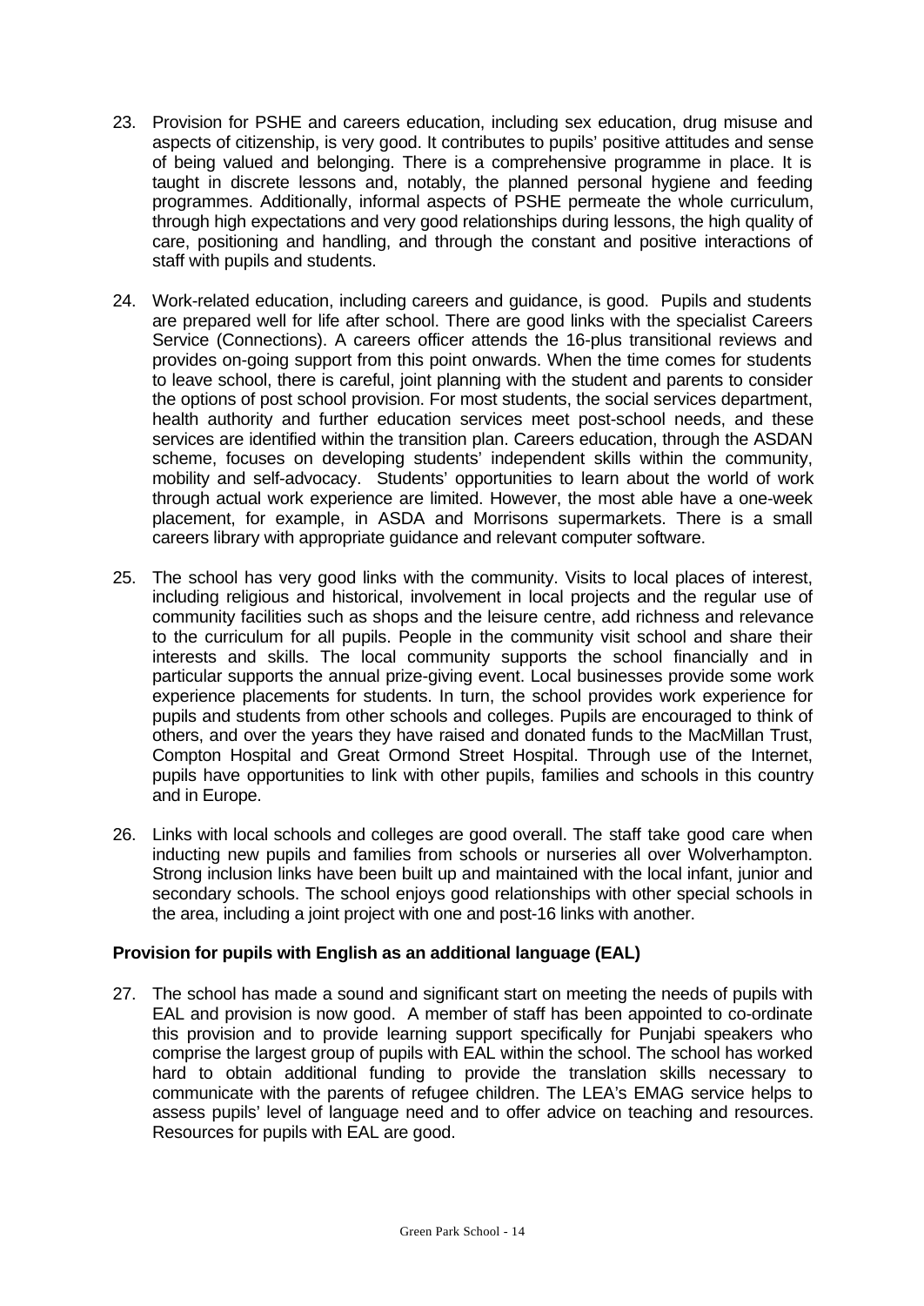23. Provision for PSHE and careers education, including sex education, drug misuse and aspects of citizenship, is very good. It contributes to pupils' positive attitudes and sense of being valued and belonging. There is a comprehensive programme in place. It is taught in discrete lessons and, notably, the planned personal hygiene and feeding programmes. Additionally, informal aspects of PSHE permeate the whole curriculum, through high expectations and very good relationships during lessons, the high quality of care, positioning and handling, and through the constant and positive interactions of staff with pupils and students.

24. Work-related education, including careers and guidance, is good. Pupils and students are prepared well for life after school. There are good links with the specialist Careers Service (Connections). A careers officer attends the 16-plus transitional reviews and provides on-going support from this point onwards. When the time comes for students to leave school, there is careful, joint planning with the student and parents to consider the options of post school provision. For most students, the social services department, health authority and further education services meet post-school needs, and these services are identified within the transition plan. Careers education, through the ASDAN scheme, focuses on developing students' independent skills within the community, mobility and self-advocacy. Students' opportunities to learn about the world of work through actual work experience are limited. However, the most able have a one-week placement, for example, in ASDA and Morrisons supermarkets. There is a small careers library with appropriate guidance and relevant computer software.

25. The school has very good links with the community. Visits to local places of interest, including religious and historical, involvement in local projects and the regular use of community facilities such as shops and the leisure centre, add richness and relevance to the curriculum for all pupils. People in the community visit school and share their interests and skills. The local community supports the school financially and in particular supports the annual prize-giving event. Local businesses provide some work experience placements for students. In turn, the school provides work experience for pupils and students from other schools and colleges. Pupils are encouraged to think of others, and over the years they have raised and donated funds to the MacMillan Trust, Compton Hospital and Great Ormond Street Hospital. Through use of the Internet, pupils have opportunities to link with other pupils, families and schools in this country and in Europe.

26. Links with local schools and colleges are good overall. The staff take good care when inducting new pupils and families from schools or nurseries all over Wolverhampton. Strong inclusion links have been built up and maintained with the local infant, junior and secondary schools. The school enjoys good relationships with other special schools in the area, including a joint project with one and post-16 links with another.

**Provision for pupils with English as an additional language (EAL)**

27. The school has made a sound and significant start on meeting the needs of pupils with EAL and provision is now good. A member of staff has been appointed to co-ordinate this provision and to provide learning support specifically for Punjabi speakers who comprise the largest group of pupils with EAL within the school. The school has worked hard to obtain additional funding to provide the translation skills necessary to communicate with the parents of refugee children. The LEA's EMAG service helps to assess pupils' level of language need and to offer advice on teaching and resources. Resources for pupils with EAL are good.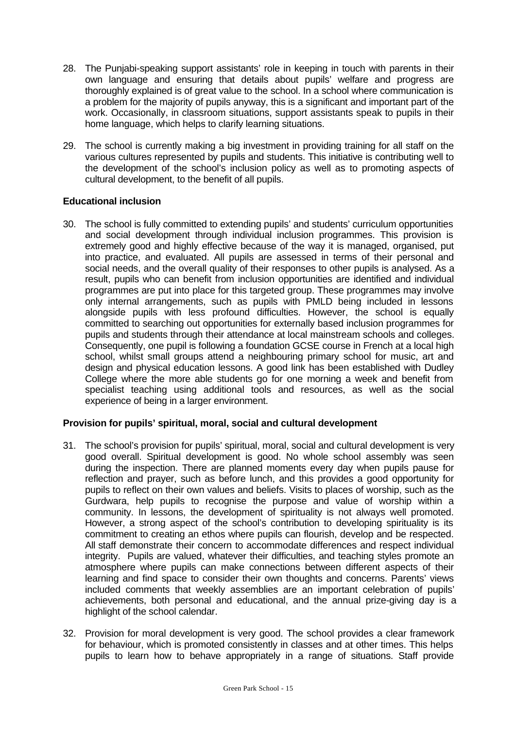28. The Punjabi-speaking support assistants' role in keeping in touch with parents in their own language and ensuring that details about pupils' welfare and progress are thoroughly explained is of great value to the school. In a school where communication is a problem for the majority of pupils anyway, this is a significant and important part of the work. Occasionally, in classroom situations, support assistants speak to pupils in their home language, which helps to clarify learning situations.

29. The school is currently making a big investment in providing training for all staff on the various cultures represented by pupils and students. This initiative is contributing well to the development of the school's inclusion policy as well as to promoting aspects of cultural development, to the benefit of all pupils.

**Educational inclusion**

30. The school is fully committed to extending pupils' and students' curriculum opportunities and social development through individual inclusion programmes. This provision is extremely good and highly effective because of the way it is managed, organised, put into practice, and evaluated. All pupils are assessed in terms of their personal and social needs, and the overall quality of their responses to other pupils is analysed. As a result, pupils who can benefit from inclusion opportunities are identified and individual programmes are put into place for this targeted group. These programmes may involve only internal arrangements, such as pupils with PMLD being included in lessons alongside pupils with less profound difficulties. However, the school is equally committed to searching out opportunities for externally based inclusion programmes for pupils and students through their attendance at local mainstream schools and colleges. Consequently, one pupil is following a foundation GCSE course in French at a local high school, whilst small groups attend a neighbouring primary school for music, art and design and physical education lessons. A good link has been established with Dudley College where the more able students go for one morning a week and benefit from specialist teaching using additional tools and resources, as well as the social experience of being in a larger environment.

**Provision for pupils' spiritual, moral, social and cultural development**

31. The school's provision for pupils' spiritual, moral, social and cultural development is very good overall. Spiritual development is good. No whole school assembly was seen during the inspection. There are planned moments every day when pupils pause for reflection and prayer, such as before lunch, and this provides a good opportunity for pupils to reflect on their own values and beliefs. Visits to places of worship, such as the Gurdwara, help pupils to recognise the purpose and value of worship within a community. In lessons, the development of spirituality is not always well promoted. However, a strong aspect of the school's contribution to developing spirituality is its commitment to creating an ethos where pupils can flourish, develop and be respected. All staff demonstrate their concern to accommodate differences and respect individual integrity. Pupils are valued, whatever their difficulties, and teaching styles promote an atmosphere where pupils can make connections between different aspects of their learning and find space to consider their own thoughts and concerns. Parents' views included comments that weekly assemblies are an important celebration of pupils' achievements, both personal and educational, and the annual prize-giving day is a highlight of the school calendar.

32. Provision for moral development is very good. The school provides a clear framework for behaviour, which is promoted consistently in classes and at other times. This helps pupils to learn how to behave appropriately in a range of situations. Staff provide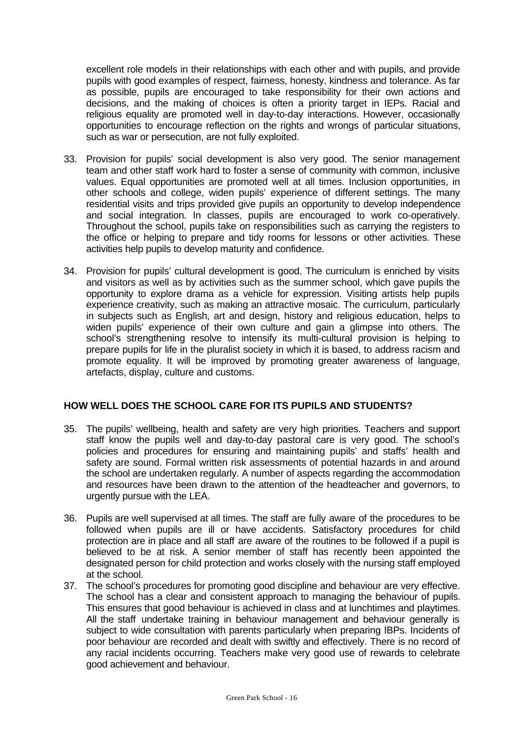excellent role models in their relationships with each other and with pupils, and provide pupils with good examples of respect, fairness, honesty, kindness and tolerance. As far as possible, pupils are encouraged to take responsibility for their own actions and decisions, and the making of choices is often a priority target in IEPs. Racial and religious equality are promoted well in day-to-day interactions. However, occasionally opportunities to encourage reflection on the rights and wrongs of particular situations, such as war or persecution, are not fully exploited.

33. Provision for pupils' social development is also very good. The senior management team and other staff work hard to foster a sense of community with common, inclusive values. Equal opportunities are promoted well at all times. Inclusion opportunities, in other schools and college, widen pupils' experience of different settings. The many residential visits and trips provided give pupils an opportunity to develop independence and social integration. In classes, pupils are encouraged to work co-operatively. Throughout the school, pupils take on responsibilities such as carrying the registers to the office or helping to prepare and tidy rooms for lessons or other activities. These activities help pupils to develop maturity and confidence.

34. Provision for pupils' cultural development is good. The curriculum is enriched by visits and visitors as well as by activities such as the summer school, which gave pupils the opportunity to explore drama as a vehicle for expression. Visiting artists help pupils experience creativity, such as making an attractive mosaic. The curriculum, particularly in subjects such as English, art and design, history and religious education, helps to widen pupils' experience of their own culture and gain a glimpse into others. The school's strengthening resolve to intensify its multi-cultural provision is helping to prepare pupils for life in the pluralist society in which it is based, to address racism and promote equality. It will be improved by promoting greater awareness of language, artefacts, display, culture and customs.

## HOW WELL DOES THE SCHOOL CARE FOR ITS PUPILS AND STUDENTS?

35. The pupils' wellbeing, health and safety are very high priorities. Teachers and support staff know the pupils well and day-to-day pastoral care is very good. The school's policies and procedures for ensuring and maintaining pupils' and staffs' health and safety are sound. Formal written risk assessments of potential hazards in and around the school are undertaken regularly. A number of aspects regarding the accommodation and resources have been drawn to the attention of the headteacher and governors, to urgently pursue with the LEA.

36. Pupils are well supervised at all times. The staff are fully aware of the procedures to be followed when pupils are ill or have accidents. Satisfactory procedures for child protection are in place and all staff are aware of the routines to be followed if a pupil is believed to be at risk. A senior member of staff has recently been appointed the designated person for child protection and works closely with the nursing staff employed at the school.

37. The school's procedures for promoting good discipline and behaviour are very effective. The school has a clear and consistent approach to managing the behaviour of pupils. This ensures that good behaviour is achieved in class and at lunchtimes and playtimes. All the staff undertake training in behaviour management and behaviour generally is subject to wide consultation with parents particularly when preparing IBPs. Incidents of poor behaviour are recorded and dealt with swiftly and effectively. There is no record of any racial incidents occurring. Teachers make very good use of rewards to celebrate good achievement and behaviour.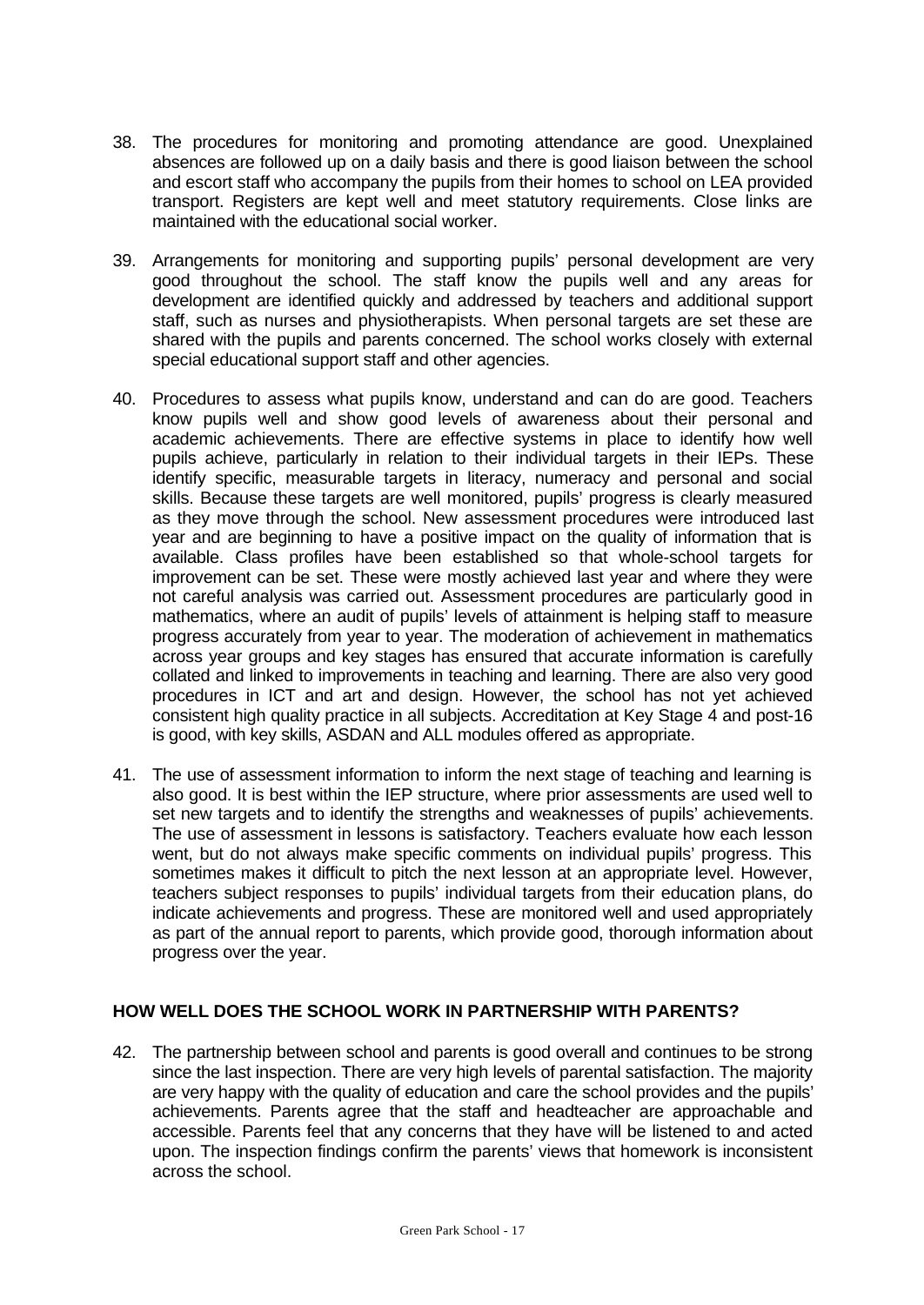38. The procedures for monitoring and promoting attendance are good. Unexplained absences are followed up on a daily basis and there is good liaison between the school and escort staff who accompany the pupils from their homes to school on LEA provided transport. Registers are kept well and meet statutory requirements. Close links are maintained with the educational social worker.

39. Arrangements for monitoring and supporting pupils' personal development are very good throughout the school. The staff know the pupils well and any areas for development are identified quickly and addressed by teachers and additional support staff, such as nurses and physiotherapists. When personal targets are set these are shared with the pupils and parents concerned. The school works closely with external special educational support staff and other agencies.

40. Procedures to assess what pupils know, understand and can do are good. Teachers know pupils well and show good levels of awareness about their personal and academic achievements. There are effective systems in place to identify how well pupils achieve, particularly in relation to their individual targets in their IEPs. These identify specific, measurable targets in literacy, numeracy and personal and social skills. Because these targets are well monitored, pupils' progress is clearly measured as they move through the school. New assessment procedures were introduced last year and are beginning to have a positive impact on the quality of information that is available. Class profiles have been established so that whole-school targets for improvement can be set. These were mostly achieved last year and where they were not careful analysis was carried out. Assessment procedures are particularly good in mathematics, where an audit of pupils' levels of attainment is helping staff to measure progress accurately from year to year. The moderation of achievement in mathematics across year groups and key stages has ensured that accurate information is carefully collated and linked to improvements in teaching and learning. There are also very good procedures in ICT and art and design. However, the school has not yet achieved consistent high quality practice in all subjects. Accreditation at Key Stage 4 and post-16 is good, with key skills, ASDAN and ALL modules offered as appropriate.

41. The use of assessment information to inform the next stage of teaching and learning is also good. It is best within the IEP structure, where prior assessments are used well to set new targets and to identify the strengths and weaknesses of pupils' achievements. The use of assessment in lessons is satisfactory. Teachers evaluate how each lesson went, but do not always make specific comments on individual pupils' progress. This sometimes makes it difficult to pitch the next lesson at an appropriate level. However, teachers subject responses to pupils' individual targets from their education plans, do indicate achievements and progress. These are monitored well and used appropriately as part of the annual report to parents, which provide good, thorough information about progress over the year.

## HOW WELL DOES THE SCHOOL WORK IN PARTNERSHIP WITH PARENTS?

42. The partnership between school and parents is good overall and continues to be strong since the last inspection. There are very high levels of parental satisfaction. The majority are very happy with the quality of education and care the school provides and the pupils' achievements. Parents agree that the staff and headteacher are approachable and accessible. Parents feel that any concerns that they have will be listened to and acted upon. The inspection findings confirm the parents' views that homework is inconsistent across the school.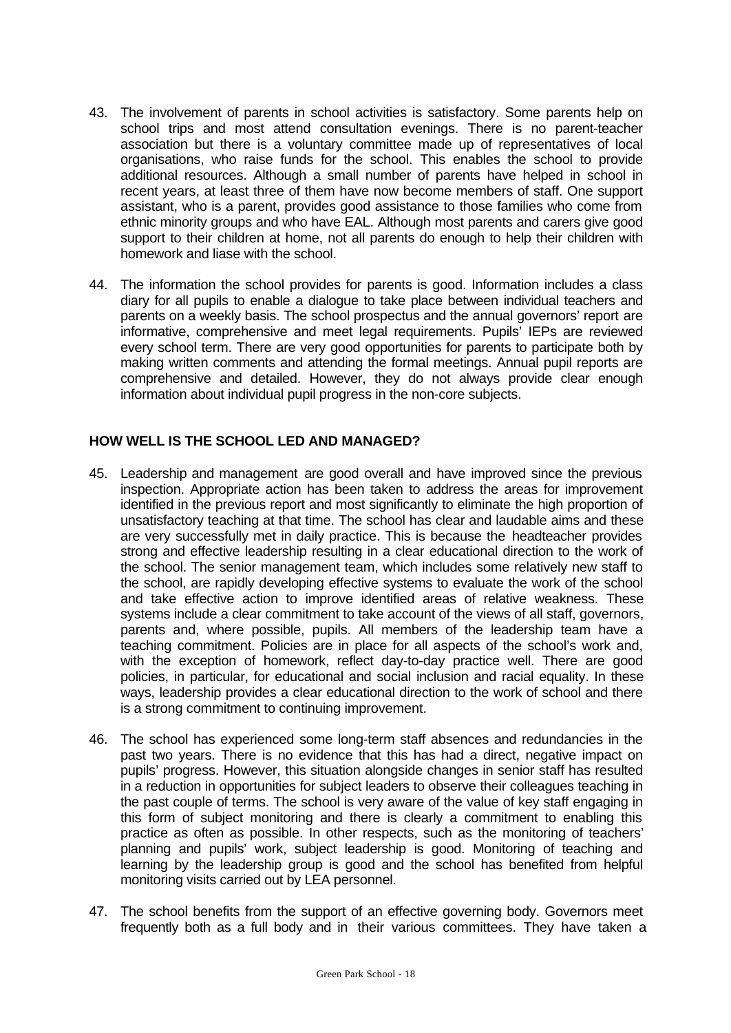43. The involvement of parents in school activities is satisfactory. Some parents help on school trips and most attend consultation evenings. There is no parent-teacher association but there is a voluntary committee made up of representatives of local organisations, who raise funds for the school. This enables the school to provide additional resources. Although a small number of parents have helped in school in recent years, at least three of them have now become members of staff. One support assistant, who is a parent, provides good assistance to those families who come from ethnic minority groups and who have EAL. Although most parents and carers give good support to their children at home, not all parents do enough to help their children with homework and liase with the school.

44. The information the school provides for parents is good. Information includes a class diary for all pupils to enable a dialogue to take place between individual teachers and parents on a weekly basis. The school prospectus and the annual governors' report are informative, comprehensive and meet legal requirements. Pupils' IEPs are reviewed every school term. There are very good opportunities for parents to participate both by making written comments and attending the formal meetings. Annual pupil reports are comprehensive and detailed. However, they do not always provide clear enough information about individual pupil progress in the non-core subjects.

## HOW WELL IS THE SCHOOL LED AND MANAGED?

45. Leadership and management are good overall and have improved since the previous inspection. Appropriate action has been taken to address the areas for improvement identified in the previous report and most significantly to eliminate the high proportion of unsatisfactory teaching at that time. The school has clear and laudable aims and these are very successfully met in daily practice. This is because the headteacher provides strong and effective leadership resulting in a clear educational direction to the work of the school. The senior management team, which includes some relatively new staff to the school, are rapidly developing effective systems to evaluate the work of the school and take effective action to improve identified areas of relative weakness. These systems include a clear commitment to take account of the views of all staff, governors, parents and, where possible, pupils. All members of the leadership team have a teaching commitment. Policies are in place for all aspects of the school's work and, with the exception of homework, reflect day-to-day practice well. There are good policies, in particular, for educational and social inclusion and racial equality. In these ways, leadership provides a clear educational direction to the work of school and there is a strong commitment to continuing improvement.

46. The school has experienced some long-term staff absences and redundancies in the past two years. There is no evidence that this has had a direct, negative impact on pupils' progress. However, this situation alongside changes in senior staff has resulted in a reduction in opportunities for subject leaders to observe their colleagues teaching in the past couple of terms. The school is very aware of the value of key staff engaging in this form of subject monitoring and there is clearly a commitment to enabling this practice as often as possible. In other respects, such as the monitoring of teachers' planning and pupils' work, subject leadership is good. Monitoring of teaching and learning by the leadership group is good and the school has benefited from helpful monitoring visits carried out by LEA personnel.

47. The school benefits from the support of an effective governing body. Governors meet frequently both as a full body and in their various committees. They have taken a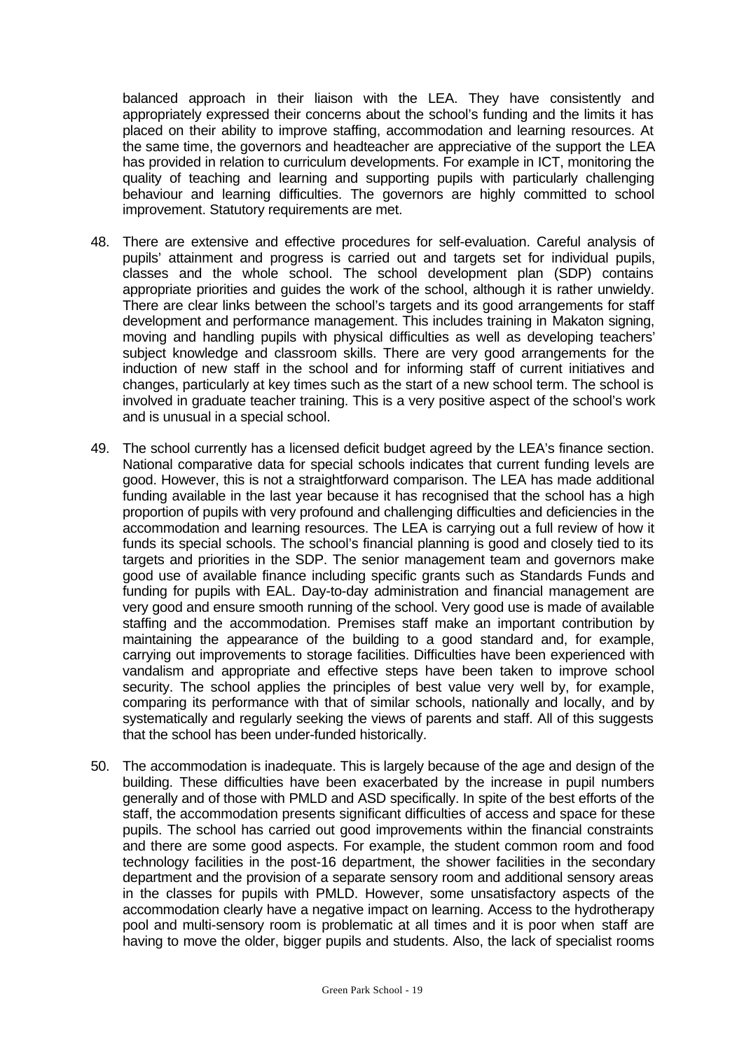balanced approach in their liaison with the LEA. They have consistently and appropriately expressed their concerns about the school's funding and the limits it has placed on their ability to improve staffing, accommodation and learning resources. At the same time, the governors and headteacher are appreciative of the support the LEA has provided in relation to curriculum developments. For example in ICT, monitoring the quality of teaching and learning and supporting pupils with particularly challenging behaviour and learning difficulties. The governors are highly committed to school improvement. Statutory requirements are met.

48. There are extensive and effective procedures for self-evaluation. Careful analysis of pupils' attainment and progress is carried out and targets set for individual pupils, classes and the whole school. The school development plan (SDP) contains appropriate priorities and guides the work of the school, although it is rather unwieldy. There are clear links between the school's targets and its good arrangements for staff development and performance management. This includes training in Makaton signing, moving and handling pupils with physical difficulties as well as developing teachers' subject knowledge and classroom skills. There are very good arrangements for the induction of new staff in the school and for informing staff of current initiatives and changes, particularly at key times such as the start of a new school term. The school is involved in graduate teacher training. This is a very positive aspect of the school's work and is unusual in a special school.

49. The school currently has a licensed deficit budget agreed by the LEA's finance section. National comparative data for special schools indicates that current funding levels are good. However, this is not a straightforward comparison. The LEA has made additional funding available in the last year because it has recognised that the school has a high proportion of pupils with very profound and challenging difficulties and deficiencies in the accommodation and learning resources. The LEA is carrying out a full review of how it funds its special schools. The school's financial planning is good and closely tied to its targets and priorities in the SDP. The senior management team and governors make good use of available finance including specific grants such as Standards Funds and funding for pupils with EAL. Day-to-day administration and financial management are very good and ensure smooth running of the school. Very good use is made of available staffing and the accommodation. Premises staff make an important contribution by maintaining the appearance of the building to a good standard and, for example, carrying out improvements to storage facilities. Difficulties have been experienced with vandalism and appropriate and effective steps have been taken to improve school security. The school applies the principles of best value very well by, for example, comparing its performance with that of similar schools, nationally and locally, and by systematically and regularly seeking the views of parents and staff. All of this suggests that the school has been under-funded historically.

50. The accommodation is inadequate. This is largely because of the age and design of the building. These difficulties have been exacerbated by the increase in pupil numbers generally and of those with PMLD and ASD specifically. In spite of the best efforts of the staff, the accommodation presents significant difficulties of access and space for these pupils. The school has carried out good improvements within the financial constraints and there are some good aspects. For example, the student common room and food technology facilities in the post-16 department, the shower facilities in the secondary department and the provision of a separate sensory room and additional sensory areas in the classes for pupils with PMLD. However, some unsatisfactory aspects of the accommodation clearly have a negative impact on learning. Access to the hydrotherapy pool and multi-sensory room is problematic at all times and it is poor when staff are having to move the older, bigger pupils and students. Also, the lack of specialist rooms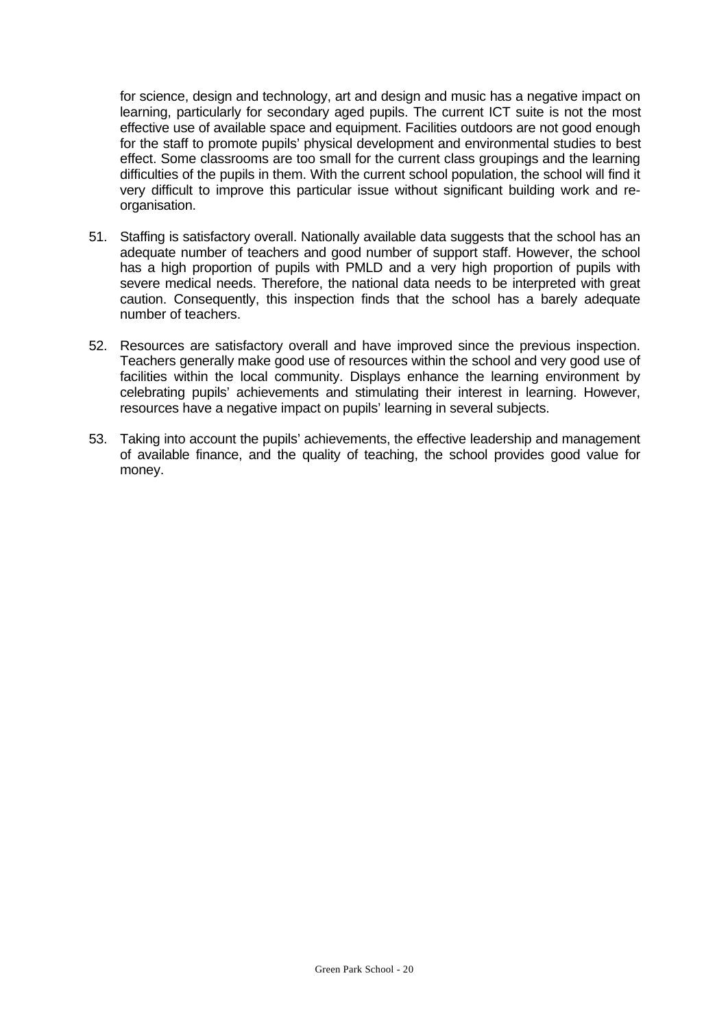for science, design and technology, art and design and music has a negative impact on learning, particularly for secondary aged pupils. The current ICT suite is not the most effective use of available space and equipment. Facilities outdoors are not good enough for the staff to promote pupils' physical development and environmental studies to best effect. Some classrooms are too small for the current class groupings and the learning difficulties of the pupils in them. With the current school population, the school will find it very difficult to improve this particular issue without significant building work and re-organisation.

51. Staffing is satisfactory overall. Nationally available data suggests that the school has an adequate number of teachers and good number of support staff. However, the school has a high proportion of pupils with PMLD and a very high proportion of pupils with severe medical needs. Therefore, the national data needs to be interpreted with great caution. Consequently, this inspection finds that the school has a barely adequate number of teachers.

52. Resources are satisfactory overall and have improved since the previous inspection. Teachers generally make good use of resources within the school and very good use of facilities within the local community. Displays enhance the learning environment by celebrating pupils' achievements and stimulating their interest in learning. However, resources have a negative impact on pupils' learning in several subjects.

53. Taking into account the pupils' achievements, the effective leadership and management of available finance, and the quality of teaching, the school provides good value for money.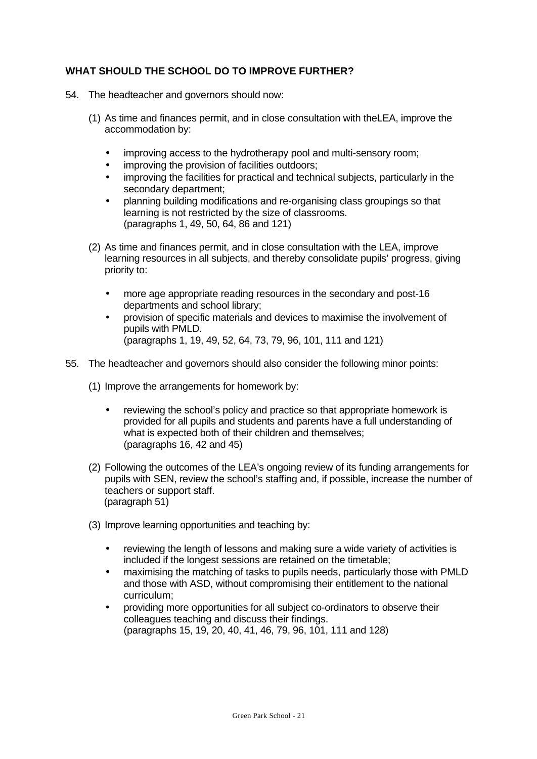## WHAT SHOULD THE SCHOOL DO TO IMPROVE FURTHER?

54. The headteacher and governors should now:

    (1) As time and finances permit, and in close consultation with theLEA, improve the accommodation by:

    - improving access to the hydrotherapy pool and multi-sensory room;
    - improving the provision of facilities outdoors;
    - improving the facilities for practical and technical subjects, particularly in the secondary department;
    - planning building modifications and re-organising class groupings so that learning is not restricted by the size of classrooms.
      (paragraphs 1, 49, 50, 64, 86 and 121)

    (2) As time and finances permit, and in close consultation with the LEA, improve learning resources in all subjects, and thereby consolidate pupils' progress, giving priority to:

    - more age appropriate reading resources in the secondary and post-16 departments and school library;
    - provision of specific materials and devices to maximise the involvement of pupils with PMLD.
      (paragraphs 1, 19, 49, 52, 64, 73, 79, 96, 101, 111 and 121)

55. The headteacher and governors should also consider the following minor points:

    (1) Improve the arrangements for homework by:

    - reviewing the school's policy and practice so that appropriate homework is provided for all pupils and students and parents have a full understanding of what is expected both of their children and themselves;
      (paragraphs 16, 42 and 45)

    (2) Following the outcomes of the LEA's ongoing review of its funding arrangements for pupils with SEN, review the school's staffing and, if possible, increase the number of teachers or support staff.
    (paragraph 51)

    (3) Improve learning opportunities and teaching by:

    - reviewing the length of lessons and making sure a wide variety of activities is included if the longest sessions are retained on the timetable;
    - maximising the matching of tasks to pupils needs, particularly those with PMLD and those with ASD, without compromising their entitlement to the national curriculum;
    - providing more opportunities for all subject co-ordinators to observe their colleagues teaching and discuss their findings.
      (paragraphs 15, 19, 20, 40, 41, 46, 79, 96, 101, 111 and 128)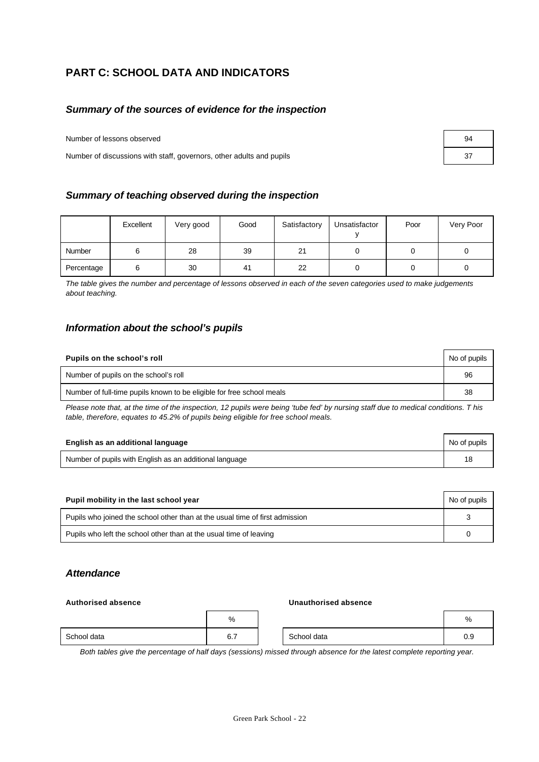# PART C: SCHOOL DATA AND INDICATORS

## *Summary of the sources of evidence for the inspection*

| | |
|---|---|
| Number of lessons observed | 94 |
| Number of discussions with staff, governors, other adults and pupils | 37 |

## *Summary of teaching observed during the inspection*

| | Excellent | Very good | Good | Satisfactory | Unsatisfactory | Poor | Very Poor |
|---|---|---|---|---|---|---|---|
| Number | 6 | 28 | 39 | 21 | 0 | 0 | 0 |
| Percentage | 6 | 30 | 41 | 22 | 0 | 0 | 0 |

*The table gives the number and percentage of lessons observed in each of the seven categories used to make judgements about teaching.*

## *Information about the school's pupils*

| **Pupils on the school's roll** | No of pupils |
|---|---|
| Number of pupils on the school's roll | 96 |
| Number of full-time pupils known to be eligible for free school meals | 38 |

*Please note that, at the time of the inspection, 12 pupils were being 'tube fed' by nursing staff due to medical conditions. T his table, therefore, equates to 45.2% of pupils being eligible for free school meals.*

| **English as an additional language** | No of pupils |
|---|---|
| Number of pupils with English as an additional language | 18 |

| **Pupil mobility in the last school year** | No of pupils |
|---|---|
| Pupils who joined the school other than at the usual time of first admission | 3 |
| Pupils who left the school other than at the usual time of leaving | 0 |

## *Attendance*

**Authorised absence**

| | % |
|---|---|
| School data | 6.7 |

**Unauthorised absence**

| | % |
|---|---|
| School data | 0.9 |

*Both tables give the percentage of half days (sessions) missed through absence for the latest complete reporting year.*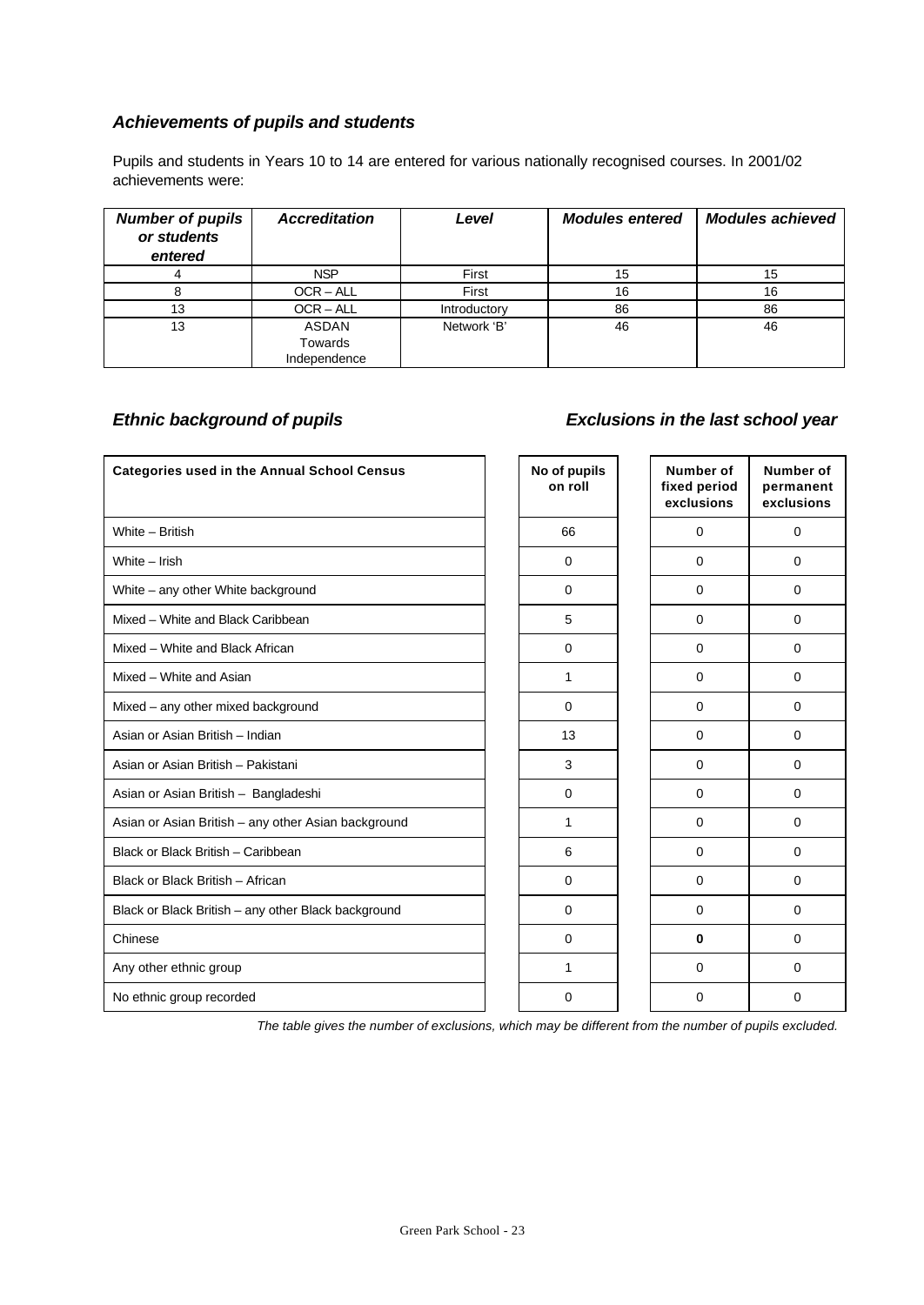### *Achievements of pupils and students*

Pupils and students in Years 10 to 14 are entered for various nationally recognised courses. In 2001/02 achievements were:

| *Number of pupils or students entered* | *Accreditation* | *Level* | *Modules entered* | *Modules achieved* |
|---|---|---|---|---|
| 4 | NSP | First | 15 | 15 |
| 8 | OCR – ALL | First | 16 | 16 |
| 13 | OCR – ALL | Introductory | 86 | 86 |
| 13 | ASDAN Towards Independence | Network 'B' | 46 | 46 |

### *Ethnic background of pupils*

### *Exclusions in the last school year*

| Categories used in the Annual School Census | No of pupils on roll | Number of fixed period exclusions | Number of permanent exclusions |
|---|---|---|---|
| White – British | 66 | 0 | 0 |
| White – Irish | 0 | 0 | 0 |
| White – any other White background | 0 | 0 | 0 |
| Mixed – White and Black Caribbean | 5 | 0 | 0 |
| Mixed – White and Black African | 0 | 0 | 0 |
| Mixed – White and Asian | 1 | 0 | 0 |
| Mixed – any other mixed background | 0 | 0 | 0 |
| Asian or Asian British – Indian | 13 | 0 | 0 |
| Asian or Asian British – Pakistani | 3 | 0 | 0 |
| Asian or Asian British – Bangladeshi | 0 | 0 | 0 |
| Asian or Asian British – any other Asian background | 1 | 0 | 0 |
| Black or Black British – Caribbean | 6 | 0 | 0 |
| Black or Black British – African | 0 | 0 | 0 |
| Black or Black British – any other Black background | 0 | 0 | 0 |
| Chinese | 0 | **0** | 0 |
| Any other ethnic group | 1 | 0 | 0 |
| No ethnic group recorded | 0 | 0 | 0 |

*The table gives the number of exclusions, which may be different from the number of pupils excluded.*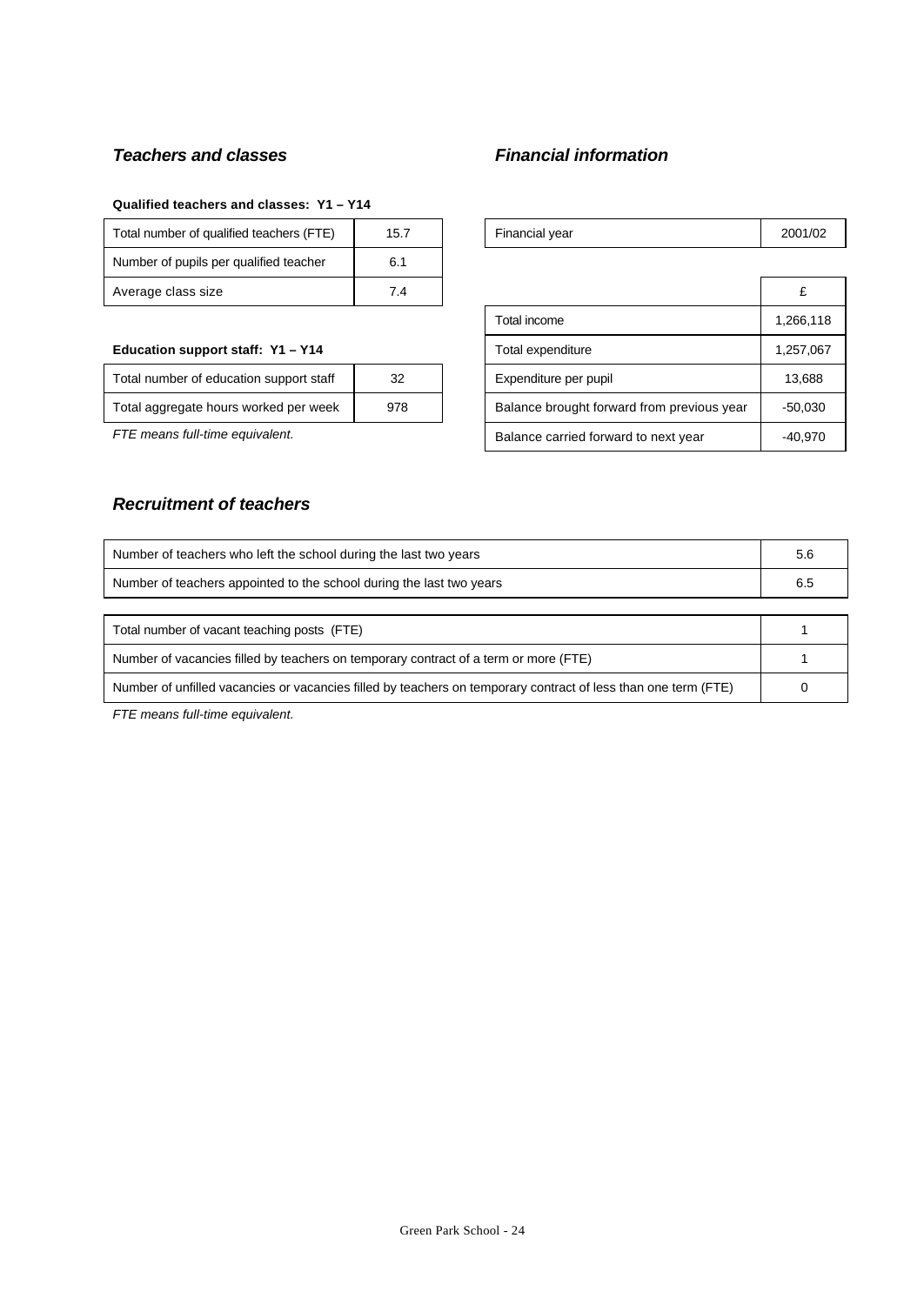### *Teachers and classes*

**Qualified teachers and classes: Y1 – Y14**

| Total number of qualified teachers (FTE) | 15.7 |
|---|---|
| Number of pupils per qualified teacher | 6.1 |
| Average class size | 7.4 |

**Education support staff: Y1 – Y14**

| Total number of education support staff | 32 |
|---|---|
| Total aggregate hours worked per week | 978 |

*FTE means full-time equivalent.*

### *Financial information*

| Financial year | 2001/02 |
|---|---|

| | £ |
|---|---|
| Total income | 1,266,118 |
| Total expenditure | 1,257,067 |
| Expenditure per pupil | 13,688 |
| Balance brought forward from previous year | -50,030 |
| Balance carried forward to next year | -40,970 |

### *Recruitment of teachers*

| Number of teachers who left the school during the last two years | 5.6 |
|---|---|
| Number of teachers appointed to the school during the last two years | 6.5 |

| Total number of vacant teaching posts (FTE) | 1 |
|---|---|
| Number of vacancies filled by teachers on temporary contract of a term or more (FTE) | 1 |
| Number of unfilled vacancies or vacancies filled by teachers on temporary contract of less than one term (FTE) | 0 |

*FTE means full-time equivalent.*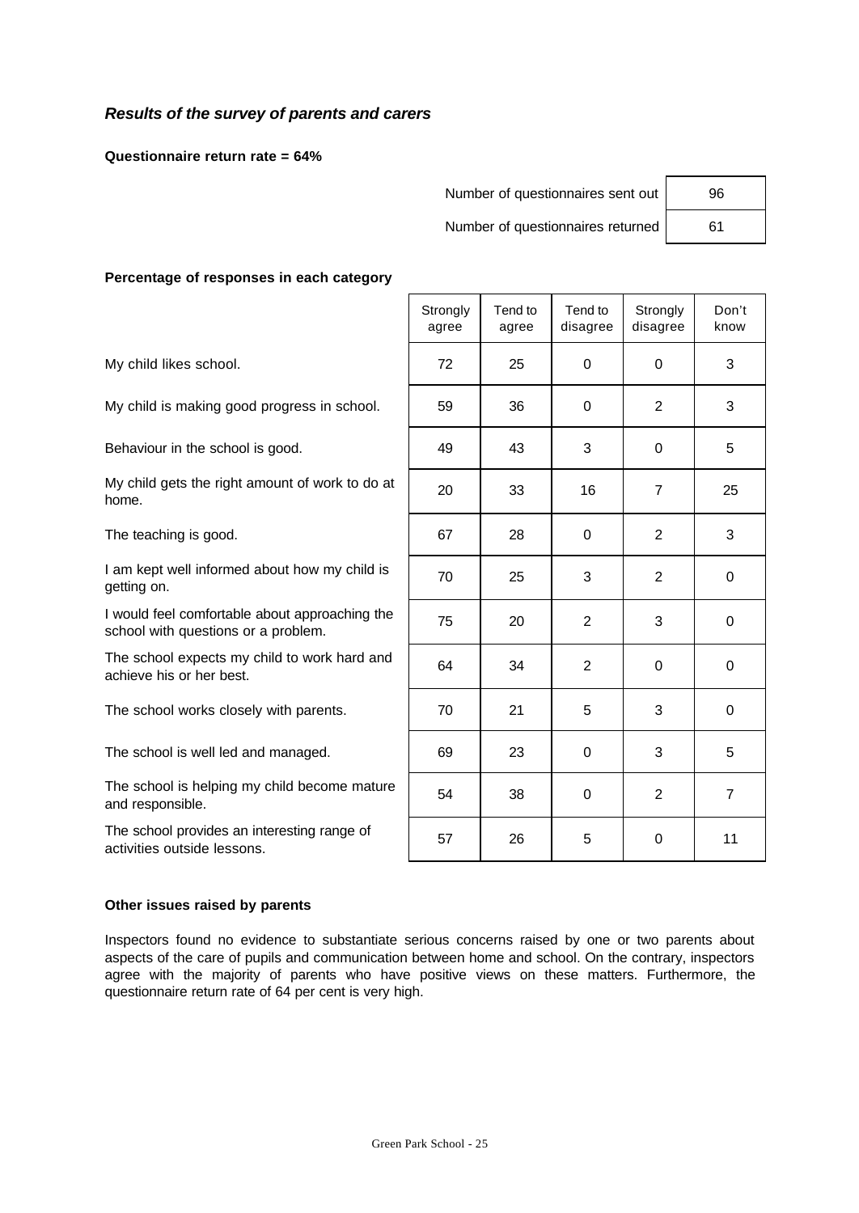## *Results of the survey of parents and carers*

**Questionnaire return rate = 64%**

| | |
|---|---|
| Number of questionnaires sent out | 96 |
| Number of questionnaires returned | 61 |

**Percentage of responses in each category**

| | Strongly agree | Tend to agree | Tend to disagree | Strongly disagree | Don't know |
|---|---|---|---|---|---|
| My child likes school. | 72 | 25 | 0 | 0 | 3 |
| My child is making good progress in school. | 59 | 36 | 0 | 2 | 3 |
| Behaviour in the school is good. | 49 | 43 | 3 | 0 | 5 |
| My child gets the right amount of work to do at home. | 20 | 33 | 16 | 7 | 25 |
| The teaching is good. | 67 | 28 | 0 | 2 | 3 |
| I am kept well informed about how my child is getting on. | 70 | 25 | 3 | 2 | 0 |
| I would feel comfortable about approaching the school with questions or a problem. | 75 | 20 | 2 | 3 | 0 |
| The school expects my child to work hard and achieve his or her best. | 64 | 34 | 2 | 0 | 0 |
| The school works closely with parents. | 70 | 21 | 5 | 3 | 0 |
| The school is well led and managed. | 69 | 23 | 0 | 3 | 5 |
| The school is helping my child become mature and responsible. | 54 | 38 | 0 | 2 | 7 |
| The school provides an interesting range of activities outside lessons. | 57 | 26 | 5 | 0 | 11 |

**Other issues raised by parents**

Inspectors found no evidence to substantiate serious concerns raised by one or two parents about aspects of the care of pupils and communication between home and school. On the contrary, inspectors agree with the majority of parents who have positive views on these matters. Furthermore, the questionnaire return rate of 64 per cent is very high.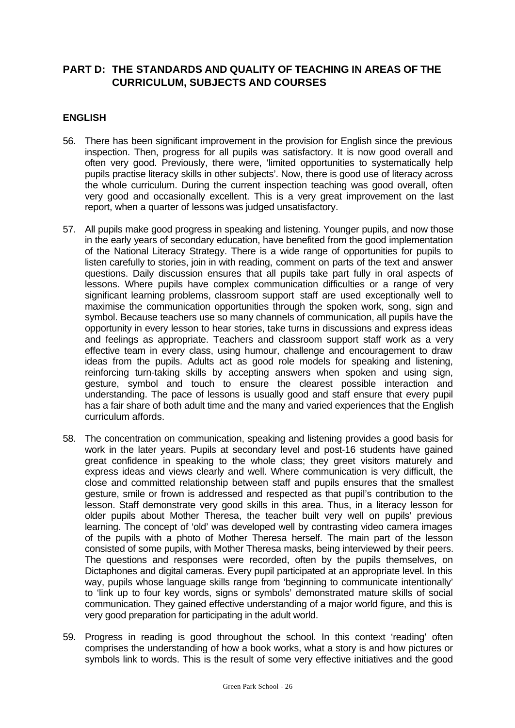## PART D: THE STANDARDS AND QUALITY OF TEACHING IN AREAS OF THE CURRICULUM, SUBJECTS AND COURSES

### ENGLISH

56. There has been significant improvement in the provision for English since the previous inspection. Then, progress for all pupils was satisfactory. It is now good overall and often very good. Previously, there were, 'limited opportunities to systematically help pupils practise literacy skills in other subjects'. Now, there is good use of literacy across the whole curriculum. During the current inspection teaching was good overall, often very good and occasionally excellent. This is a very great improvement on the last report, when a quarter of lessons was judged unsatisfactory.

57. All pupils make good progress in speaking and listening. Younger pupils, and now those in the early years of secondary education, have benefited from the good implementation of the National Literacy Strategy. There is a wide range of opportunities for pupils to listen carefully to stories, join in with reading, comment on parts of the text and answer questions. Daily discussion ensures that all pupils take part fully in oral aspects of lessons. Where pupils have complex communication difficulties or a range of very significant learning problems, classroom support staff are used exceptionally well to maximise the communication opportunities through the spoken work, song, sign and symbol. Because teachers use so many channels of communication, all pupils have the opportunity in every lesson to hear stories, take turns in discussions and express ideas and feelings as appropriate. Teachers and classroom support staff work as a very effective team in every class, using humour, challenge and encouragement to draw ideas from the pupils. Adults act as good role models for speaking and listening, reinforcing turn-taking skills by accepting answers when spoken and using sign, gesture, symbol and touch to ensure the clearest possible interaction and understanding. The pace of lessons is usually good and staff ensure that every pupil has a fair share of both adult time and the many and varied experiences that the English curriculum affords.

58. The concentration on communication, speaking and listening provides a good basis for work in the later years. Pupils at secondary level and post-16 students have gained great confidence in speaking to the whole class; they greet visitors maturely and express ideas and views clearly and well. Where communication is very difficult, the close and committed relationship between staff and pupils ensures that the smallest gesture, smile or frown is addressed and respected as that pupil's contribution to the lesson. Staff demonstrate very good skills in this area. Thus, in a literacy lesson for older pupils about Mother Theresa, the teacher built very well on pupils' previous learning. The concept of 'old' was developed well by contrasting video camera images of the pupils with a photo of Mother Theresa herself. The main part of the lesson consisted of some pupils, with Mother Theresa masks, being interviewed by their peers. The questions and responses were recorded, often by the pupils themselves, on Dictaphones and digital cameras. Every pupil participated at an appropriate level. In this way, pupils whose language skills range from 'beginning to communicate intentionally' to 'link up to four key words, signs or symbols' demonstrated mature skills of social communication. They gained effective understanding of a major world figure, and this is very good preparation for participating in the adult world.

59. Progress in reading is good throughout the school. In this context 'reading' often comprises the understanding of how a book works, what a story is and how pictures or symbols link to words. This is the result of some very effective initiatives and the good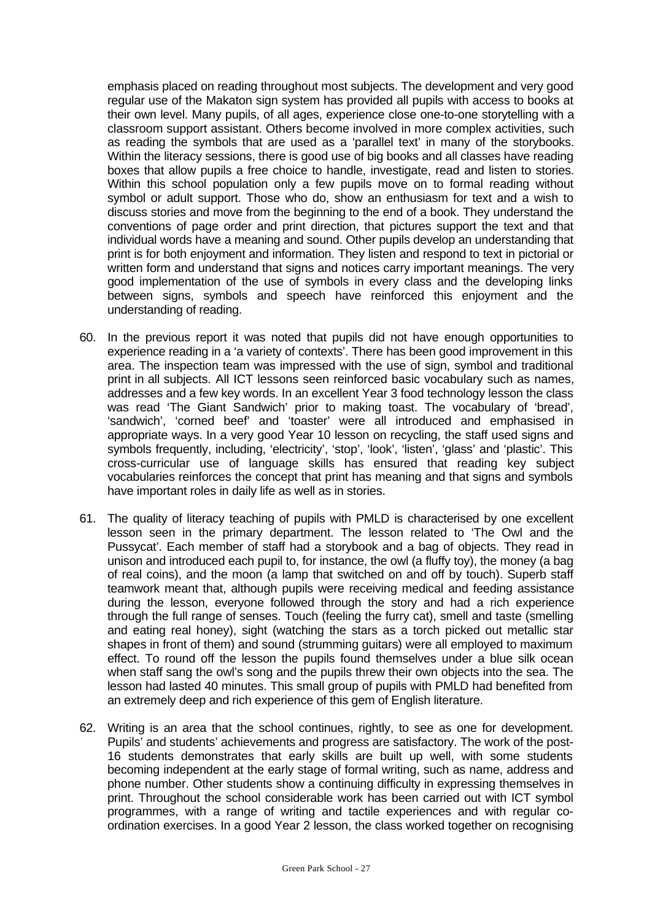emphasis placed on reading throughout most subjects. The development and very good regular use of the Makaton sign system has provided all pupils with access to books at their own level. Many pupils, of all ages, experience close one-to-one storytelling with a classroom support assistant. Others become involved in more complex activities, such as reading the symbols that are used as a 'parallel text' in many of the storybooks. Within the literacy sessions, there is good use of big books and all classes have reading boxes that allow pupils a free choice to handle, investigate, read and listen to stories. Within this school population only a few pupils move on to formal reading without symbol or adult support. Those who do, show an enthusiasm for text and a wish to discuss stories and move from the beginning to the end of a book. They understand the conventions of page order and print direction, that pictures support the text and that individual words have a meaning and sound. Other pupils develop an understanding that print is for both enjoyment and information. They listen and respond to text in pictorial or written form and understand that signs and notices carry important meanings. The very good implementation of the use of symbols in every class and the developing links between signs, symbols and speech have reinforced this enjoyment and the understanding of reading.

60. In the previous report it was noted that pupils did not have enough opportunities to experience reading in a 'a variety of contexts'. There has been good improvement in this area. The inspection team was impressed with the use of sign, symbol and traditional print in all subjects. All ICT lessons seen reinforced basic vocabulary such as names, addresses and a few key words. In an excellent Year 3 food technology lesson the class was read 'The Giant Sandwich' prior to making toast. The vocabulary of 'bread', 'sandwich', 'corned beef' and 'toaster' were all introduced and emphasised in appropriate ways. In a very good Year 10 lesson on recycling, the staff used signs and symbols frequently, including, 'electricity', 'stop', 'look', 'listen', 'glass' and 'plastic'. This cross-curricular use of language skills has ensured that reading key subject vocabularies reinforces the concept that print has meaning and that signs and symbols have important roles in daily life as well as in stories.

61. The quality of literacy teaching of pupils with PMLD is characterised by one excellent lesson seen in the primary department. The lesson related to 'The Owl and the Pussycat'. Each member of staff had a storybook and a bag of objects. They read in unison and introduced each pupil to, for instance, the owl (a fluffy toy), the money (a bag of real coins), and the moon (a lamp that switched on and off by touch). Superb staff teamwork meant that, although pupils were receiving medical and feeding assistance during the lesson, everyone followed through the story and had a rich experience through the full range of senses. Touch (feeling the furry cat), smell and taste (smelling and eating real honey), sight (watching the stars as a torch picked out metallic star shapes in front of them) and sound (strumming guitars) were all employed to maximum effect. To round off the lesson the pupils found themselves under a blue silk ocean when staff sang the owl's song and the pupils threw their own objects into the sea. The lesson had lasted 40 minutes. This small group of pupils with PMLD had benefited from an extremely deep and rich experience of this gem of English literature.

62. Writing is an area that the school continues, rightly, to see as one for development. Pupils' and students' achievements and progress are satisfactory. The work of the post-16 students demonstrates that early skills are built up well, with some students becoming independent at the early stage of formal writing, such as name, address and phone number. Other students show a continuing difficulty in expressing themselves in print. Throughout the school considerable work has been carried out with ICT symbol programmes, with a range of writing and tactile experiences and with regular co-ordination exercises. In a good Year 2 lesson, the class worked together on recognising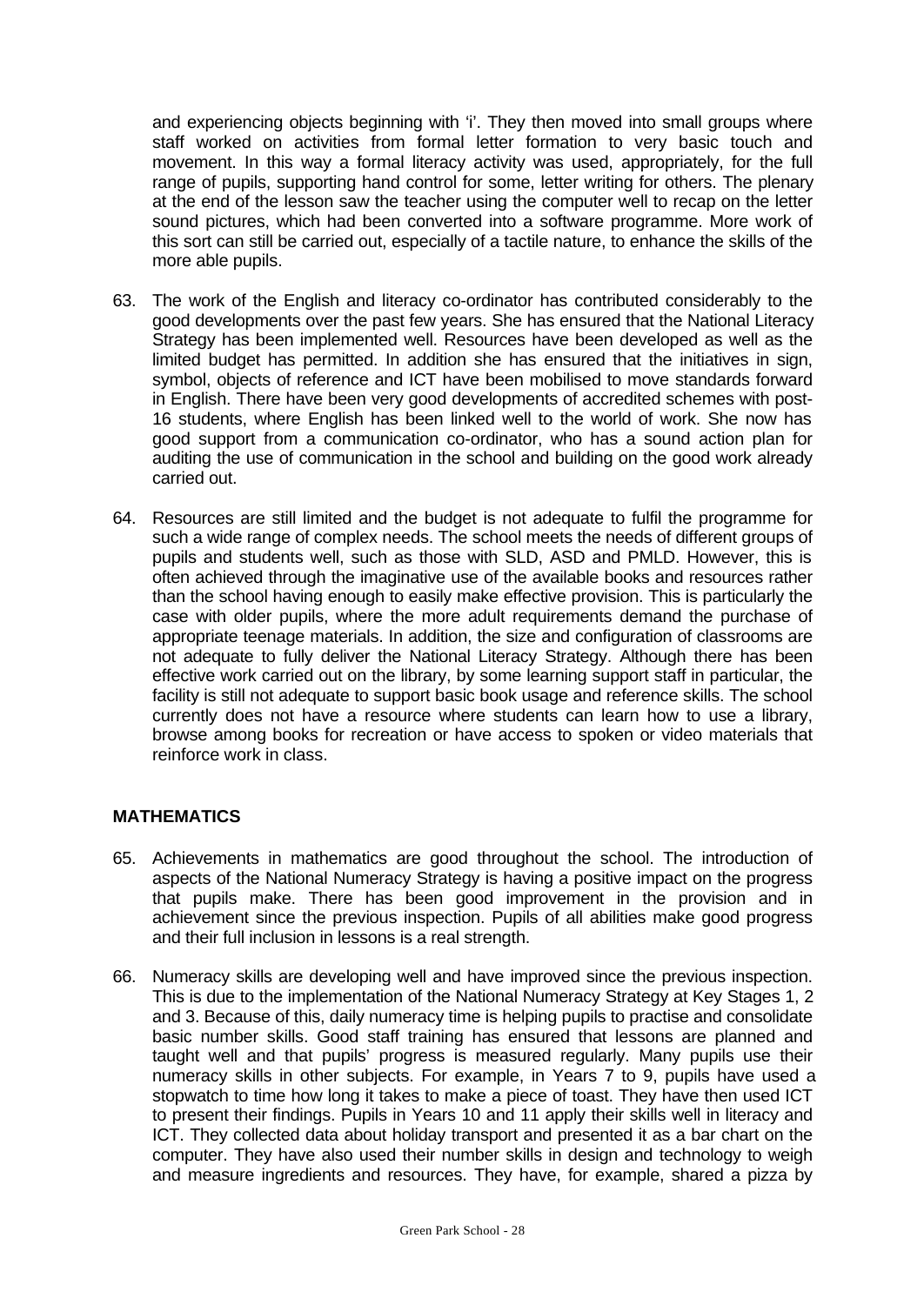and experiencing objects beginning with 'i'. They then moved into small groups where staff worked on activities from formal letter formation to very basic touch and movement. In this way a formal literacy activity was used, appropriately, for the full range of pupils, supporting hand control for some, letter writing for others. The plenary at the end of the lesson saw the teacher using the computer well to recap on the letter sound pictures, which had been converted into a software programme. More work of this sort can still be carried out, especially of a tactile nature, to enhance the skills of the more able pupils.

63. The work of the English and literacy co-ordinator has contributed considerably to the good developments over the past few years. She has ensured that the National Literacy Strategy has been implemented well. Resources have been developed as well as the limited budget has permitted. In addition she has ensured that the initiatives in sign, symbol, objects of reference and ICT have been mobilised to move standards forward in English. There have been very good developments of accredited schemes with post-16 students, where English has been linked well to the world of work. She now has good support from a communication co-ordinator, who has a sound action plan for auditing the use of communication in the school and building on the good work already carried out.

64. Resources are still limited and the budget is not adequate to fulfil the programme for such a wide range of complex needs. The school meets the needs of different groups of pupils and students well, such as those with SLD, ASD and PMLD. However, this is often achieved through the imaginative use of the available books and resources rather than the school having enough to easily make effective provision. This is particularly the case with older pupils, where the more adult requirements demand the purchase of appropriate teenage materials. In addition, the size and configuration of classrooms are not adequate to fully deliver the National Literacy Strategy. Although there has been effective work carried out on the library, by some learning support staff in particular, the facility is still not adequate to support basic book usage and reference skills. The school currently does not have a resource where students can learn how to use a library, browse among books for recreation or have access to spoken or video materials that reinforce work in class.

## MATHEMATICS

65. Achievements in mathematics are good throughout the school. The introduction of aspects of the National Numeracy Strategy is having a positive impact on the progress that pupils make. There has been good improvement in the provision and in achievement since the previous inspection. Pupils of all abilities make good progress and their full inclusion in lessons is a real strength.

66. Numeracy skills are developing well and have improved since the previous inspection. This is due to the implementation of the National Numeracy Strategy at Key Stages 1, 2 and 3. Because of this, daily numeracy time is helping pupils to practise and consolidate basic number skills. Good staff training has ensured that lessons are planned and taught well and that pupils' progress is measured regularly. Many pupils use their numeracy skills in other subjects. For example, in Years 7 to 9, pupils have used a stopwatch to time how long it takes to make a piece of toast. They have then used ICT to present their findings. Pupils in Years 10 and 11 apply their skills well in literacy and ICT. They collected data about holiday transport and presented it as a bar chart on the computer. They have also used their number skills in design and technology to weigh and measure ingredients and resources. They have, for example, shared a pizza by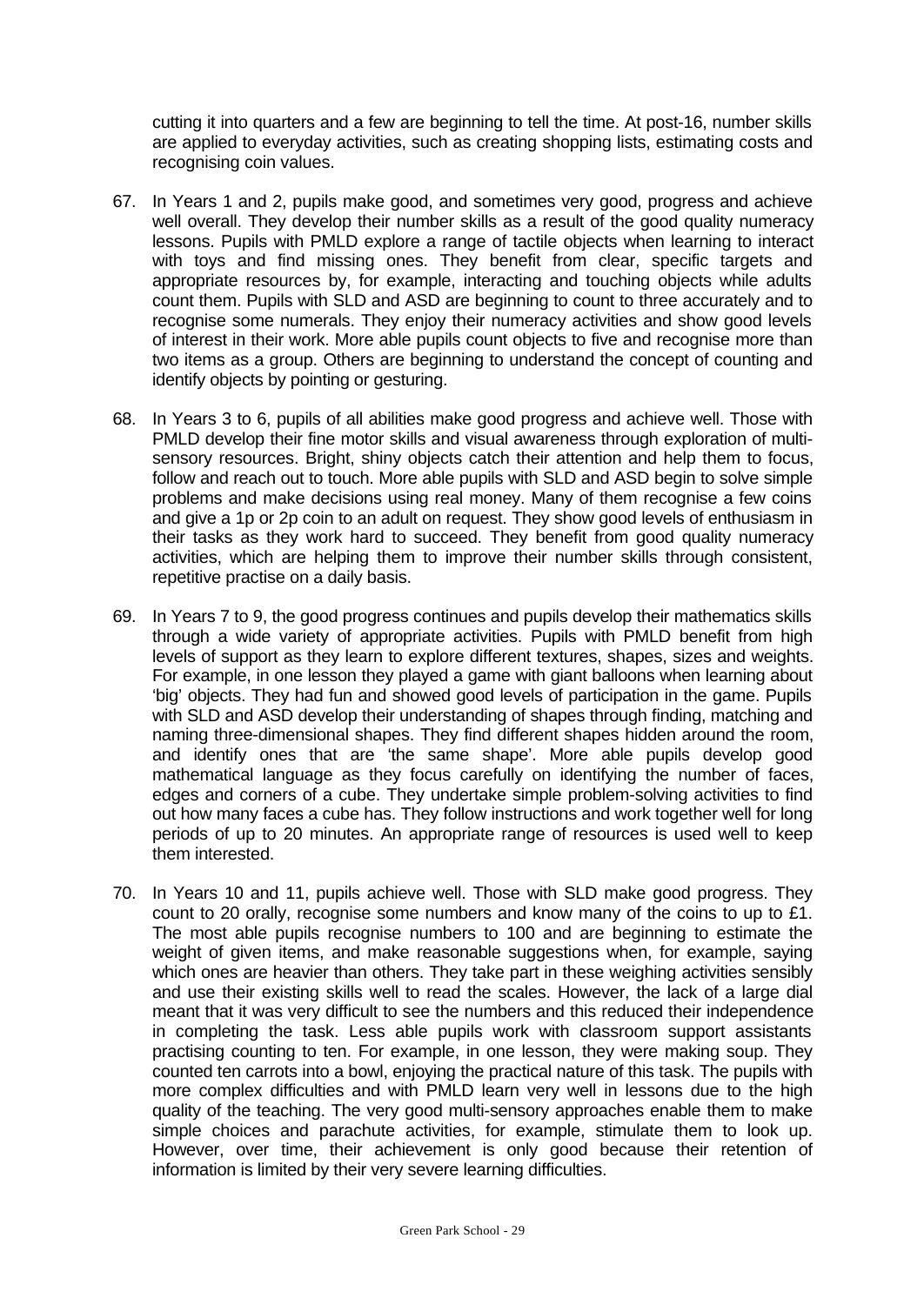cutting it into quarters and a few are beginning to tell the time. At post-16, number skills are applied to everyday activities, such as creating shopping lists, estimating costs and recognising coin values.

67. In Years 1 and 2, pupils make good, and sometimes very good, progress and achieve well overall. They develop their number skills as a result of the good quality numeracy lessons. Pupils with PMLD explore a range of tactile objects when learning to interact with toys and find missing ones. They benefit from clear, specific targets and appropriate resources by, for example, interacting and touching objects while adults count them. Pupils with SLD and ASD are beginning to count to three accurately and to recognise some numerals. They enjoy their numeracy activities and show good levels of interest in their work. More able pupils count objects to five and recognise more than two items as a group. Others are beginning to understand the concept of counting and identify objects by pointing or gesturing.

68. In Years 3 to 6, pupils of all abilities make good progress and achieve well. Those with PMLD develop their fine motor skills and visual awareness through exploration of multi-sensory resources. Bright, shiny objects catch their attention and help them to focus, follow and reach out to touch. More able pupils with SLD and ASD begin to solve simple problems and make decisions using real money. Many of them recognise a few coins and give a 1p or 2p coin to an adult on request. They show good levels of enthusiasm in their tasks as they work hard to succeed. They benefit from good quality numeracy activities, which are helping them to improve their number skills through consistent, repetitive practise on a daily basis.

69. In Years 7 to 9, the good progress continues and pupils develop their mathematics skills through a wide variety of appropriate activities. Pupils with PMLD benefit from high levels of support as they learn to explore different textures, shapes, sizes and weights. For example, in one lesson they played a game with giant balloons when learning about 'big' objects. They had fun and showed good levels of participation in the game. Pupils with SLD and ASD develop their understanding of shapes through finding, matching and naming three-dimensional shapes. They find different shapes hidden around the room, and identify ones that are 'the same shape'. More able pupils develop good mathematical language as they focus carefully on identifying the number of faces, edges and corners of a cube. They undertake simple problem-solving activities to find out how many faces a cube has. They follow instructions and work together well for long periods of up to 20 minutes. An appropriate range of resources is used well to keep them interested.

70. In Years 10 and 11, pupils achieve well. Those with SLD make good progress. They count to 20 orally, recognise some numbers and know many of the coins to up to £1. The most able pupils recognise numbers to 100 and are beginning to estimate the weight of given items, and make reasonable suggestions when, for example, saying which ones are heavier than others. They take part in these weighing activities sensibly and use their existing skills well to read the scales. However, the lack of a large dial meant that it was very difficult to see the numbers and this reduced their independence in completing the task. Less able pupils work with classroom support assistants practising counting to ten. For example, in one lesson, they were making soup. They counted ten carrots into a bowl, enjoying the practical nature of this task. The pupils with more complex difficulties and with PMLD learn very well in lessons due to the high quality of the teaching. The very good multi-sensory approaches enable them to make simple choices and parachute activities, for example, stimulate them to look up. However, over time, their achievement is only good because their retention of information is limited by their very severe learning difficulties.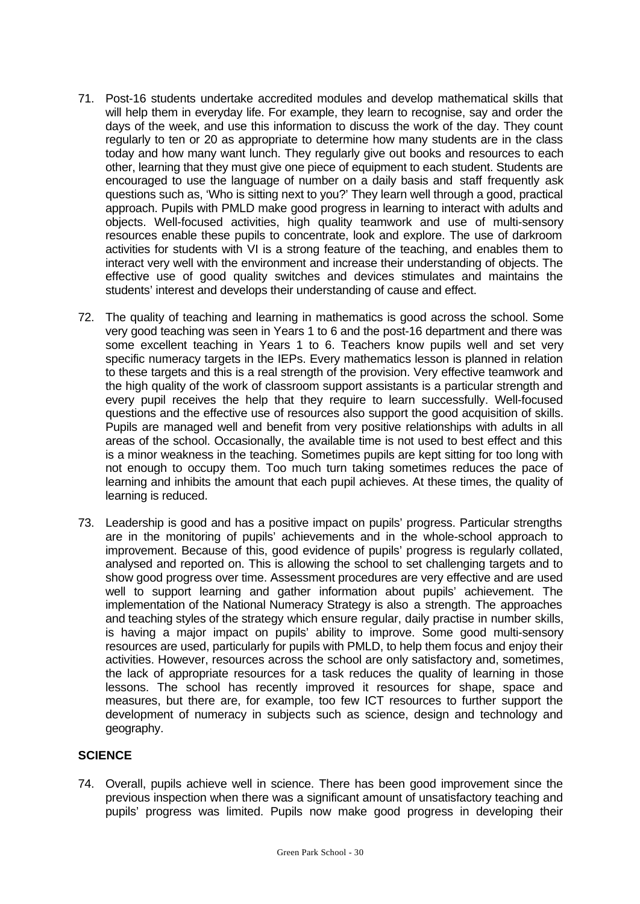71. Post-16 students undertake accredited modules and develop mathematical skills that will help them in everyday life. For example, they learn to recognise, say and order the days of the week, and use this information to discuss the work of the day. They count regularly to ten or 20 as appropriate to determine how many students are in the class today and how many want lunch. They regularly give out books and resources to each other, learning that they must give one piece of equipment to each student. Students are encouraged to use the language of number on a daily basis and staff frequently ask questions such as, 'Who is sitting next to you?' They learn well through a good, practical approach. Pupils with PMLD make good progress in learning to interact with adults and objects. Well-focused activities, high quality teamwork and use of multi-sensory resources enable these pupils to concentrate, look and explore. The use of darkroom activities for students with VI is a strong feature of the teaching, and enables them to interact very well with the environment and increase their understanding of objects. The effective use of good quality switches and devices stimulates and maintains the students' interest and develops their understanding of cause and effect.

72. The quality of teaching and learning in mathematics is good across the school. Some very good teaching was seen in Years 1 to 6 and the post-16 department and there was some excellent teaching in Years 1 to 6. Teachers know pupils well and set very specific numeracy targets in the IEPs. Every mathematics lesson is planned in relation to these targets and this is a real strength of the provision. Very effective teamwork and the high quality of the work of classroom support assistants is a particular strength and every pupil receives the help that they require to learn successfully. Well-focused questions and the effective use of resources also support the good acquisition of skills. Pupils are managed well and benefit from very positive relationships with adults in all areas of the school. Occasionally, the available time is not used to best effect and this is a minor weakness in the teaching. Sometimes pupils are kept sitting for too long with not enough to occupy them. Too much turn taking sometimes reduces the pace of learning and inhibits the amount that each pupil achieves. At these times, the quality of learning is reduced.

73. Leadership is good and has a positive impact on pupils' progress. Particular strengths are in the monitoring of pupils' achievements and in the whole-school approach to improvement. Because of this, good evidence of pupils' progress is regularly collated, analysed and reported on. This is allowing the school to set challenging targets and to show good progress over time. Assessment procedures are very effective and are used well to support learning and gather information about pupils' achievement. The implementation of the National Numeracy Strategy is also a strength. The approaches and teaching styles of the strategy which ensure regular, daily practise in number skills, is having a major impact on pupils' ability to improve. Some good multi-sensory resources are used, particularly for pupils with PMLD, to help them focus and enjoy their activities. However, resources across the school are only satisfactory and, sometimes, the lack of appropriate resources for a task reduces the quality of learning in those lessons. The school has recently improved it resources for shape, space and measures, but there are, for example, too few ICT resources to further support the development of numeracy in subjects such as science, design and technology and geography.

## SCIENCE

74. Overall, pupils achieve well in science. There has been good improvement since the previous inspection when there was a significant amount of unsatisfactory teaching and pupils' progress was limited. Pupils now make good progress in developing their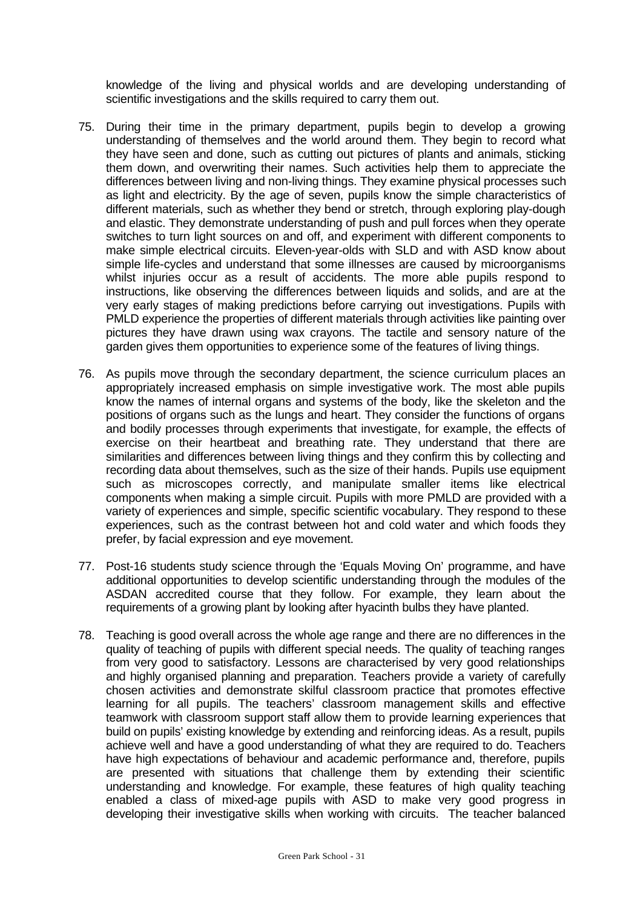knowledge of the living and physical worlds and are developing understanding of scientific investigations and the skills required to carry them out.

75. During their time in the primary department, pupils begin to develop a growing understanding of themselves and the world around them. They begin to record what they have seen and done, such as cutting out pictures of plants and animals, sticking them down, and overwriting their names. Such activities help them to appreciate the differences between living and non-living things. They examine physical processes such as light and electricity. By the age of seven, pupils know the simple characteristics of different materials, such as whether they bend or stretch, through exploring play-dough and elastic. They demonstrate understanding of push and pull forces when they operate switches to turn light sources on and off, and experiment with different components to make simple electrical circuits. Eleven-year-olds with SLD and with ASD know about simple life-cycles and understand that some illnesses are caused by microorganisms whilst injuries occur as a result of accidents. The more able pupils respond to instructions, like observing the differences between liquids and solids, and are at the very early stages of making predictions before carrying out investigations. Pupils with PMLD experience the properties of different materials through activities like painting over pictures they have drawn using wax crayons. The tactile and sensory nature of the garden gives them opportunities to experience some of the features of living things.

76. As pupils move through the secondary department, the science curriculum places an appropriately increased emphasis on simple investigative work. The most able pupils know the names of internal organs and systems of the body, like the skeleton and the positions of organs such as the lungs and heart. They consider the functions of organs and bodily processes through experiments that investigate, for example, the effects of exercise on their heartbeat and breathing rate. They understand that there are similarities and differences between living things and they confirm this by collecting and recording data about themselves, such as the size of their hands. Pupils use equipment such as microscopes correctly, and manipulate smaller items like electrical components when making a simple circuit. Pupils with more PMLD are provided with a variety of experiences and simple, specific scientific vocabulary. They respond to these experiences, such as the contrast between hot and cold water and which foods they prefer, by facial expression and eye movement.

77. Post-16 students study science through the 'Equals Moving On' programme, and have additional opportunities to develop scientific understanding through the modules of the ASDAN accredited course that they follow. For example, they learn about the requirements of a growing plant by looking after hyacinth bulbs they have planted.

78. Teaching is good overall across the whole age range and there are no differences in the quality of teaching of pupils with different special needs. The quality of teaching ranges from very good to satisfactory. Lessons are characterised by very good relationships and highly organised planning and preparation. Teachers provide a variety of carefully chosen activities and demonstrate skilful classroom practice that promotes effective learning for all pupils. The teachers' classroom management skills and effective teamwork with classroom support staff allow them to provide learning experiences that build on pupils' existing knowledge by extending and reinforcing ideas. As a result, pupils achieve well and have a good understanding of what they are required to do. Teachers have high expectations of behaviour and academic performance and, therefore, pupils are presented with situations that challenge them by extending their scientific understanding and knowledge. For example, these features of high quality teaching enabled a class of mixed-age pupils with ASD to make very good progress in developing their investigative skills when working with circuits. The teacher balanced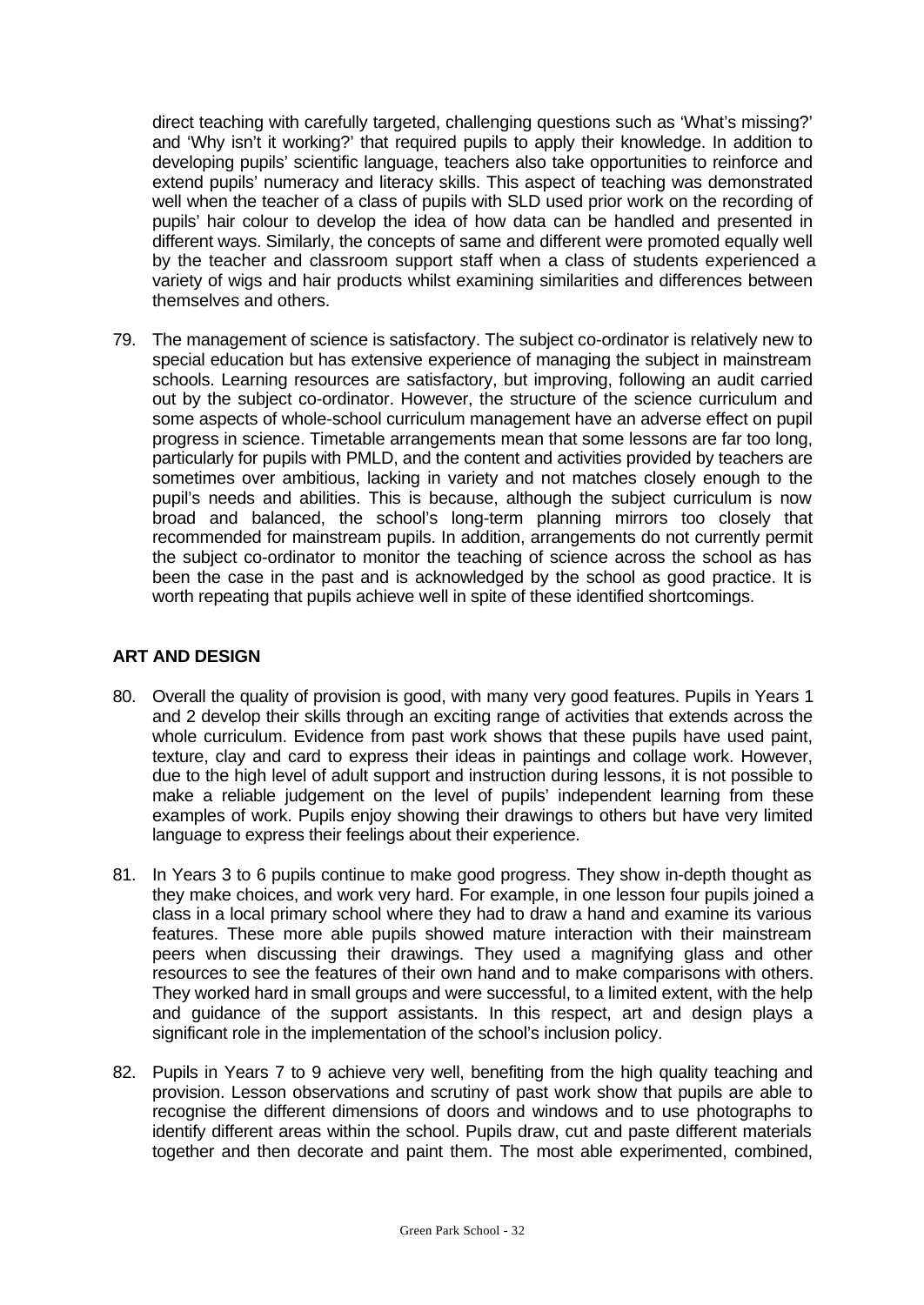direct teaching with carefully targeted, challenging questions such as 'What's missing?' and 'Why isn't it working?' that required pupils to apply their knowledge. In addition to developing pupils' scientific language, teachers also take opportunities to reinforce and extend pupils' numeracy and literacy skills. This aspect of teaching was demonstrated well when the teacher of a class of pupils with SLD used prior work on the recording of pupils' hair colour to develop the idea of how data can be handled and presented in different ways. Similarly, the concepts of same and different were promoted equally well by the teacher and classroom support staff when a class of students experienced a variety of wigs and hair products whilst examining similarities and differences between themselves and others.

79. The management of science is satisfactory. The subject co-ordinator is relatively new to special education but has extensive experience of managing the subject in mainstream schools. Learning resources are satisfactory, but improving, following an audit carried out by the subject co-ordinator. However, the structure of the science curriculum and some aspects of whole-school curriculum management have an adverse effect on pupil progress in science. Timetable arrangements mean that some lessons are far too long, particularly for pupils with PMLD, and the content and activities provided by teachers are sometimes over ambitious, lacking in variety and not matches closely enough to the pupil's needs and abilities. This is because, although the subject curriculum is now broad and balanced, the school's long-term planning mirrors too closely that recommended for mainstream pupils. In addition, arrangements do not currently permit the subject co-ordinator to monitor the teaching of science across the school as has been the case in the past and is acknowledged by the school as good practice. It is worth repeating that pupils achieve well in spite of these identified shortcomings.

## ART AND DESIGN

80. Overall the quality of provision is good, with many very good features. Pupils in Years 1 and 2 develop their skills through an exciting range of activities that extends across the whole curriculum. Evidence from past work shows that these pupils have used paint, texture, clay and card to express their ideas in paintings and collage work. However, due to the high level of adult support and instruction during lessons, it is not possible to make a reliable judgement on the level of pupils' independent learning from these examples of work. Pupils enjoy showing their drawings to others but have very limited language to express their feelings about their experience.

81. In Years 3 to 6 pupils continue to make good progress. They show in-depth thought as they make choices, and work very hard. For example, in one lesson four pupils joined a class in a local primary school where they had to draw a hand and examine its various features. These more able pupils showed mature interaction with their mainstream peers when discussing their drawings. They used a magnifying glass and other resources to see the features of their own hand and to make comparisons with others. They worked hard in small groups and were successful, to a limited extent, with the help and guidance of the support assistants. In this respect, art and design plays a significant role in the implementation of the school's inclusion policy.

82. Pupils in Years 7 to 9 achieve very well, benefiting from the high quality teaching and provision. Lesson observations and scrutiny of past work show that pupils are able to recognise the different dimensions of doors and windows and to use photographs to identify different areas within the school. Pupils draw, cut and paste different materials together and then decorate and paint them. The most able experimented, combined,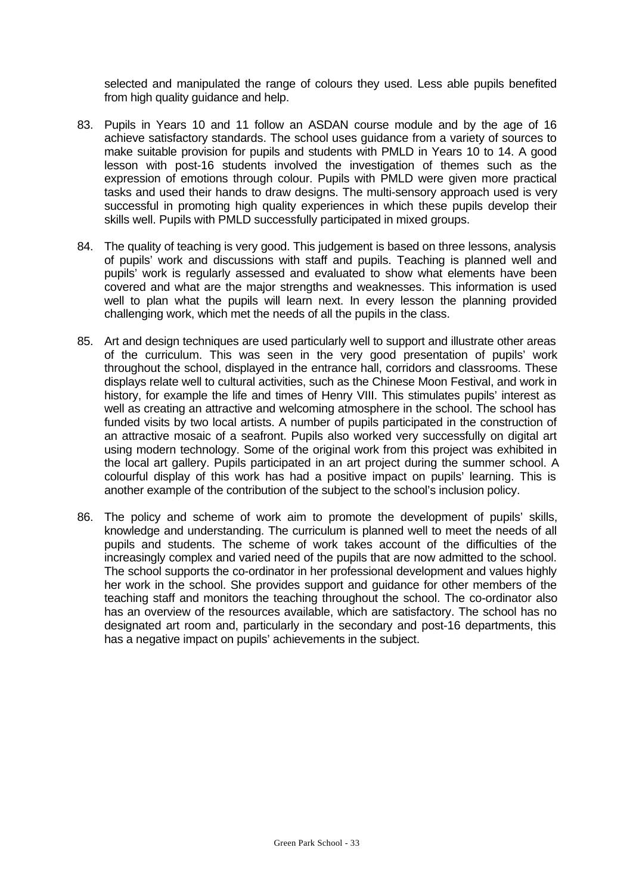selected and manipulated the range of colours they used. Less able pupils benefited from high quality guidance and help.

83. Pupils in Years 10 and 11 follow an ASDAN course module and by the age of 16 achieve satisfactory standards. The school uses guidance from a variety of sources to make suitable provision for pupils and students with PMLD in Years 10 to 14. A good lesson with post-16 students involved the investigation of themes such as the expression of emotions through colour. Pupils with PMLD were given more practical tasks and used their hands to draw designs. The multi-sensory approach used is very successful in promoting high quality experiences in which these pupils develop their skills well. Pupils with PMLD successfully participated in mixed groups.

84. The quality of teaching is very good. This judgement is based on three lessons, analysis of pupils' work and discussions with staff and pupils. Teaching is planned well and pupils' work is regularly assessed and evaluated to show what elements have been covered and what are the major strengths and weaknesses. This information is used well to plan what the pupils will learn next. In every lesson the planning provided challenging work, which met the needs of all the pupils in the class.

85. Art and design techniques are used particularly well to support and illustrate other areas of the curriculum. This was seen in the very good presentation of pupils' work throughout the school, displayed in the entrance hall, corridors and classrooms. These displays relate well to cultural activities, such as the Chinese Moon Festival, and work in history, for example the life and times of Henry VIII. This stimulates pupils' interest as well as creating an attractive and welcoming atmosphere in the school. The school has funded visits by two local artists. A number of pupils participated in the construction of an attractive mosaic of a seafront. Pupils also worked very successfully on digital art using modern technology. Some of the original work from this project was exhibited in the local art gallery. Pupils participated in an art project during the summer school. A colourful display of this work has had a positive impact on pupils' learning. This is another example of the contribution of the subject to the school's inclusion policy.

86. The policy and scheme of work aim to promote the development of pupils' skills, knowledge and understanding. The curriculum is planned well to meet the needs of all pupils and students. The scheme of work takes account of the difficulties of the increasingly complex and varied need of the pupils that are now admitted to the school. The school supports the co-ordinator in her professional development and values highly her work in the school. She provides support and guidance for other members of the teaching staff and monitors the teaching throughout the school. The co-ordinator also has an overview of the resources available, which are satisfactory. The school has no designated art room and, particularly in the secondary and post-16 departments, this has a negative impact on pupils' achievements in the subject.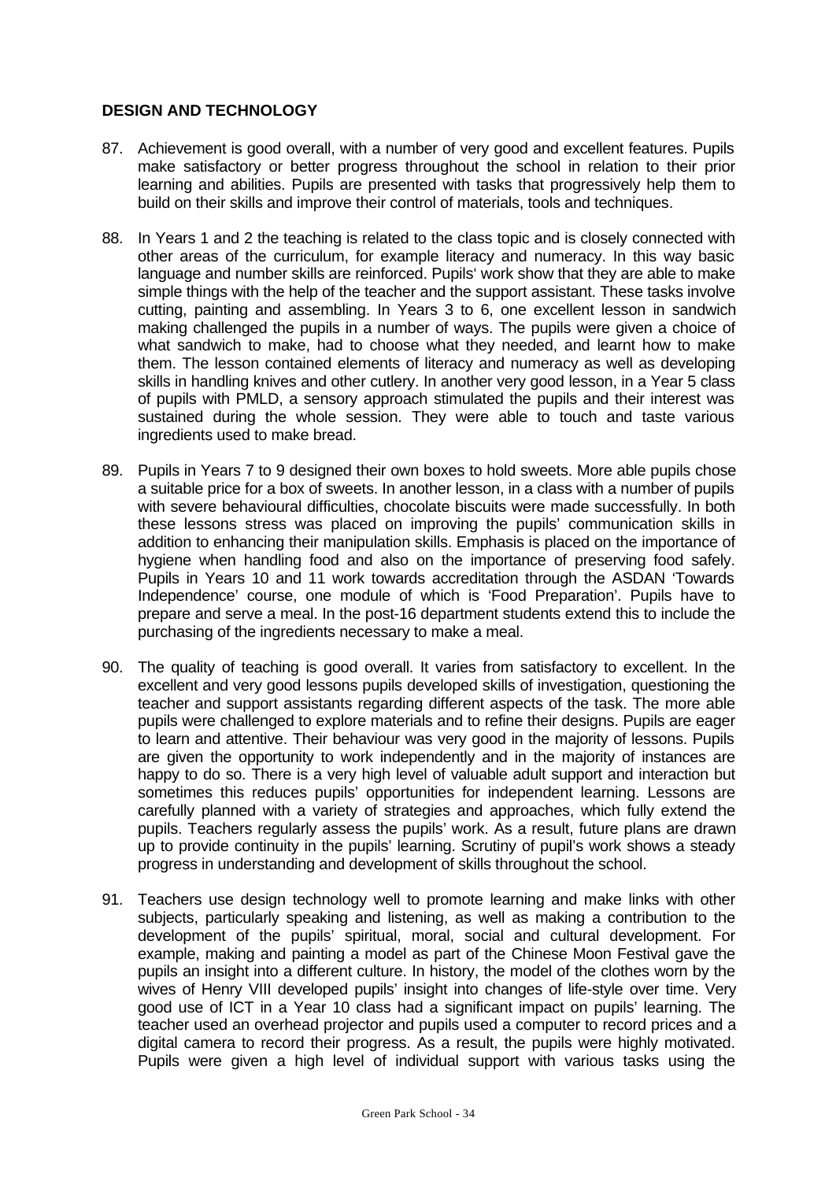## DESIGN AND TECHNOLOGY

87. Achievement is good overall, with a number of very good and excellent features. Pupils make satisfactory or better progress throughout the school in relation to their prior learning and abilities. Pupils are presented with tasks that progressively help them to build on their skills and improve their control of materials, tools and techniques.

88. In Years 1 and 2 the teaching is related to the class topic and is closely connected with other areas of the curriculum, for example literacy and numeracy. In this way basic language and number skills are reinforced. Pupils' work show that they are able to make simple things with the help of the teacher and the support assistant. These tasks involve cutting, painting and assembling. In Years 3 to 6, one excellent lesson in sandwich making challenged the pupils in a number of ways. The pupils were given a choice of what sandwich to make, had to choose what they needed, and learnt how to make them. The lesson contained elements of literacy and numeracy as well as developing skills in handling knives and other cutlery. In another very good lesson, in a Year 5 class of pupils with PMLD, a sensory approach stimulated the pupils and their interest was sustained during the whole session. They were able to touch and taste various ingredients used to make bread.

89. Pupils in Years 7 to 9 designed their own boxes to hold sweets. More able pupils chose a suitable price for a box of sweets. In another lesson, in a class with a number of pupils with severe behavioural difficulties, chocolate biscuits were made successfully. In both these lessons stress was placed on improving the pupils' communication skills in addition to enhancing their manipulation skills. Emphasis is placed on the importance of hygiene when handling food and also on the importance of preserving food safely. Pupils in Years 10 and 11 work towards accreditation through the ASDAN 'Towards Independence' course, one module of which is 'Food Preparation'. Pupils have to prepare and serve a meal. In the post-16 department students extend this to include the purchasing of the ingredients necessary to make a meal.

90. The quality of teaching is good overall. It varies from satisfactory to excellent. In the excellent and very good lessons pupils developed skills of investigation, questioning the teacher and support assistants regarding different aspects of the task. The more able pupils were challenged to explore materials and to refine their designs. Pupils are eager to learn and attentive. Their behaviour was very good in the majority of lessons. Pupils are given the opportunity to work independently and in the majority of instances are happy to do so. There is a very high level of valuable adult support and interaction but sometimes this reduces pupils' opportunities for independent learning. Lessons are carefully planned with a variety of strategies and approaches, which fully extend the pupils. Teachers regularly assess the pupils' work. As a result, future plans are drawn up to provide continuity in the pupils' learning. Scrutiny of pupil's work shows a steady progress in understanding and development of skills throughout the school.

91. Teachers use design technology well to promote learning and make links with other subjects, particularly speaking and listening, as well as making a contribution to the development of the pupils' spiritual, moral, social and cultural development. For example, making and painting a model as part of the Chinese Moon Festival gave the pupils an insight into a different culture. In history, the model of the clothes worn by the wives of Henry VIII developed pupils' insight into changes of life-style over time. Very good use of ICT in a Year 10 class had a significant impact on pupils' learning. The teacher used an overhead projector and pupils used a computer to record prices and a digital camera to record their progress. As a result, the pupils were highly motivated. Pupils were given a high level of individual support with various tasks using the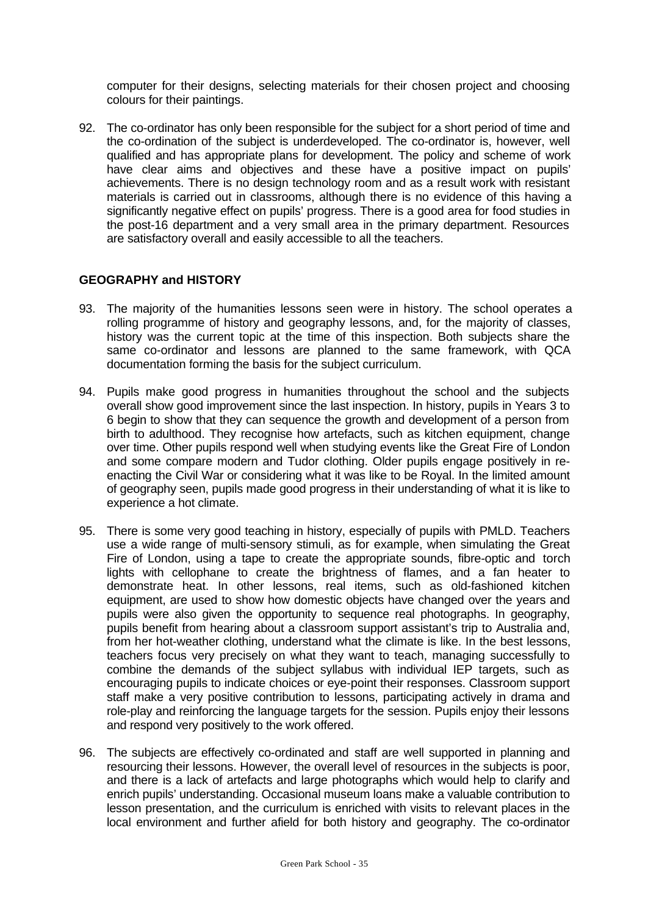computer for their designs, selecting materials for their chosen project and choosing colours for their paintings.

92. The co-ordinator has only been responsible for the subject for a short period of time and the co-ordination of the subject is underdeveloped. The co-ordinator is, however, well qualified and has appropriate plans for development. The policy and scheme of work have clear aims and objectives and these have a positive impact on pupils' achievements. There is no design technology room and as a result work with resistant materials is carried out in classrooms, although there is no evidence of this having a significantly negative effect on pupils' progress. There is a good area for food studies in the post-16 department and a very small area in the primary department. Resources are satisfactory overall and easily accessible to all the teachers.

## GEOGRAPHY and HISTORY

93. The majority of the humanities lessons seen were in history. The school operates a rolling programme of history and geography lessons, and, for the majority of classes, history was the current topic at the time of this inspection. Both subjects share the same co-ordinator and lessons are planned to the same framework, with QCA documentation forming the basis for the subject curriculum.

94. Pupils make good progress in humanities throughout the school and the subjects overall show good improvement since the last inspection. In history, pupils in Years 3 to 6 begin to show that they can sequence the growth and development of a person from birth to adulthood. They recognise how artefacts, such as kitchen equipment, change over time. Other pupils respond well when studying events like the Great Fire of London and some compare modern and Tudor clothing. Older pupils engage positively in re-enacting the Civil War or considering what it was like to be Royal. In the limited amount of geography seen, pupils made good progress in their understanding of what it is like to experience a hot climate.

95. There is some very good teaching in history, especially of pupils with PMLD. Teachers use a wide range of multi-sensory stimuli, as for example, when simulating the Great Fire of London, using a tape to create the appropriate sounds, fibre-optic and torch lights with cellophane to create the brightness of flames, and a fan heater to demonstrate heat. In other lessons, real items, such as old-fashioned kitchen equipment, are used to show how domestic objects have changed over the years and pupils were also given the opportunity to sequence real photographs. In geography, pupils benefit from hearing about a classroom support assistant's trip to Australia and, from her hot-weather clothing, understand what the climate is like. In the best lessons, teachers focus very precisely on what they want to teach, managing successfully to combine the demands of the subject syllabus with individual IEP targets, such as encouraging pupils to indicate choices or eye-point their responses. Classroom support staff make a very positive contribution to lessons, participating actively in drama and role-play and reinforcing the language targets for the session. Pupils enjoy their lessons and respond very positively to the work offered.

96. The subjects are effectively co-ordinated and staff are well supported in planning and resourcing their lessons. However, the overall level of resources in the subjects is poor, and there is a lack of artefacts and large photographs which would help to clarify and enrich pupils' understanding. Occasional museum loans make a valuable contribution to lesson presentation, and the curriculum is enriched with visits to relevant places in the local environment and further afield for both history and geography. The co-ordinator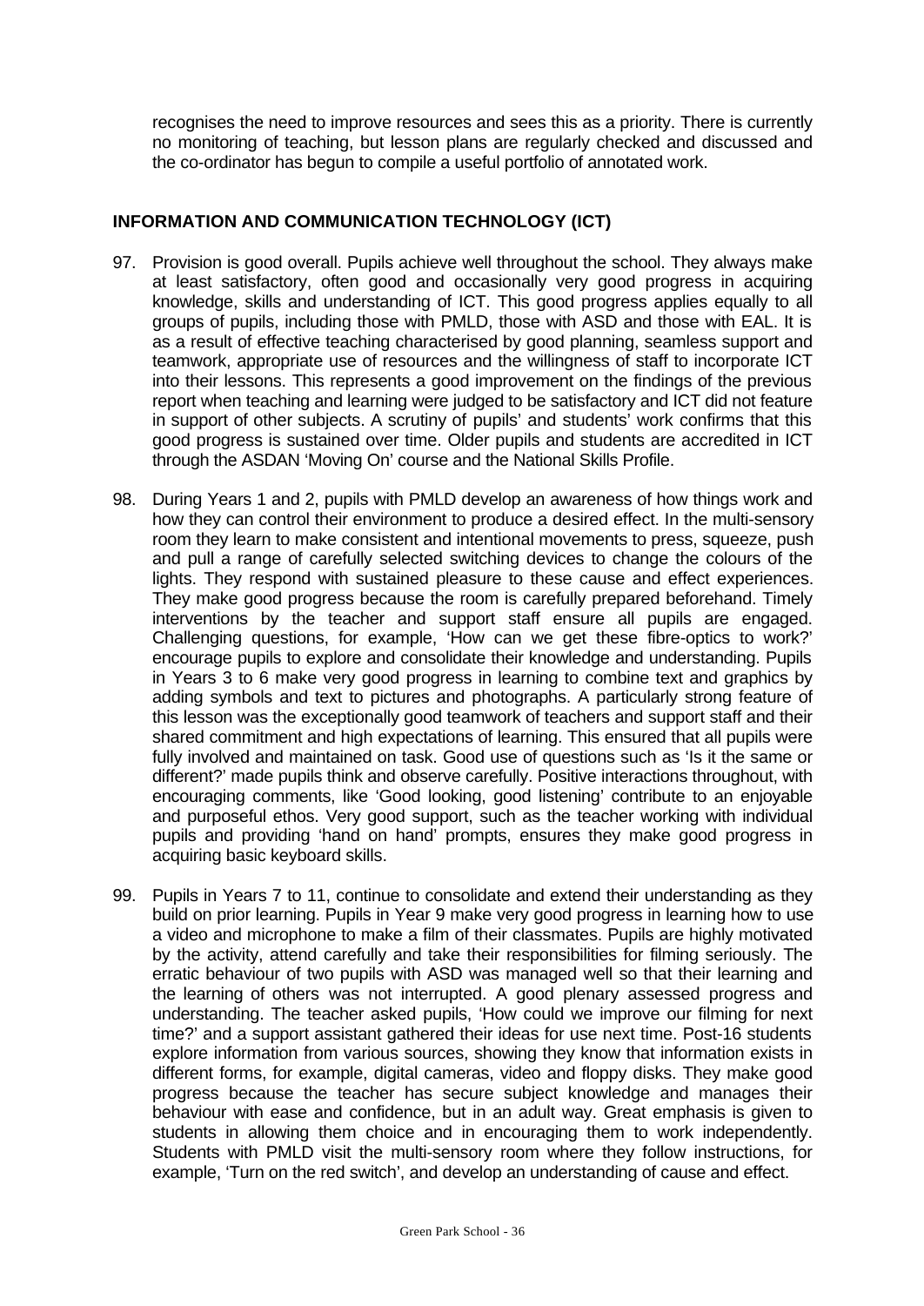recognises the need to improve resources and sees this as a priority. There is currently no monitoring of teaching, but lesson plans are regularly checked and discussed and the co-ordinator has begun to compile a useful portfolio of annotated work.

## INFORMATION AND COMMUNICATION TECHNOLOGY (ICT)

97. Provision is good overall. Pupils achieve well throughout the school. They always make at least satisfactory, often good and occasionally very good progress in acquiring knowledge, skills and understanding of ICT. This good progress applies equally to all groups of pupils, including those with PMLD, those with ASD and those with EAL. It is as a result of effective teaching characterised by good planning, seamless support and teamwork, appropriate use of resources and the willingness of staff to incorporate ICT into their lessons. This represents a good improvement on the findings of the previous report when teaching and learning were judged to be satisfactory and ICT did not feature in support of other subjects. A scrutiny of pupils' and students' work confirms that this good progress is sustained over time. Older pupils and students are accredited in ICT through the ASDAN 'Moving On' course and the National Skills Profile.

98. During Years 1 and 2, pupils with PMLD develop an awareness of how things work and how they can control their environment to produce a desired effect. In the multi-sensory room they learn to make consistent and intentional movements to press, squeeze, push and pull a range of carefully selected switching devices to change the colours of the lights. They respond with sustained pleasure to these cause and effect experiences. They make good progress because the room is carefully prepared beforehand. Timely interventions by the teacher and support staff ensure all pupils are engaged. Challenging questions, for example, 'How can we get these fibre-optics to work?' encourage pupils to explore and consolidate their knowledge and understanding. Pupils in Years 3 to 6 make very good progress in learning to combine text and graphics by adding symbols and text to pictures and photographs. A particularly strong feature of this lesson was the exceptionally good teamwork of teachers and support staff and their shared commitment and high expectations of learning. This ensured that all pupils were fully involved and maintained on task. Good use of questions such as 'Is it the same or different?' made pupils think and observe carefully. Positive interactions throughout, with encouraging comments, like 'Good looking, good listening' contribute to an enjoyable and purposeful ethos. Very good support, such as the teacher working with individual pupils and providing 'hand on hand' prompts, ensures they make good progress in acquiring basic keyboard skills.

99. Pupils in Years 7 to 11, continue to consolidate and extend their understanding as they build on prior learning. Pupils in Year 9 make very good progress in learning how to use a video and microphone to make a film of their classmates. Pupils are highly motivated by the activity, attend carefully and take their responsibilities for filming seriously. The erratic behaviour of two pupils with ASD was managed well so that their learning and the learning of others was not interrupted. A good plenary assessed progress and understanding. The teacher asked pupils, 'How could we improve our filming for next time?' and a support assistant gathered their ideas for use next time. Post-16 students explore information from various sources, showing they know that information exists in different forms, for example, digital cameras, video and floppy disks. They make good progress because the teacher has secure subject knowledge and manages their behaviour with ease and confidence, but in an adult way. Great emphasis is given to students in allowing them choice and in encouraging them to work independently. Students with PMLD visit the multi-sensory room where they follow instructions, for example, 'Turn on the red switch', and develop an understanding of cause and effect.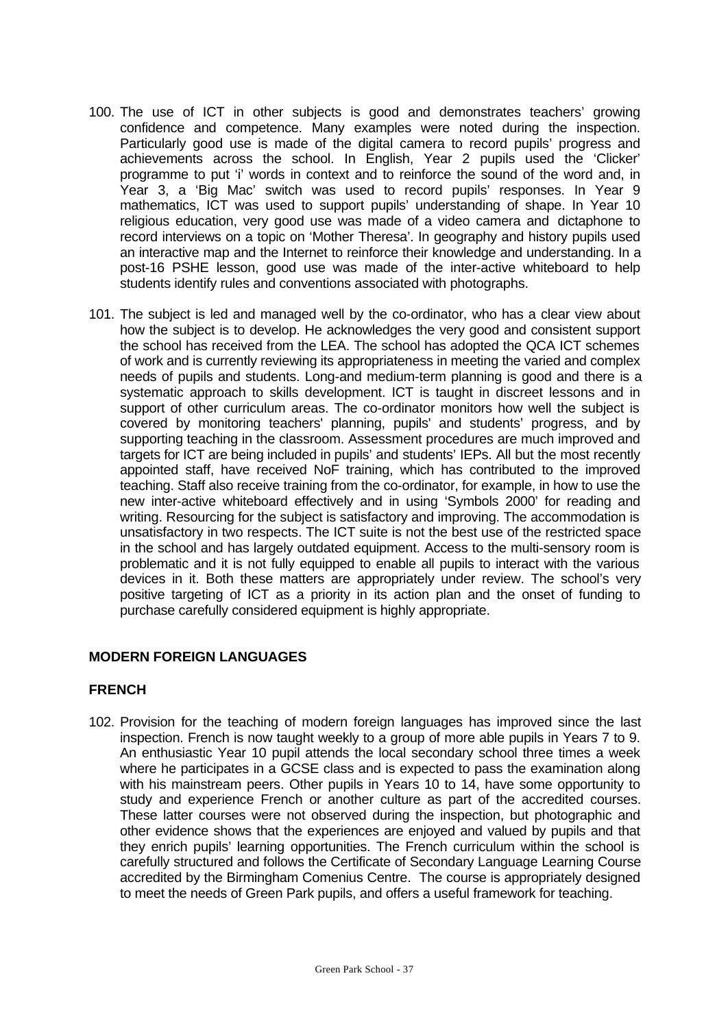100. The use of ICT in other subjects is good and demonstrates teachers' growing confidence and competence. Many examples were noted during the inspection. Particularly good use is made of the digital camera to record pupils' progress and achievements across the school. In English, Year 2 pupils used the 'Clicker' programme to put 'i' words in context and to reinforce the sound of the word and, in Year 3, a 'Big Mac' switch was used to record pupils' responses. In Year 9 mathematics, ICT was used to support pupils' understanding of shape. In Year 10 religious education, very good use was made of a video camera and dictaphone to record interviews on a topic on 'Mother Theresa'. In geography and history pupils used an interactive map and the Internet to reinforce their knowledge and understanding. In a post-16 PSHE lesson, good use was made of the inter-active whiteboard to help students identify rules and conventions associated with photographs.

101. The subject is led and managed well by the co-ordinator, who has a clear view about how the subject is to develop. He acknowledges the very good and consistent support the school has received from the LEA. The school has adopted the QCA ICT schemes of work and is currently reviewing its appropriateness in meeting the varied and complex needs of pupils and students. Long-and medium-term planning is good and there is a systematic approach to skills development. ICT is taught in discreet lessons and in support of other curriculum areas. The co-ordinator monitors how well the subject is covered by monitoring teachers' planning, pupils' and students' progress, and by supporting teaching in the classroom. Assessment procedures are much improved and targets for ICT are being included in pupils' and students' IEPs. All but the most recently appointed staff, have received NoF training, which has contributed to the improved teaching. Staff also receive training from the co-ordinator, for example, in how to use the new inter-active whiteboard effectively and in using 'Symbols 2000' for reading and writing. Resourcing for the subject is satisfactory and improving. The accommodation is unsatisfactory in two respects. The ICT suite is not the best use of the restricted space in the school and has largely outdated equipment. Access to the multi-sensory room is problematic and it is not fully equipped to enable all pupils to interact with the various devices in it. Both these matters are appropriately under review. The school's very positive targeting of ICT as a priority in its action plan and the onset of funding to purchase carefully considered equipment is highly appropriate.

## MODERN FOREIGN LANGUAGES

### FRENCH

102. Provision for the teaching of modern foreign languages has improved since the last inspection. French is now taught weekly to a group of more able pupils in Years 7 to 9. An enthusiastic Year 10 pupil attends the local secondary school three times a week where he participates in a GCSE class and is expected to pass the examination along with his mainstream peers. Other pupils in Years 10 to 14, have some opportunity to study and experience French or another culture as part of the accredited courses. These latter courses were not observed during the inspection, but photographic and other evidence shows that the experiences are enjoyed and valued by pupils and that they enrich pupils' learning opportunities. The French curriculum within the school is carefully structured and follows the Certificate of Secondary Language Learning Course accredited by the Birmingham Comenius Centre. The course is appropriately designed to meet the needs of Green Park pupils, and offers a useful framework for teaching.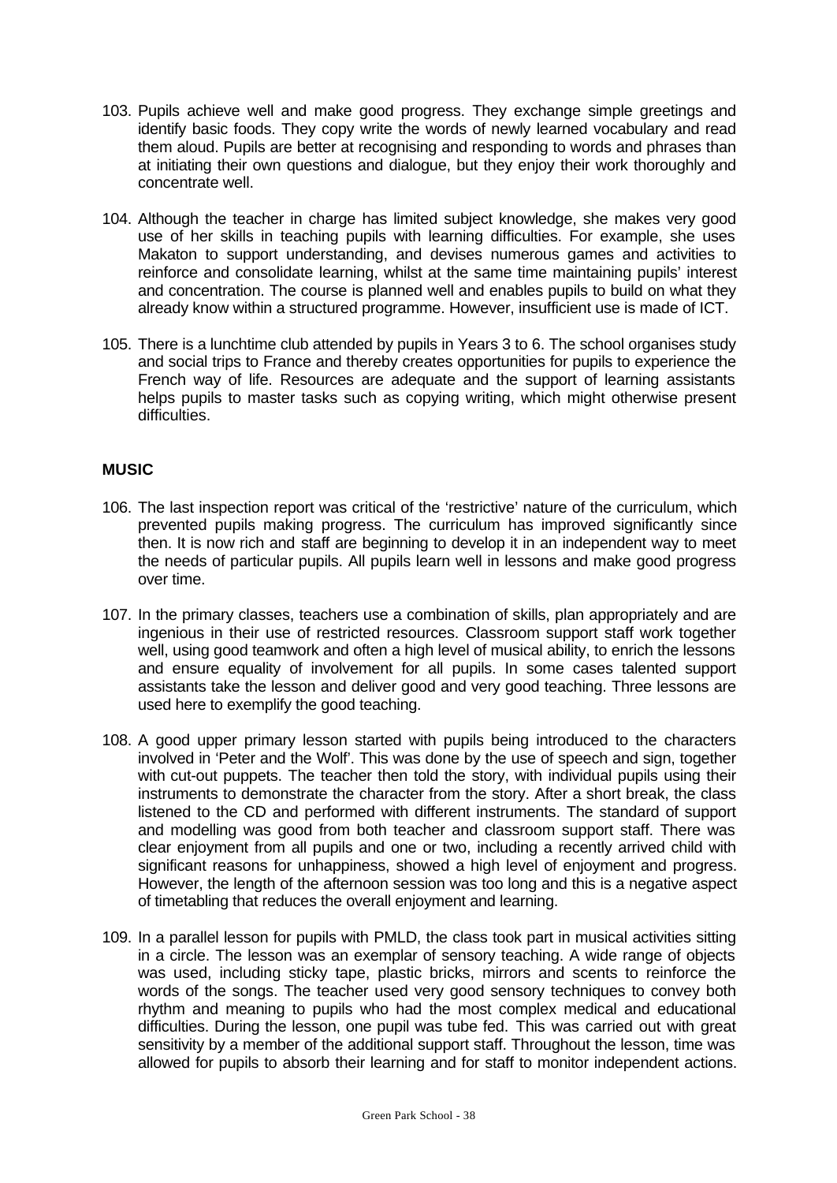103. Pupils achieve well and make good progress. They exchange simple greetings and identify basic foods. They copy write the words of newly learned vocabulary and read them aloud. Pupils are better at recognising and responding to words and phrases than at initiating their own questions and dialogue, but they enjoy their work thoroughly and concentrate well.

104. Although the teacher in charge has limited subject knowledge, she makes very good use of her skills in teaching pupils with learning difficulties. For example, she uses Makaton to support understanding, and devises numerous games and activities to reinforce and consolidate learning, whilst at the same time maintaining pupils' interest and concentration. The course is planned well and enables pupils to build on what they already know within a structured programme. However, insufficient use is made of ICT.

105. There is a lunchtime club attended by pupils in Years 3 to 6. The school organises study and social trips to France and thereby creates opportunities for pupils to experience the French way of life. Resources are adequate and the support of learning assistants helps pupils to master tasks such as copying writing, which might otherwise present difficulties.

## MUSIC

106. The last inspection report was critical of the 'restrictive' nature of the curriculum, which prevented pupils making progress. The curriculum has improved significantly since then. It is now rich and staff are beginning to develop it in an independent way to meet the needs of particular pupils. All pupils learn well in lessons and make good progress over time.

107. In the primary classes, teachers use a combination of skills, plan appropriately and are ingenious in their use of restricted resources. Classroom support staff work together well, using good teamwork and often a high level of musical ability, to enrich the lessons and ensure equality of involvement for all pupils. In some cases talented support assistants take the lesson and deliver good and very good teaching. Three lessons are used here to exemplify the good teaching.

108. A good upper primary lesson started with pupils being introduced to the characters involved in 'Peter and the Wolf'. This was done by the use of speech and sign, together with cut-out puppets. The teacher then told the story, with individual pupils using their instruments to demonstrate the character from the story. After a short break, the class listened to the CD and performed with different instruments. The standard of support and modelling was good from both teacher and classroom support staff. There was clear enjoyment from all pupils and one or two, including a recently arrived child with significant reasons for unhappiness, showed a high level of enjoyment and progress. However, the length of the afternoon session was too long and this is a negative aspect of timetabling that reduces the overall enjoyment and learning.

109. In a parallel lesson for pupils with PMLD, the class took part in musical activities sitting in a circle. The lesson was an exemplar of sensory teaching. A wide range of objects was used, including sticky tape, plastic bricks, mirrors and scents to reinforce the words of the songs. The teacher used very good sensory techniques to convey both rhythm and meaning to pupils who had the most complex medical and educational difficulties. During the lesson, one pupil was tube fed. This was carried out with great sensitivity by a member of the additional support staff. Throughout the lesson, time was allowed for pupils to absorb their learning and for staff to monitor independent actions.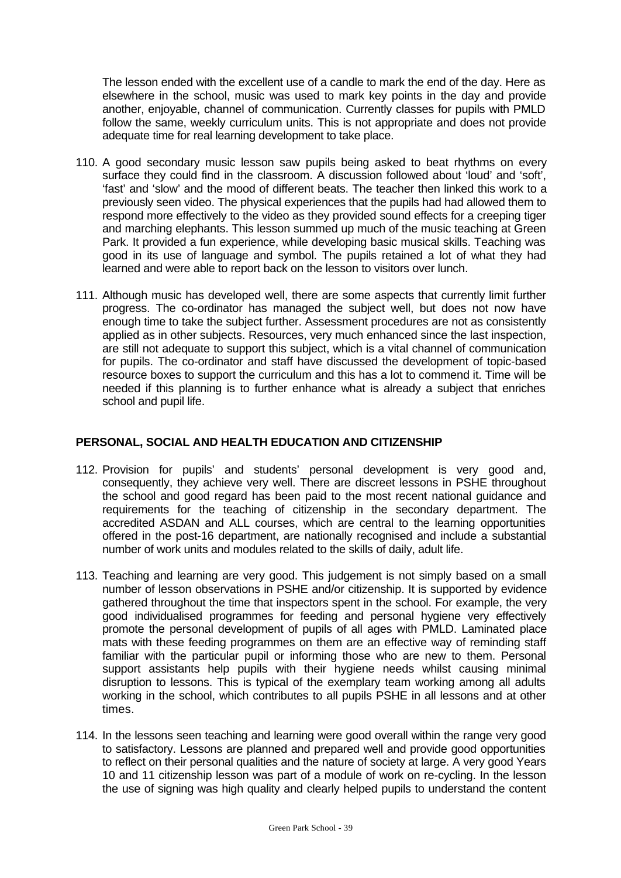The lesson ended with the excellent use of a candle to mark the end of the day. Here as elsewhere in the school, music was used to mark key points in the day and provide another, enjoyable, channel of communication. Currently classes for pupils with PMLD follow the same, weekly curriculum units. This is not appropriate and does not provide adequate time for real learning development to take place.

110. A good secondary music lesson saw pupils being asked to beat rhythms on every surface they could find in the classroom. A discussion followed about 'loud' and 'soft', 'fast' and 'slow' and the mood of different beats. The teacher then linked this work to a previously seen video. The physical experiences that the pupils had had allowed them to respond more effectively to the video as they provided sound effects for a creeping tiger and marching elephants. This lesson summed up much of the music teaching at Green Park. It provided a fun experience, while developing basic musical skills. Teaching was good in its use of language and symbol. The pupils retained a lot of what they had learned and were able to report back on the lesson to visitors over lunch.

111. Although music has developed well, there are some aspects that currently limit further progress. The co-ordinator has managed the subject well, but does not now have enough time to take the subject further. Assessment procedures are not as consistently applied as in other subjects. Resources, very much enhanced since the last inspection, are still not adequate to support this subject, which is a vital channel of communication for pupils. The co-ordinator and staff have discussed the development of topic-based resource boxes to support the curriculum and this has a lot to commend it. Time will be needed if this planning is to further enhance what is already a subject that enriches school and pupil life.

## PERSONAL, SOCIAL AND HEALTH EDUCATION AND CITIZENSHIP

112. Provision for pupils' and students' personal development is very good and, consequently, they achieve very well. There are discreet lessons in PSHE throughout the school and good regard has been paid to the most recent national guidance and requirements for the teaching of citizenship in the secondary department. The accredited ASDAN and ALL courses, which are central to the learning opportunities offered in the post-16 department, are nationally recognised and include a substantial number of work units and modules related to the skills of daily, adult life.

113. Teaching and learning are very good. This judgement is not simply based on a small number of lesson observations in PSHE and/or citizenship. It is supported by evidence gathered throughout the time that inspectors spent in the school. For example, the very good individualised programmes for feeding and personal hygiene very effectively promote the personal development of pupils of all ages with PMLD. Laminated place mats with these feeding programmes on them are an effective way of reminding staff familiar with the particular pupil or informing those who are new to them. Personal support assistants help pupils with their hygiene needs whilst causing minimal disruption to lessons. This is typical of the exemplary team working among all adults working in the school, which contributes to all pupils PSHE in all lessons and at other times.

114. In the lessons seen teaching and learning were good overall within the range very good to satisfactory. Lessons are planned and prepared well and provide good opportunities to reflect on their personal qualities and the nature of society at large. A very good Years 10 and 11 citizenship lesson was part of a module of work on re-cycling. In the lesson the use of signing was high quality and clearly helped pupils to understand the content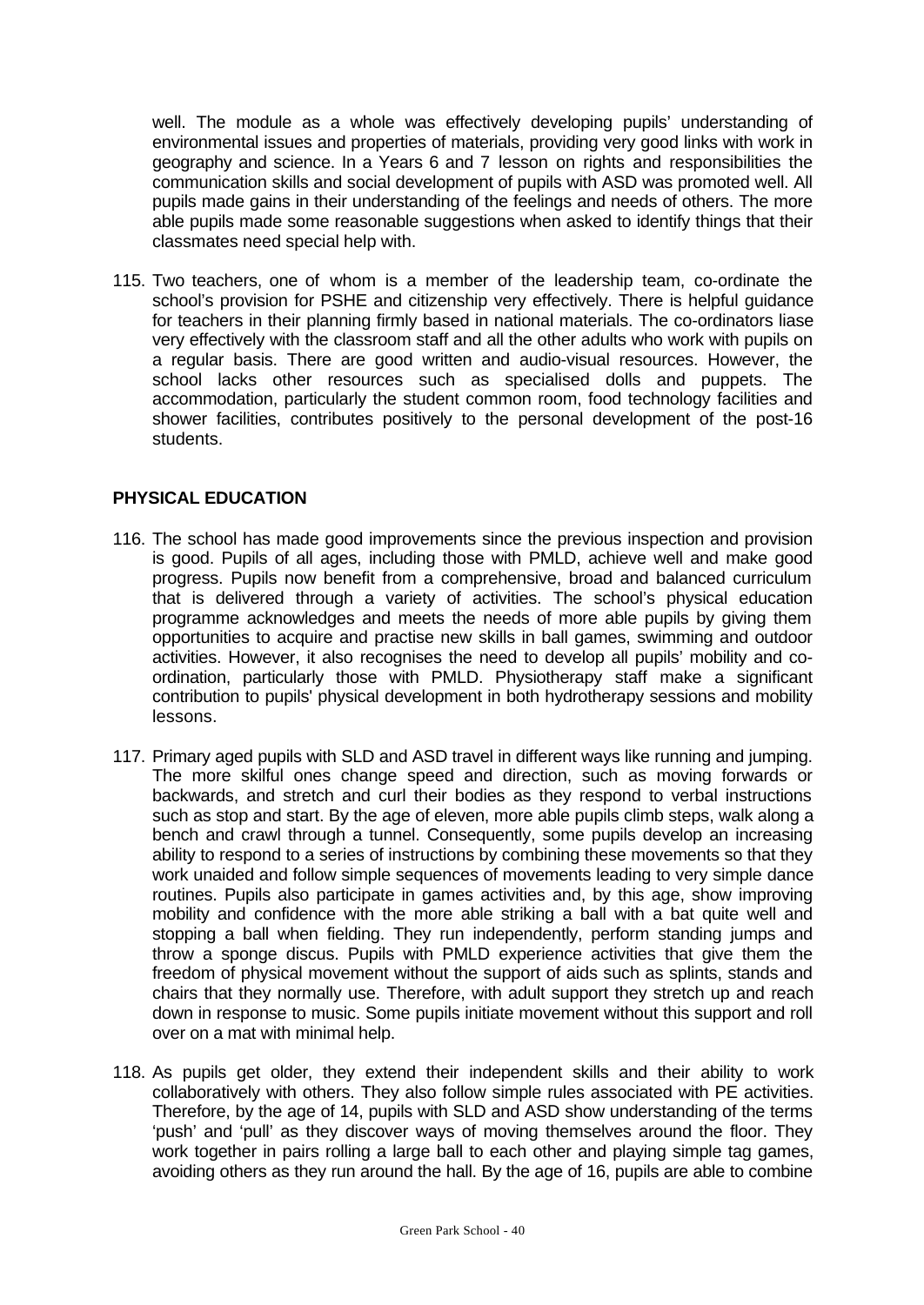well. The module as a whole was effectively developing pupils' understanding of environmental issues and properties of materials, providing very good links with work in geography and science. In a Years 6 and 7 lesson on rights and responsibilities the communication skills and social development of pupils with ASD was promoted well. All pupils made gains in their understanding of the feelings and needs of others. The more able pupils made some reasonable suggestions when asked to identify things that their classmates need special help with.

115. Two teachers, one of whom is a member of the leadership team, co-ordinate the school's provision for PSHE and citizenship very effectively. There is helpful guidance for teachers in their planning firmly based in national materials. The co-ordinators liase very effectively with the classroom staff and all the other adults who work with pupils on a regular basis. There are good written and audio-visual resources. However, the school lacks other resources such as specialised dolls and puppets. The accommodation, particularly the student common room, food technology facilities and shower facilities, contributes positively to the personal development of the post-16 students.

## PHYSICAL EDUCATION

116. The school has made good improvements since the previous inspection and provision is good. Pupils of all ages, including those with PMLD, achieve well and make good progress. Pupils now benefit from a comprehensive, broad and balanced curriculum that is delivered through a variety of activities. The school's physical education programme acknowledges and meets the needs of more able pupils by giving them opportunities to acquire and practise new skills in ball games, swimming and outdoor activities. However, it also recognises the need to develop all pupils' mobility and co-ordination, particularly those with PMLD. Physiotherapy staff make a significant contribution to pupils' physical development in both hydrotherapy sessions and mobility lessons.

117. Primary aged pupils with SLD and ASD travel in different ways like running and jumping. The more skilful ones change speed and direction, such as moving forwards or backwards, and stretch and curl their bodies as they respond to verbal instructions such as stop and start. By the age of eleven, more able pupils climb steps, walk along a bench and crawl through a tunnel. Consequently, some pupils develop an increasing ability to respond to a series of instructions by combining these movements so that they work unaided and follow simple sequences of movements leading to very simple dance routines. Pupils also participate in games activities and, by this age, show improving mobility and confidence with the more able striking a ball with a bat quite well and stopping a ball when fielding. They run independently, perform standing jumps and throw a sponge discus. Pupils with PMLD experience activities that give them the freedom of physical movement without the support of aids such as splints, stands and chairs that they normally use. Therefore, with adult support they stretch up and reach down in response to music. Some pupils initiate movement without this support and roll over on a mat with minimal help.

118. As pupils get older, they extend their independent skills and their ability to work collaboratively with others. They also follow simple rules associated with PE activities. Therefore, by the age of 14, pupils with SLD and ASD show understanding of the terms 'push' and 'pull' as they discover ways of moving themselves around the floor. They work together in pairs rolling a large ball to each other and playing simple tag games, avoiding others as they run around the hall. By the age of 16, pupils are able to combine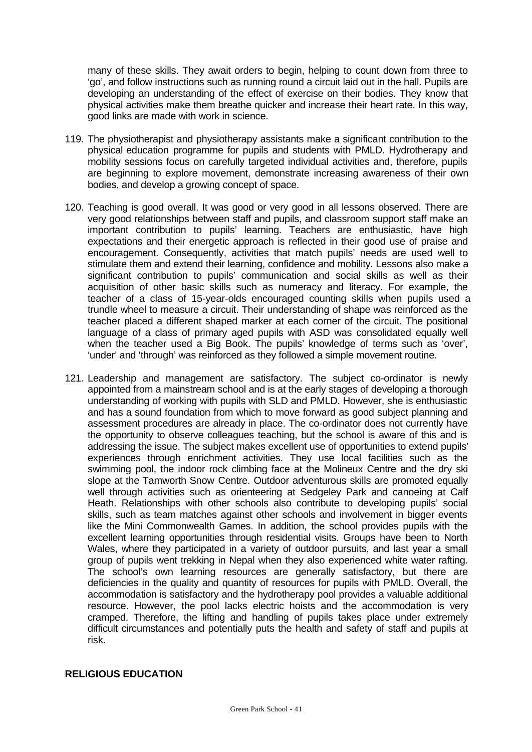many of these skills. They await orders to begin, helping to count down from three to 'go', and follow instructions such as running round a circuit laid out in the hall. Pupils are developing an understanding of the effect of exercise on their bodies. They know that physical activities make them breathe quicker and increase their heart rate. In this way, good links are made with work in science.

119. The physiotherapist and physiotherapy assistants make a significant contribution to the physical education programme for pupils and students with PMLD. Hydrotherapy and mobility sessions focus on carefully targeted individual activities and, therefore, pupils are beginning to explore movement, demonstrate increasing awareness of their own bodies, and develop a growing concept of space.

120. Teaching is good overall. It was good or very good in all lessons observed. There are very good relationships between staff and pupils, and classroom support staff make an important contribution to pupils' learning. Teachers are enthusiastic, have high expectations and their energetic approach is reflected in their good use of praise and encouragement. Consequently, activities that match pupils' needs are used well to stimulate them and extend their learning, confidence and mobility. Lessons also make a significant contribution to pupils' communication and social skills as well as their acquisition of other basic skills such as numeracy and literacy. For example, the teacher of a class of 15-year-olds encouraged counting skills when pupils used a trundle wheel to measure a circuit. Their understanding of shape was reinforced as the teacher placed a different shaped marker at each corner of the circuit. The positional language of a class of primary aged pupils with ASD was consolidated equally well when the teacher used a Big Book. The pupils' knowledge of terms such as 'over', 'under' and 'through' was reinforced as they followed a simple movement routine.

121. Leadership and management are satisfactory. The subject co-ordinator is newly appointed from a mainstream school and is at the early stages of developing a thorough understanding of working with pupils with SLD and PMLD. However, she is enthusiastic and has a sound foundation from which to move forward as good subject planning and assessment procedures are already in place. The co-ordinator does not currently have the opportunity to observe colleagues teaching, but the school is aware of this and is addressing the issue. The subject makes excellent use of opportunities to extend pupils' experiences through enrichment activities. They use local facilities such as the swimming pool, the indoor rock climbing face at the Molineux Centre and the dry ski slope at the Tamworth Snow Centre. Outdoor adventurous skills are promoted equally well through activities such as orienteering at Sedgeley Park and canoeing at Calf Heath. Relationships with other schools also contribute to developing pupils' social skills, such as team matches against other schools and involvement in bigger events like the Mini Commonwealth Games. In addition, the school provides pupils with the excellent learning opportunities through residential visits. Groups have been to North Wales, where they participated in a variety of outdoor pursuits, and last year a small group of pupils went trekking in Nepal when they also experienced white water rafting. The school's own learning resources are generally satisfactory, but there are deficiencies in the quality and quantity of resources for pupils with PMLD. Overall, the accommodation is satisfactory and the hydrotherapy pool provides a valuable additional resource. However, the pool lacks electric hoists and the accommodation is very cramped. Therefore, the lifting and handling of pupils takes place under extremely difficult circumstances and potentially puts the health and safety of staff and pupils at risk.

## RELIGIOUS EDUCATION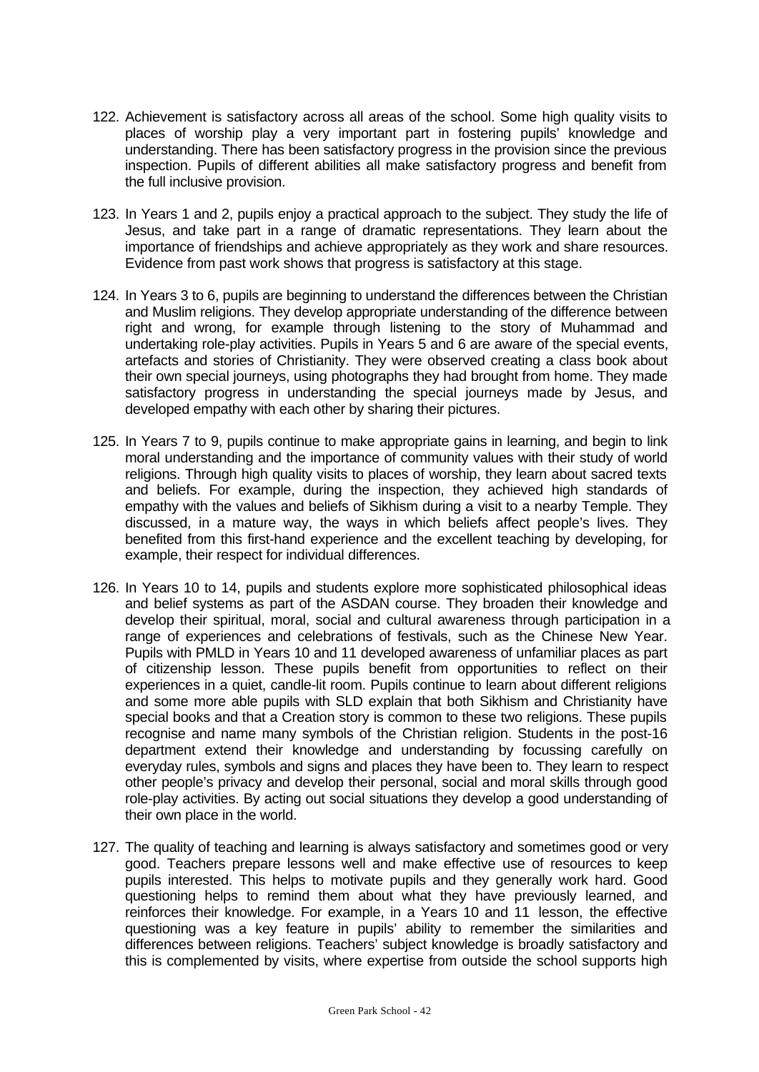122. Achievement is satisfactory across all areas of the school. Some high quality visits to places of worship play a very important part in fostering pupils' knowledge and understanding. There has been satisfactory progress in the provision since the previous inspection. Pupils of different abilities all make satisfactory progress and benefit from the full inclusive provision.

123. In Years 1 and 2, pupils enjoy a practical approach to the subject. They study the life of Jesus, and take part in a range of dramatic representations. They learn about the importance of friendships and achieve appropriately as they work and share resources. Evidence from past work shows that progress is satisfactory at this stage.

124. In Years 3 to 6, pupils are beginning to understand the differences between the Christian and Muslim religions. They develop appropriate understanding of the difference between right and wrong, for example through listening to the story of Muhammad and undertaking role-play activities. Pupils in Years 5 and 6 are aware of the special events, artefacts and stories of Christianity. They were observed creating a class book about their own special journeys, using photographs they had brought from home. They made satisfactory progress in understanding the special journeys made by Jesus, and developed empathy with each other by sharing their pictures.

125. In Years 7 to 9, pupils continue to make appropriate gains in learning, and begin to link moral understanding and the importance of community values with their study of world religions. Through high quality visits to places of worship, they learn about sacred texts and beliefs. For example, during the inspection, they achieved high standards of empathy with the values and beliefs of Sikhism during a visit to a nearby Temple. They discussed, in a mature way, the ways in which beliefs affect people's lives. They benefited from this first-hand experience and the excellent teaching by developing, for example, their respect for individual differences.

126. In Years 10 to 14, pupils and students explore more sophisticated philosophical ideas and belief systems as part of the ASDAN course. They broaden their knowledge and develop their spiritual, moral, social and cultural awareness through participation in a range of experiences and celebrations of festivals, such as the Chinese New Year. Pupils with PMLD in Years 10 and 11 developed awareness of unfamiliar places as part of citizenship lesson. These pupils benefit from opportunities to reflect on their experiences in a quiet, candle-lit room. Pupils continue to learn about different religions and some more able pupils with SLD explain that both Sikhism and Christianity have special books and that a Creation story is common to these two religions. These pupils recognise and name many symbols of the Christian religion. Students in the post-16 department extend their knowledge and understanding by focussing carefully on everyday rules, symbols and signs and places they have been to. They learn to respect other people's privacy and develop their personal, social and moral skills through good role-play activities. By acting out social situations they develop a good understanding of their own place in the world.

127. The quality of teaching and learning is always satisfactory and sometimes good or very good. Teachers prepare lessons well and make effective use of resources to keep pupils interested. This helps to motivate pupils and they generally work hard. Good questioning helps to remind them about what they have previously learned, and reinforces their knowledge. For example, in a Years 10 and 11 lesson, the effective questioning was a key feature in pupils' ability to remember the similarities and differences between religions. Teachers' subject knowledge is broadly satisfactory and this is complemented by visits, where expertise from outside the school supports high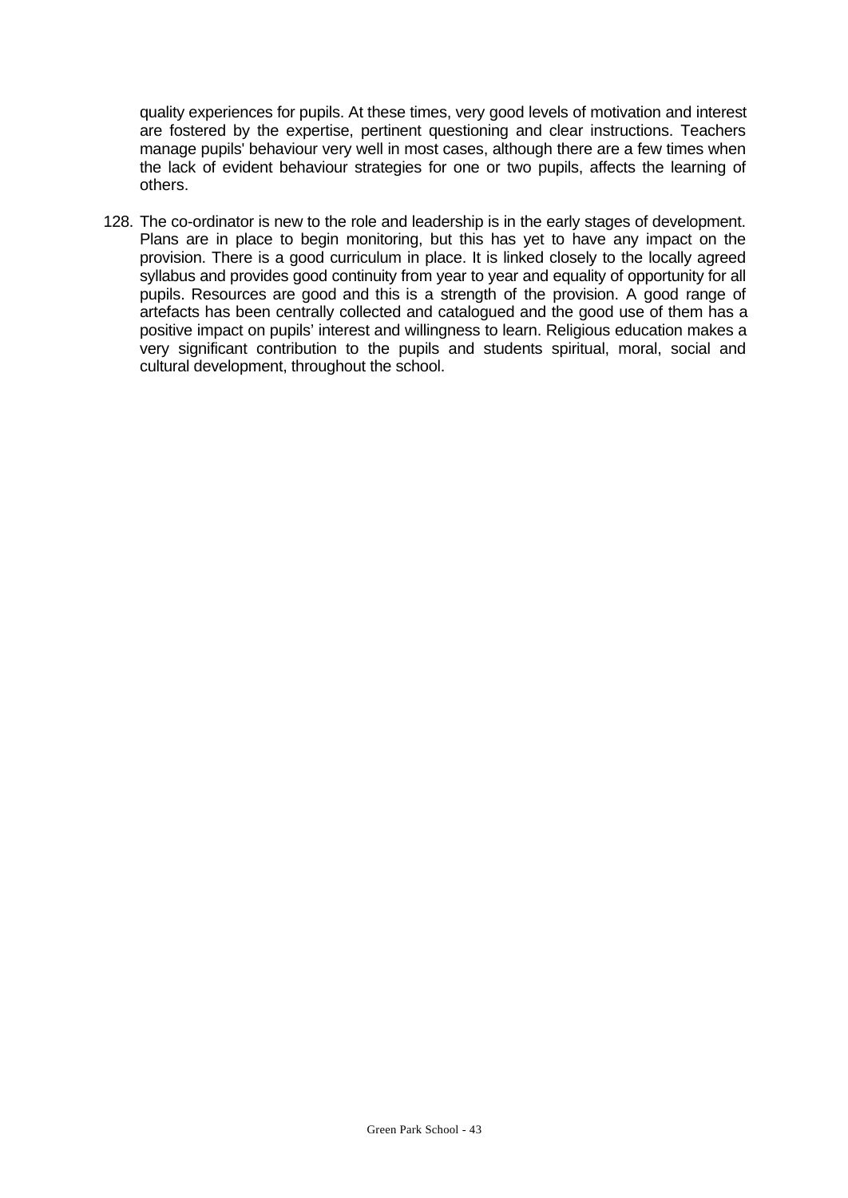quality experiences for pupils. At these times, very good levels of motivation and interest are fostered by the expertise, pertinent questioning and clear instructions. Teachers manage pupils' behaviour very well in most cases, although there are a few times when the lack of evident behaviour strategies for one or two pupils, affects the learning of others.

128. The co-ordinator is new to the role and leadership is in the early stages of development. Plans are in place to begin monitoring, but this has yet to have any impact on the provision. There is a good curriculum in place. It is linked closely to the locally agreed syllabus and provides good continuity from year to year and equality of opportunity for all pupils. Resources are good and this is a strength of the provision. A good range of artefacts has been centrally collected and catalogued and the good use of them has a positive impact on pupils' interest and willingness to learn. Religious education makes a very significant contribution to the pupils and students spiritual, moral, social and cultural development, throughout the school.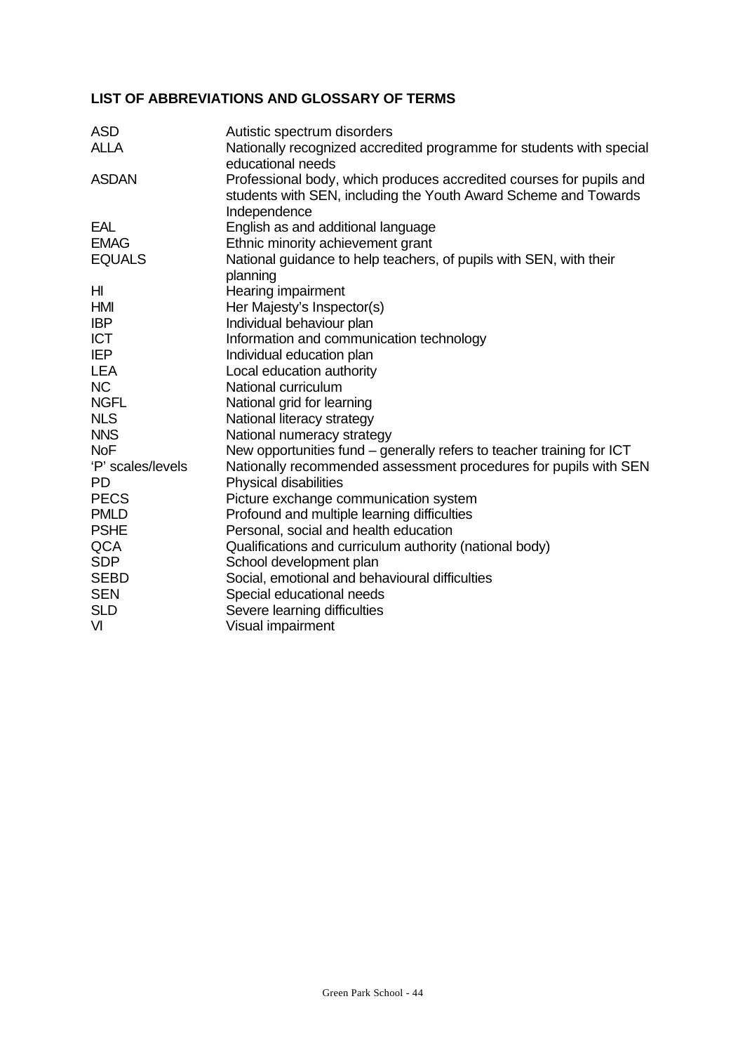**LIST OF ABBREVIATIONS AND GLOSSARY OF TERMS**

| | |
|---|---|
| ASD | Autistic spectrum disorders |
| ALLA | Nationally recognized accredited programme for students with special educational needs |
| ASDAN | Professional body, which produces accredited courses for pupils and students with SEN, including the Youth Award Scheme and Towards Independence |
| EAL | English as and additional language |
| EMAG | Ethnic minority achievement grant |
| EQUALS | National guidance to help teachers, of pupils with SEN, with their planning |
| HI | Hearing impairment |
| HMI | Her Majesty's Inspector(s) |
| IBP | Individual behaviour plan |
| ICT | Information and communication technology |
| IEP | Individual education plan |
| LEA | Local education authority |
| NC | National curriculum |
| NGFL | National grid for learning |
| NLS | National literacy strategy |
| NNS | National numeracy strategy |
| NoF | New opportunities fund – generally refers to teacher training for ICT |
| 'P' scales/levels | Nationally recommended assessment procedures for pupils with SEN |
| PD | Physical disabilities |
| PECS | Picture exchange communication system |
| PMLD | Profound and multiple learning difficulties |
| PSHE | Personal, social and health education |
| QCA | Qualifications and curriculum authority (national body) |
| SDP | School development plan |
| SEBD | Social, emotional and behavioural difficulties |
| SEN | Special educational needs |
| SLD | Severe learning difficulties |
| VI | Visual impairment |